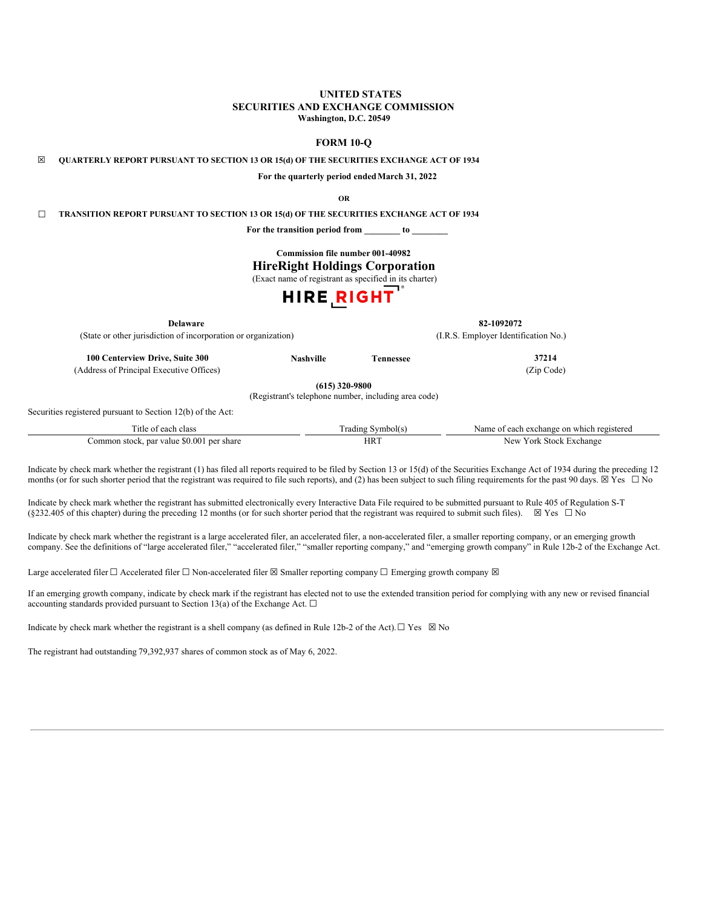**UNITED STATES**
**SECURITIES AND EXCHANGE COMMISSION**
**Washington, D.C. 20549**

**FORM 10-Q**

☒ **QUARTERLY REPORT PURSUANT TO SECTION 13 OR 15(d) OF THE SECURITIES EXCHANGE ACT OF 1934**

**For the quarterly period ended March 31, 2022**

**OR**

☐ **TRANSITION REPORT PURSUANT TO SECTION 13 OR 15(d) OF THE SECURITIES EXCHANGE ACT OF 1934**

**For the transition period from \_\_\_\_\_\_\_\_ to \_\_\_\_\_\_\_\_**

**Commission file number 001-40982**

**HireRight Holdings Corporation**
(Exact name of registrant as specified in its charter)

HIRE RIGHT

| | |
|---|---|
| **Delaware** | **82-1092072** |
| (State or other jurisdiction of incorporation or organization) | (I.R.S. Employer Identification No.) |

| | | | |
|---|---|---|---|
| **100 Centerview Drive, Suite 300** | **Nashville** | **Tennessee** | **37214** |
| (Address of Principal Executive Offices) | | | (Zip Code) |

**(615) 320-9800**
(Registrant's telephone number, including area code)

Securities registered pursuant to Section 12(b) of the Act:

| Title of each class | Trading Symbol(s) | Name of each exchange on which registered |
|---|---|---|
| Common stock, par value $0.001 per share | HRT | New York Stock Exchange |

Indicate by check mark whether the registrant (1) has filed all reports required to be filed by Section 13 or 15(d) of the Securities Exchange Act of 1934 during the preceding 12 months (or for such shorter period that the registrant was required to file such reports), and (2) has been subject to such filing requirements for the past 90 days. ☒ Yes ☐ No

Indicate by check mark whether the registrant has submitted electronically every Interactive Data File required to be submitted pursuant to Rule 405 of Regulation S-T (§232.405 of this chapter) during the preceding 12 months (or for such shorter period that the registrant was required to submit such files). ☒ Yes ☐ No

Indicate by check mark whether the registrant is a large accelerated filer, an accelerated filer, a non-accelerated filer, a smaller reporting company, or an emerging growth company. See the definitions of "large accelerated filer," "accelerated filer," "smaller reporting company," and "emerging growth company" in Rule 12b-2 of the Exchange Act.

Large accelerated filer ☐ Accelerated filer ☐ Non-accelerated filer ☒ Smaller reporting company ☐ Emerging growth company ☒

If an emerging growth company, indicate by check mark if the registrant has elected not to use the extended transition period for complying with any new or revised financial accounting standards provided pursuant to Section 13(a) of the Exchange Act. ☐

Indicate by check mark whether the registrant is a shell company (as defined in Rule 12b-2 of the Act). ☐ Yes ☒ No

The registrant had outstanding 79,392,937 shares of common stock as of May 6, 2022.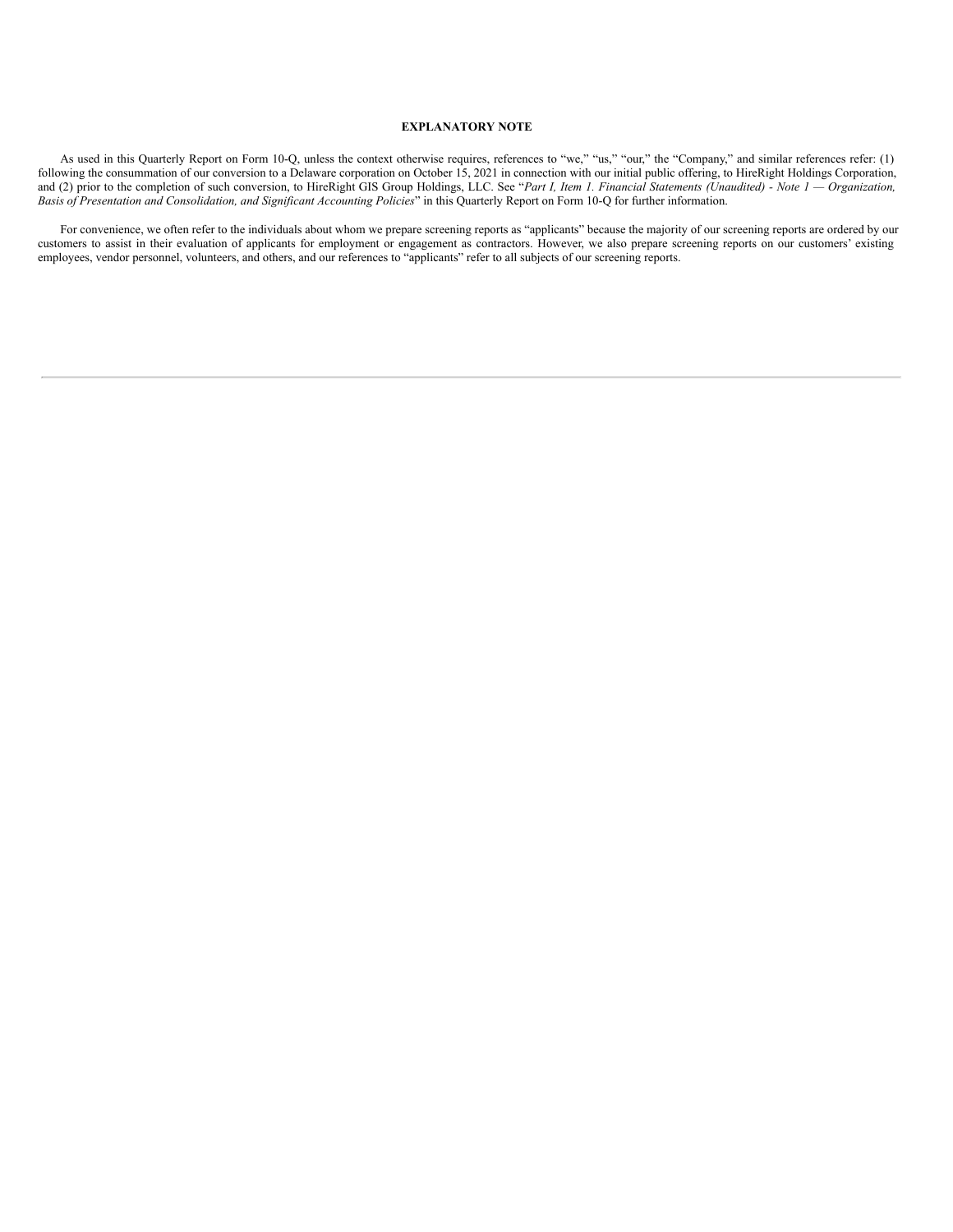**EXPLANATORY NOTE**

As used in this Quarterly Report on Form 10-Q, unless the context otherwise requires, references to "we," "us," "our," the "Company," and similar references refer: (1) following the consummation of our conversion to a Delaware corporation on October 15, 2021 in connection with our initial public offering, to HireRight Holdings Corporation, and (2) prior to the completion of such conversion, to HireRight GIS Group Holdings, LLC. See "*Part I, Item 1. Financial Statements (Unaudited) - Note 1 — Organization, Basis of Presentation and Consolidation, and Significant Accounting Policies*" in this Quarterly Report on Form 10-Q for further information.

For convenience, we often refer to the individuals about whom we prepare screening reports as "applicants" because the majority of our screening reports are ordered by our customers to assist in their evaluation of applicants for employment or engagement as contractors. However, we also prepare screening reports on our customers' existing employees, vendor personnel, volunteers, and others, and our references to "applicants" refer to all subjects of our screening reports.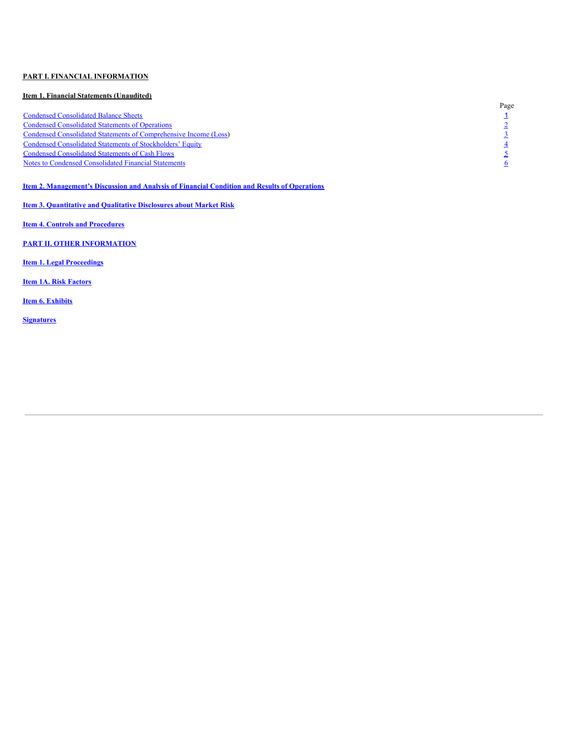**PART I. FINANCIAL INFORMATION**

**Item 1. Financial Statements (Unaudited)**

| | Page |
|---|---|
| Condensed Consolidated Balance Sheets | 1 |
| Condensed Consolidated Statements of Operations | 2 |
| Condensed Consolidated Statements of Comprehensive Income (Loss) | 3 |
| Condensed Consolidated Statements of Stockholders' Equity | 4 |
| Condensed Consolidated Statements of Cash Flows | 5 |
| Notes to Condensed Consolidated Financial Statements | 6 |

**Item 2. Management's Discussion and Analysis of Financial Condition and Results of Operations**

**Item 3. Quantitative and Qualitative Disclosures about Market Risk**

**Item 4. Controls and Procedures**

**PART II. OTHER INFORMATION**

**Item 1. Legal Proceedings**

**Item 1A. Risk Factors**

**Item 6. Exhibits**

**Signatures**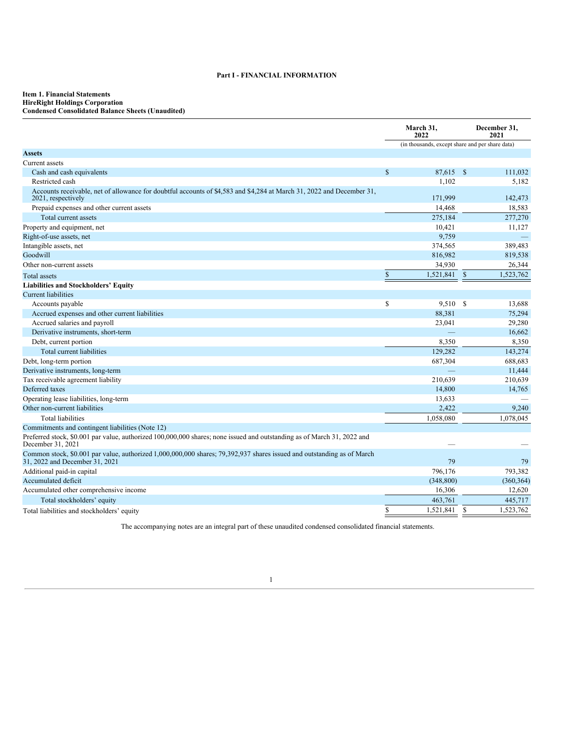# Part I - FINANCIAL INFORMATION

**Item 1. Financial Statements**
**HireRight Holdings Corporation**
**Condensed Consolidated Balance Sheets (Unaudited)**

| | March 31, 2022 | December 31, 2021 |
|---|---|---|
| | (in thousands, except share and per share data) | |
| **Assets** | | |
| Current assets | | |
| Cash and cash equivalents | $ 87,615 | $ 111,032 |
| Restricted cash | 1,102 | 5,182 |
| Accounts receivable, net of allowance for doubtful accounts of $4,583 and $4,284 at March 31, 2022 and December 31, 2021, respectively | 171,999 | 142,473 |
| Prepaid expenses and other current assets | 14,468 | 18,583 |
| Total current assets | 275,184 | 277,270 |
| Property and equipment, net | 10,421 | 11,127 |
| Right-of-use assets, net | 9,759 | — |
| Intangible assets, net | 374,565 | 389,483 |
| Goodwill | 816,982 | 819,538 |
| Other non-current assets | 34,930 | 26,344 |
| Total assets | $ 1,521,841 | $ 1,523,762 |
| **Liabilities and Stockholders' Equity** | | |
| Current liabilities | | |
| Accounts payable | $ 9,510 | $ 13,688 |
| Accrued expenses and other current liabilities | 88,381 | 75,294 |
| Accrued salaries and payroll | 23,041 | 29,280 |
| Derivative instruments, short-term | — | 16,662 |
| Debt, current portion | 8,350 | 8,350 |
| Total current liabilities | 129,282 | 143,274 |
| Debt, long-term portion | 687,304 | 688,683 |
| Derivative instruments, long-term | — | 11,444 |
| Tax receivable agreement liability | 210,639 | 210,639 |
| Deferred taxes | 14,800 | 14,765 |
| Operating lease liabilities, long-term | 13,633 | — |
| Other non-current liabilities | 2,422 | 9,240 |
| Total liabilities | 1,058,080 | 1,078,045 |
| Commitments and contingent liabilities (Note 12) | | |
| Preferred stock, $0.001 par value, authorized 100,000,000 shares; none issued and outstanding as of March 31, 2022 and December 31, 2021 | — | — |
| Common stock, $0.001 par value, authorized 1,000,000,000 shares; 79,392,937 shares issued and outstanding as of March 31, 2022 and December 31, 2021 | 79 | 79 |
| Additional paid-in capital | 796,176 | 793,382 |
| Accumulated deficit | (348,800) | (360,364) |
| Accumulated other comprehensive income | 16,306 | 12,620 |
| Total stockholders' equity | 463,761 | 445,717 |
| Total liabilities and stockholders' equity | $ 1,521,841 | $ 1,523,762 |

The accompanying notes are an integral part of these unaudited condensed consolidated financial statements.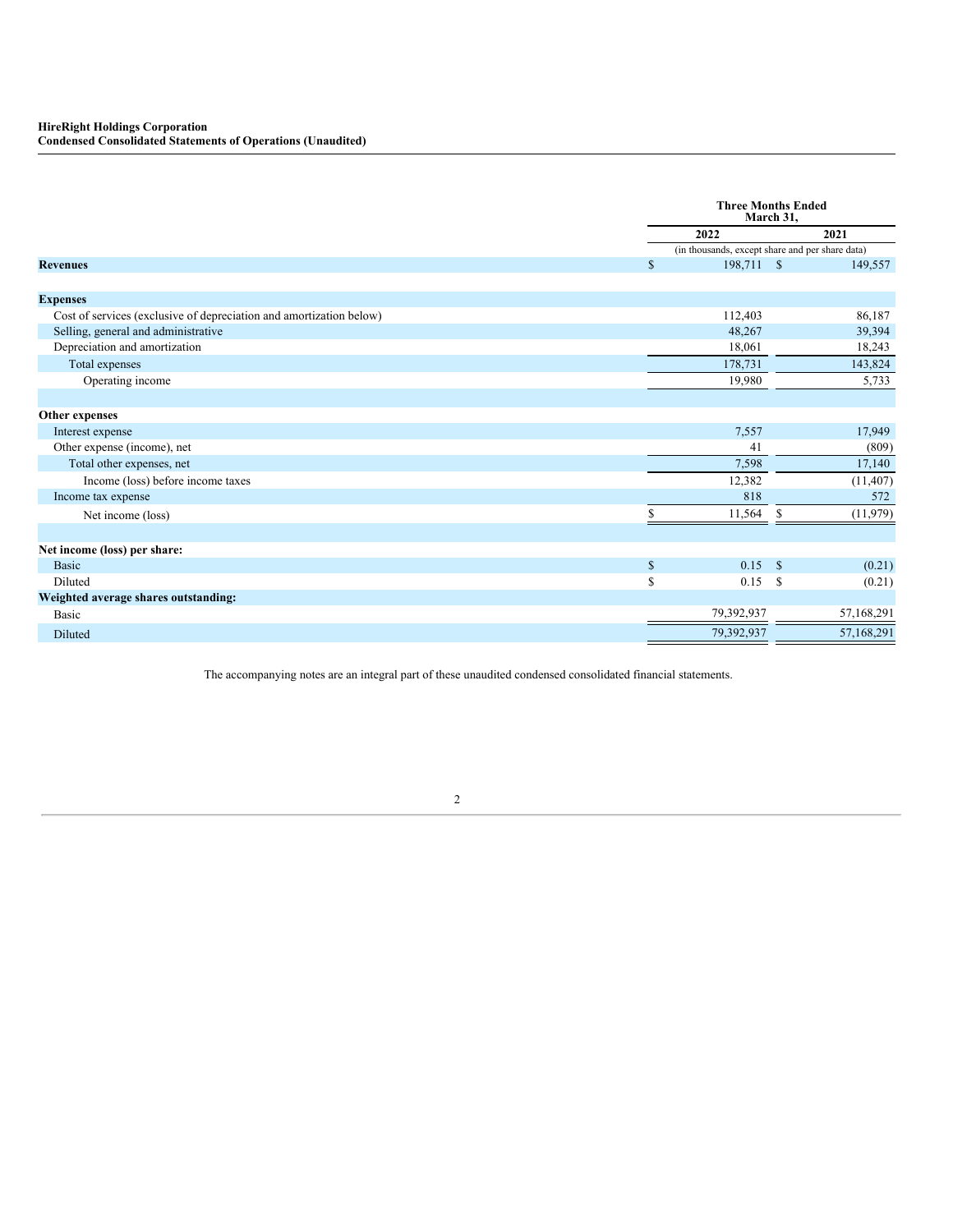**HireRight Holdings Corporation**
**Condensed Consolidated Statements of Operations (Unaudited)**

| | Three Months Ended March 31, | |
|---|---|---|
| | 2022 | 2021 |
| | (in thousands, except share and per share data) | |
| **Revenues** | $ 198,711 | $ 149,557 |
| | | |
| **Expenses** | | |
| Cost of services (exclusive of depreciation and amortization below) | 112,403 | 86,187 |
| Selling, general and administrative | 48,267 | 39,394 |
| Depreciation and amortization | 18,061 | 18,243 |
| Total expenses | 178,731 | 143,824 |
| Operating income | 19,980 | 5,733 |
| | | |
| **Other expenses** | | |
| Interest expense | 7,557 | 17,949 |
| Other expense (income), net | 41 | (809) |
| Total other expenses, net | 7,598 | 17,140 |
| Income (loss) before income taxes | 12,382 | (11,407) |
| Income tax expense | 818 | 572 |
| Net income (loss) | $ 11,564 | $ (11,979) |
| | | |
| **Net income (loss) per share:** | | |
| Basic | $ 0.15 | $ (0.21) |
| Diluted | $ 0.15 | $ (0.21) |
| **Weighted average shares outstanding:** | | |
| Basic | 79,392,937 | 57,168,291 |
| Diluted | 79,392,937 | 57,168,291 |

The accompanying notes are an integral part of these unaudited condensed consolidated financial statements.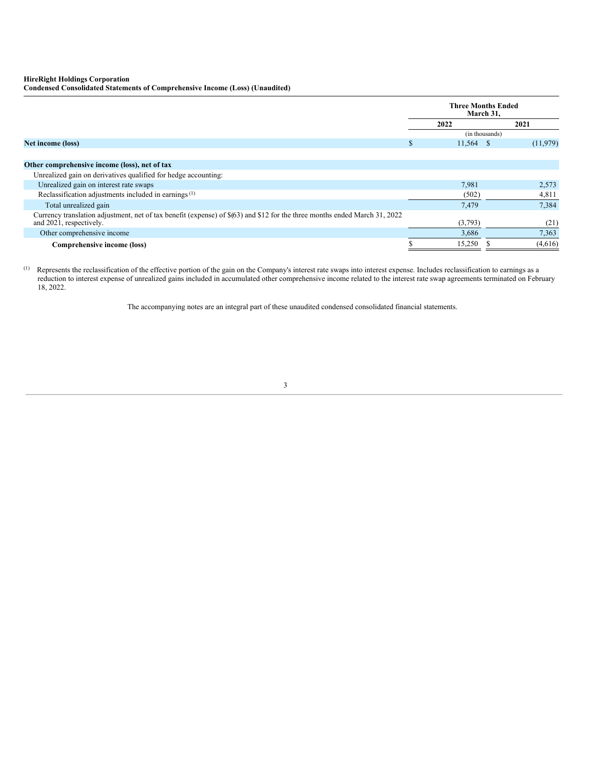**HireRight Holdings Corporation**
**Condensed Consolidated Statements of Comprehensive Income (Loss) (Unaudited)**

| | Three Months Ended March 31, | |
|---|---|---|
| | 2022 | 2021 |
| | (in thousands) | |
| **Net income (loss)** | $ 11,564 | $ (11,979) |
| | | |
| **Other comprehensive income (loss), net of tax** | | |
| Unrealized gain on derivatives qualified for hedge accounting: | | |
| Unrealized gain on interest rate swaps | 7,981 | 2,573 |
| Reclassification adjustments included in earnings [(1)] | (502) | 4,811 |
| Total unrealized gain | 7,479 | 7,384 |
| Currency translation adjustment, net of tax benefit (expense) of $(63) and $12 for the three months ended March 31, 2022 and 2021, respectively. | (3,793) | (21) |
| Other comprehensive income | 3,686 | 7,363 |
| **Comprehensive income (loss)** | $ 15,250 | $ (4,616) |

(1) Represents the reclassification of the effective portion of the gain on the Company's interest rate swaps into interest expense. Includes reclassification to earnings as a reduction to interest expense of unrealized gains included in accumulated other comprehensive income related to the interest rate swap agreements terminated on February 18, 2022.

The accompanying notes are an integral part of these unaudited condensed consolidated financial statements.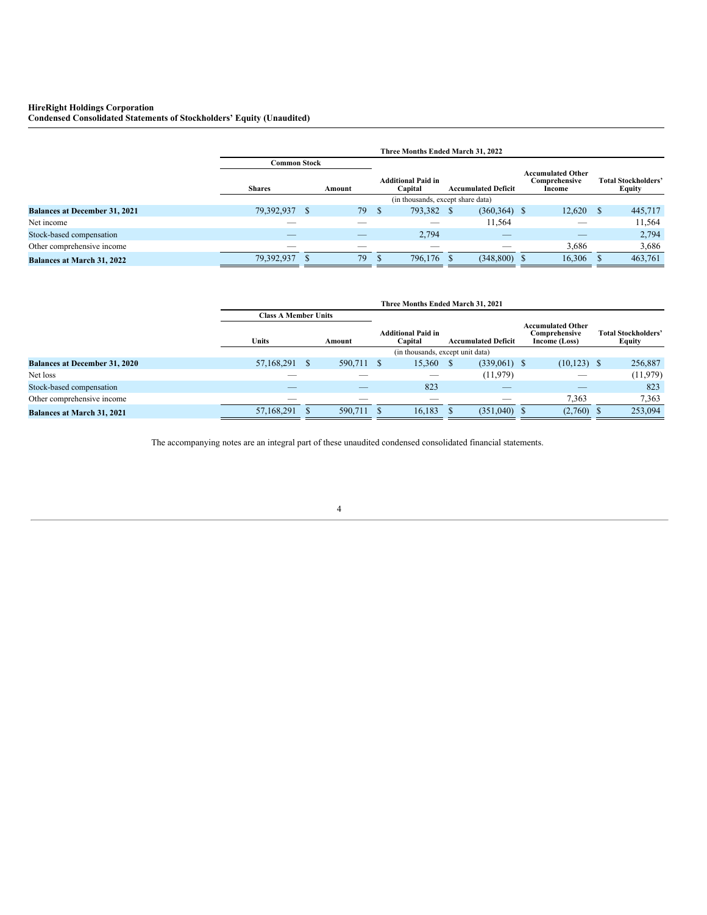**HireRight Holdings Corporation**
**Condensed Consolidated Statements of Stockholders' Equity (Unaudited)**

| | Three Months Ended March 31, 2022 | | | | | |
|---|---|---|---|---|---|---|
| | Common Stock | | | | | |
| | Shares | Amount | Additional Paid in Capital | Accumulated Deficit | Accumulated Other Comprehensive Income | Total Stockholders' Equity |
| | | | (in thousands, except share data) | | | |
| **Balances at December 31, 2021** | 79,392,937 | $ 79 | $ 793,382 | $ (360,364) | $ 12,620 | $ 445,717 |
| Net income | — | — | — | 11,564 | — | 11,564 |
| Stock-based compensation | — | — | 2,794 | — | — | 2,794 |
| Other comprehensive income | — | — | — | — | 3,686 | 3,686 |
| **Balances at March 31, 2022** | 79,392,937 | $ 79 | $ 796,176 | $ (348,800) | $ 16,306 | $ 463,761 |

| | Three Months Ended March 31, 2021 | | | | | |
|---|---|---|---|---|---|---|
| | Class A Member Units | | | | | |
| | Units | Amount | Additional Paid in Capital | Accumulated Deficit | Accumulated Other Comprehensive Income (Loss) | Total Stockholders' Equity |
| | | | (in thousands, except unit data) | | | |
| **Balances at December 31, 2020** | 57,168,291 | $ 590,711 | $ 15,360 | $ (339,061) | $ (10,123) | $ 256,887 |
| Net loss | — | — | — | (11,979) | — | (11,979) |
| Stock-based compensation | — | — | 823 | — | — | 823 |
| Other comprehensive income | — | — | — | — | 7,363 | 7,363 |
| **Balances at March 31, 2021** | 57,168,291 | $ 590,711 | $ 16,183 | $ (351,040) | $ (2,760) | $ 253,094 |

The accompanying notes are an integral part of these unaudited condensed consolidated financial statements.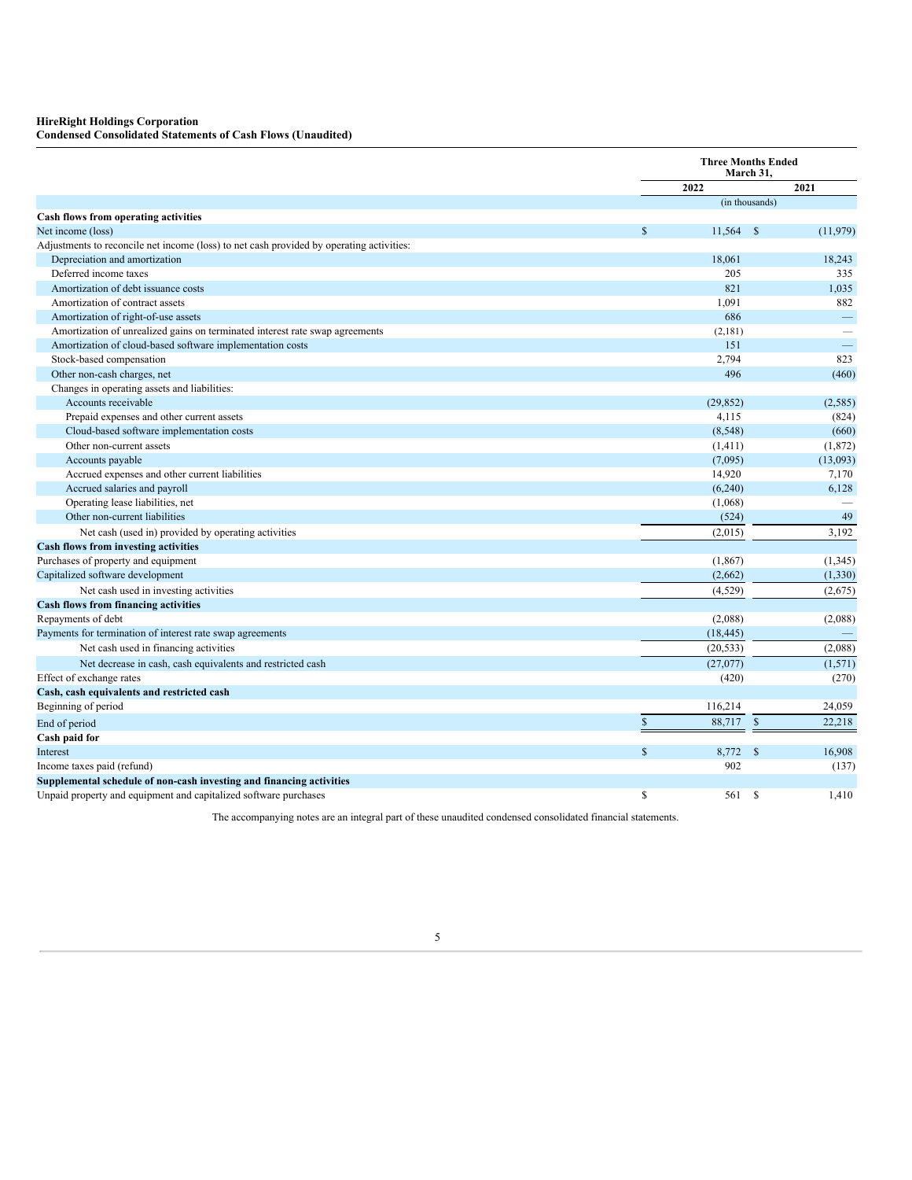**HireRight Holdings Corporation**
**Condensed Consolidated Statements of Cash Flows (Unaudited)**

| | Three Months Ended March 31, | |
|---|---|---|
| | 2022 | 2021 |
| | (in thousands) | |
| **Cash flows from operating activities** | | |
| Net income (loss) | $ 11,564 | $ (11,979) |
| Adjustments to reconcile net income (loss) to net cash provided by operating activities: | | |
| Depreciation and amortization | 18,061 | 18,243 |
| Deferred income taxes | 205 | 335 |
| Amortization of debt issuance costs | 821 | 1,035 |
| Amortization of contract assets | 1,091 | 882 |
| Amortization of right-of-use assets | 686 | — |
| Amortization of unrealized gains on terminated interest rate swap agreements | (2,181) | — |
| Amortization of cloud-based software implementation costs | 151 | — |
| Stock-based compensation | 2,794 | 823 |
| Other non-cash charges, net | 496 | (460) |
| Changes in operating assets and liabilities: | | |
| Accounts receivable | (29,852) | (2,585) |
| Prepaid expenses and other current assets | 4,115 | (824) |
| Cloud-based software implementation costs | (8,548) | (660) |
| Other non-current assets | (1,411) | (1,872) |
| Accounts payable | (7,095) | (13,093) |
| Accrued expenses and other current liabilities | 14,920 | 7,170 |
| Accrued salaries and payroll | (6,240) | 6,128 |
| Operating lease liabilities, net | (1,068) | — |
| Other non-current liabilities | (524) | 49 |
| Net cash (used in) provided by operating activities | (2,015) | 3,192 |
| **Cash flows from investing activities** | | |
| Purchases of property and equipment | (1,867) | (1,345) |
| Capitalized software development | (2,662) | (1,330) |
| Net cash used in investing activities | (4,529) | (2,675) |
| **Cash flows from financing activities** | | |
| Repayments of debt | (2,088) | (2,088) |
| Payments for termination of interest rate swap agreements | (18,445) | — |
| Net cash used in financing activities | (20,533) | (2,088) |
| Net decrease in cash, cash equivalents and restricted cash | (27,077) | (1,571) |
| Effect of exchange rates | (420) | (270) |
| **Cash, cash equivalents and restricted cash** | | |
| Beginning of period | 116,214 | 24,059 |
| End of period | $ 88,717 | $ 22,218 |
| **Cash paid for** | | |
| Interest | $ 8,772 | $ 16,908 |
| Income taxes paid (refund) | 902 | (137) |
| **Supplemental schedule of non-cash investing and financing activities** | | |
| Unpaid property and equipment and capitalized software purchases | $ 561 | $ 1,410 |

The accompanying notes are an integral part of these unaudited condensed consolidated financial statements.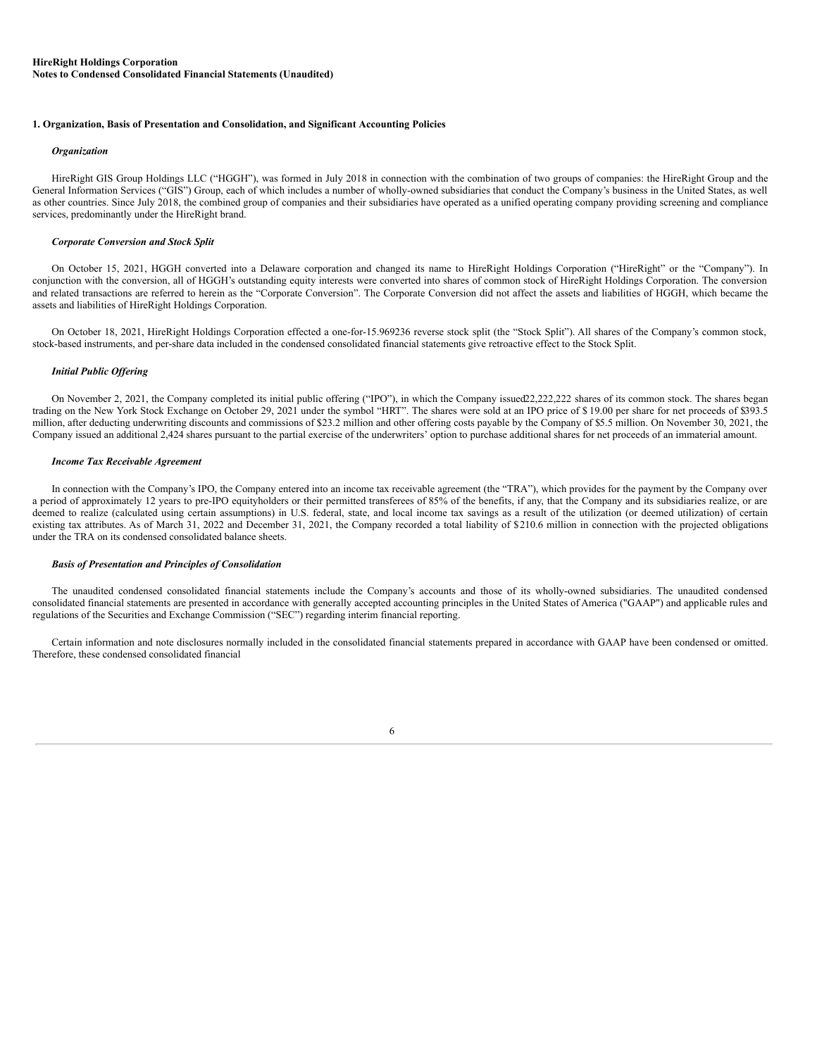**HireRight Holdings Corporation**
**Notes to Condensed Consolidated Financial Statements (Unaudited)**

## 1. Organization, Basis of Presentation and Consolidation, and Significant Accounting Policies

### *Organization*

HireRight GIS Group Holdings LLC ("HGGH"), was formed in July 2018 in connection with the combination of two groups of companies: the HireRight Group and the General Information Services ("GIS") Group, each of which includes a number of wholly-owned subsidiaries that conduct the Company's business in the United States, as well as other countries. Since July 2018, the combined group of companies and their subsidiaries have operated as a unified operating company providing screening and compliance services, predominantly under the HireRight brand.

### *Corporate Conversion and Stock Split*

On October 15, 2021, HGGH converted into a Delaware corporation and changed its name to HireRight Holdings Corporation ("HireRight" or the "Company"). In conjunction with the conversion, all of HGGH's outstanding equity interests were converted into shares of common stock of HireRight Holdings Corporation. The conversion and related transactions are referred to herein as the "Corporate Conversion". The Corporate Conversion did not affect the assets and liabilities of HGGH, which became the assets and liabilities of HireRight Holdings Corporation.

On October 18, 2021, HireRight Holdings Corporation effected a one-for-15.969236 reverse stock split (the "Stock Split"). All shares of the Company's common stock, stock-based instruments, and per-share data included in the condensed consolidated financial statements give retroactive effect to the Stock Split.

### *Initial Public Offering*

On November 2, 2021, the Company completed its initial public offering ("IPO"), in which the Company issued 22,222,222 shares of its common stock. The shares began trading on the New York Stock Exchange on October 29, 2021 under the symbol "HRT". The shares were sold at an IPO price of $ 19.00 per share for net proceeds of $393.5 million, after deducting underwriting discounts and commissions of $23.2 million and other offering costs payable by the Company of $5.5 million. On November 30, 2021, the Company issued an additional 2,424 shares pursuant to the partial exercise of the underwriters' option to purchase additional shares for net proceeds of an immaterial amount.

### *Income Tax Receivable Agreement*

In connection with the Company's IPO, the Company entered into an income tax receivable agreement (the "TRA"), which provides for the payment by the Company over a period of approximately 12 years to pre-IPO equityholders or their permitted transferees of 85% of the benefits, if any, that the Company and its subsidiaries realize, or are deemed to realize (calculated using certain assumptions) in U.S. federal, state, and local income tax savings as a result of the utilization (or deemed utilization) of certain existing tax attributes. As of March 31, 2022 and December 31, 2021, the Company recorded a total liability of $210.6 million in connection with the projected obligations under the TRA on its condensed consolidated balance sheets.

### *Basis of Presentation and Principles of Consolidation*

The unaudited condensed consolidated financial statements include the Company's accounts and those of its wholly-owned subsidiaries. The unaudited condensed consolidated financial statements are presented in accordance with generally accepted accounting principles in the United States of America ("GAAP") and applicable rules and regulations of the Securities and Exchange Commission ("SEC") regarding interim financial reporting.

Certain information and note disclosures normally included in the consolidated financial statements prepared in accordance with GAAP have been condensed or omitted. Therefore, these condensed consolidated financial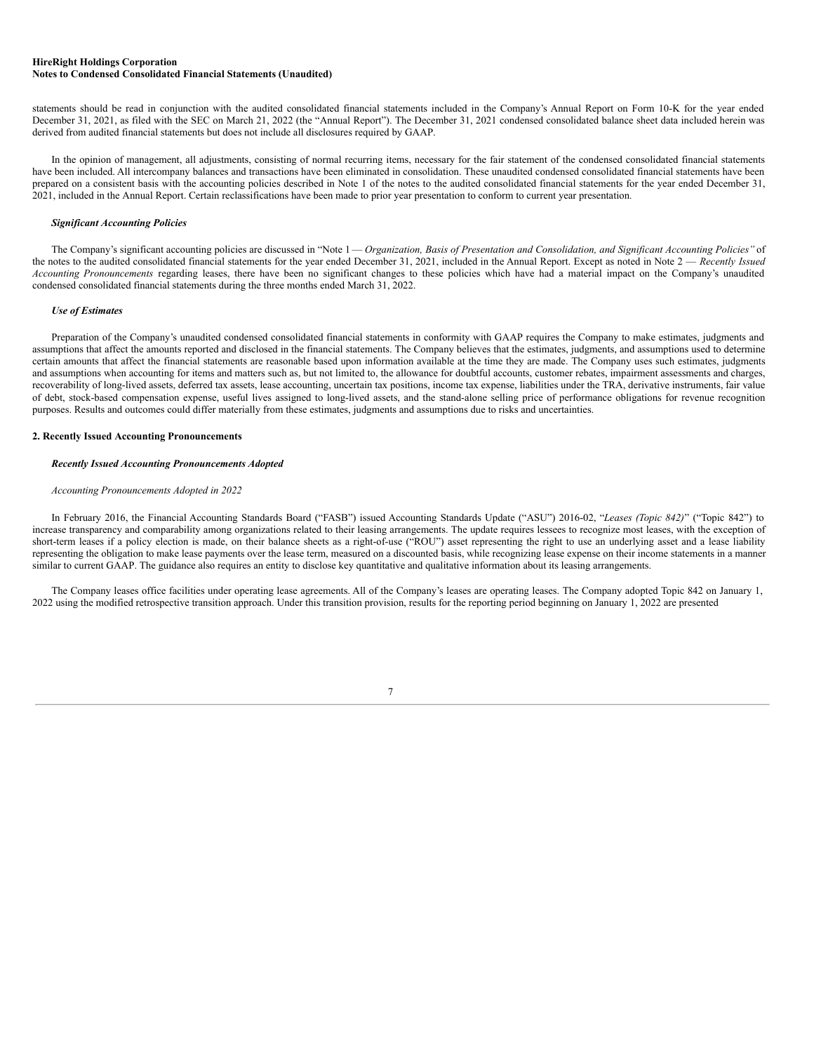statements should be read in conjunction with the audited consolidated financial statements included in the Company's Annual Report on Form 10-K for the year ended December 31, 2021, as filed with the SEC on March 21, 2022 (the "Annual Report"). The December 31, 2021 condensed consolidated balance sheet data included herein was derived from audited financial statements but does not include all disclosures required by GAAP.

In the opinion of management, all adjustments, consisting of normal recurring items, necessary for the fair statement of the condensed consolidated financial statements have been included. All intercompany balances and transactions have been eliminated in consolidation. These unaudited condensed consolidated financial statements have been prepared on a consistent basis with the accounting policies described in Note 1 of the notes to the audited consolidated financial statements for the year ended December 31, 2021, included in the Annual Report. Certain reclassifications have been made to prior year presentation to conform to current year presentation.

***Significant Accounting Policies***

The Company's significant accounting policies are discussed in "Note 1 — *Organization, Basis of Presentation and Consolidation, and Significant Accounting Policies"* of the notes to the audited consolidated financial statements for the year ended December 31, 2021, included in the Annual Report. Except as noted in Note 2 — *Recently Issued Accounting Pronouncements* regarding leases, there have been no significant changes to these policies which have had a material impact on the Company's unaudited condensed consolidated financial statements during the three months ended March 31, 2022.

***Use of Estimates***

Preparation of the Company's unaudited condensed consolidated financial statements in conformity with GAAP requires the Company to make estimates, judgments and assumptions that affect the amounts reported and disclosed in the financial statements. The Company believes that the estimates, judgments, and assumptions used to determine certain amounts that affect the financial statements are reasonable based upon information available at the time they are made. The Company uses such estimates, judgments and assumptions when accounting for items and matters such as, but not limited to, the allowance for doubtful accounts, customer rebates, impairment assessments and charges, recoverability of long-lived assets, deferred tax assets, lease accounting, uncertain tax positions, income tax expense, liabilities under the TRA, derivative instruments, fair value of debt, stock-based compensation expense, useful lives assigned to long-lived assets, and the stand-alone selling price of performance obligations for revenue recognition purposes. Results and outcomes could differ materially from these estimates, judgments and assumptions due to risks and uncertainties.

**2. Recently Issued Accounting Pronouncements**

***Recently Issued Accounting Pronouncements Adopted***

*Accounting Pronouncements Adopted in 2022*

In February 2016, the Financial Accounting Standards Board ("FASB") issued Accounting Standards Update ("ASU") 2016-02, "*Leases (Topic 842)*" ("Topic 842") to increase transparency and comparability among organizations related to their leasing arrangements. The update requires lessees to recognize most leases, with the exception of short-term leases if a policy election is made, on their balance sheets as a right-of-use ("ROU") asset representing the right to use an underlying asset and a lease liability representing the obligation to make lease payments over the lease term, measured on a discounted basis, while recognizing lease expense on their income statements in a manner similar to current GAAP. The guidance also requires an entity to disclose key quantitative and qualitative information about its leasing arrangements.

The Company leases office facilities under operating lease agreements. All of the Company's leases are operating leases. The Company adopted Topic 842 on January 1, 2022 using the modified retrospective transition approach. Under this transition provision, results for the reporting period beginning on January 1, 2022 are presented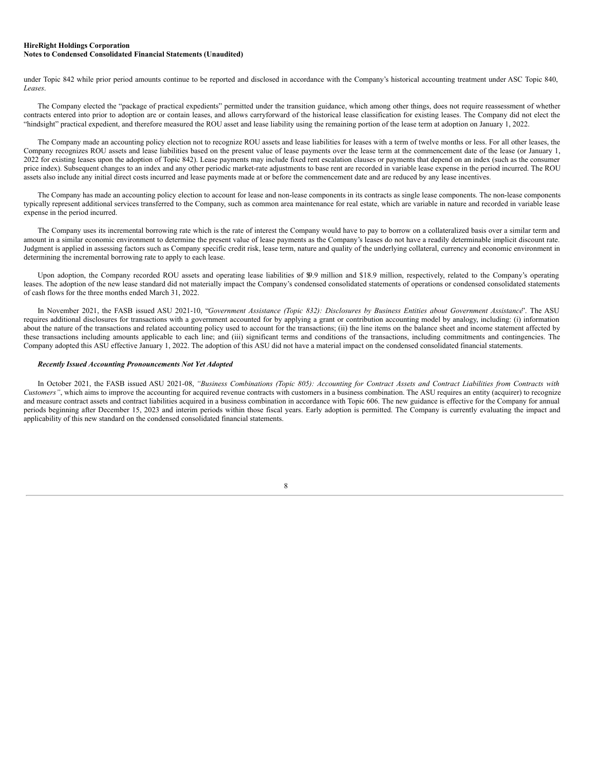under Topic 842 while prior period amounts continue to be reported and disclosed in accordance with the Company's historical accounting treatment under ASC Topic 840, *Leases*.

The Company elected the "package of practical expedients" permitted under the transition guidance, which among other things, does not require reassessment of whether contracts entered into prior to adoption are or contain leases, and allows carryforward of the historical lease classification for existing leases. The Company did not elect the "hindsight" practical expedient, and therefore measured the ROU asset and lease liability using the remaining portion of the lease term at adoption on January 1, 2022.

The Company made an accounting policy election not to recognize ROU assets and lease liabilities for leases with a term of twelve months or less. For all other leases, the Company recognizes ROU assets and lease liabilities based on the present value of lease payments over the lease term at the commencement date of the lease (or January 1, 2022 for existing leases upon the adoption of Topic 842). Lease payments may include fixed rent escalation clauses or payments that depend on an index (such as the consumer price index). Subsequent changes to an index and any other periodic market-rate adjustments to base rent are recorded in variable lease expense in the period incurred. The ROU assets also include any initial direct costs incurred and lease payments made at or before the commencement date and are reduced by any lease incentives.

The Company has made an accounting policy election to account for lease and non-lease components in its contracts as single lease components. The non-lease components typically represent additional services transferred to the Company, such as common area maintenance for real estate, which are variable in nature and recorded in variable lease expense in the period incurred.

The Company uses its incremental borrowing rate which is the rate of interest the Company would have to pay to borrow on a collateralized basis over a similar term and amount in a similar economic environment to determine the present value of lease payments as the Company's leases do not have a readily determinable implicit discount rate. Judgment is applied in assessing factors such as Company specific credit risk, lease term, nature and quality of the underlying collateral, currency and economic environment in determining the incremental borrowing rate to apply to each lease.

Upon adoption, the Company recorded ROU assets and operating lease liabilities of $9.9 million and $18.9 million, respectively, related to the Company's operating leases. The adoption of the new lease standard did not materially impact the Company's condensed consolidated statements of operations or condensed consolidated statements of cash flows for the three months ended March 31, 2022.

In November 2021, the FASB issued ASU 2021-10, "*Government Assistance (Topic 832): Disclosures by Business Entities about Government Assistance*". The ASU requires additional disclosures for transactions with a government accounted for by applying a grant or contribution accounting model by analogy, including: (i) information about the nature of the transactions and related accounting policy used to account for the transactions; (ii) the line items on the balance sheet and income statement affected by these transactions including amounts applicable to each line; and (iii) significant terms and conditions of the transactions, including commitments and contingencies. The Company adopted this ASU effective January 1, 2022. The adoption of this ASU did not have a material impact on the condensed consolidated financial statements.

***Recently Issued Accounting Pronouncements Not Yet Adopted***

In October 2021, the FASB issued ASU 2021-08, *"Business Combinations (Topic 805): Accounting for Contract Assets and Contract Liabilities from Contracts with Customers"*, which aims to improve the accounting for acquired revenue contracts with customers in a business combination. The ASU requires an entity (acquirer) to recognize and measure contract assets and contract liabilities acquired in a business combination in accordance with Topic 606. The new guidance is effective for the Company for annual periods beginning after December 15, 2023 and interim periods within those fiscal years. Early adoption is permitted. The Company is currently evaluating the impact and applicability of this new standard on the condensed consolidated financial statements.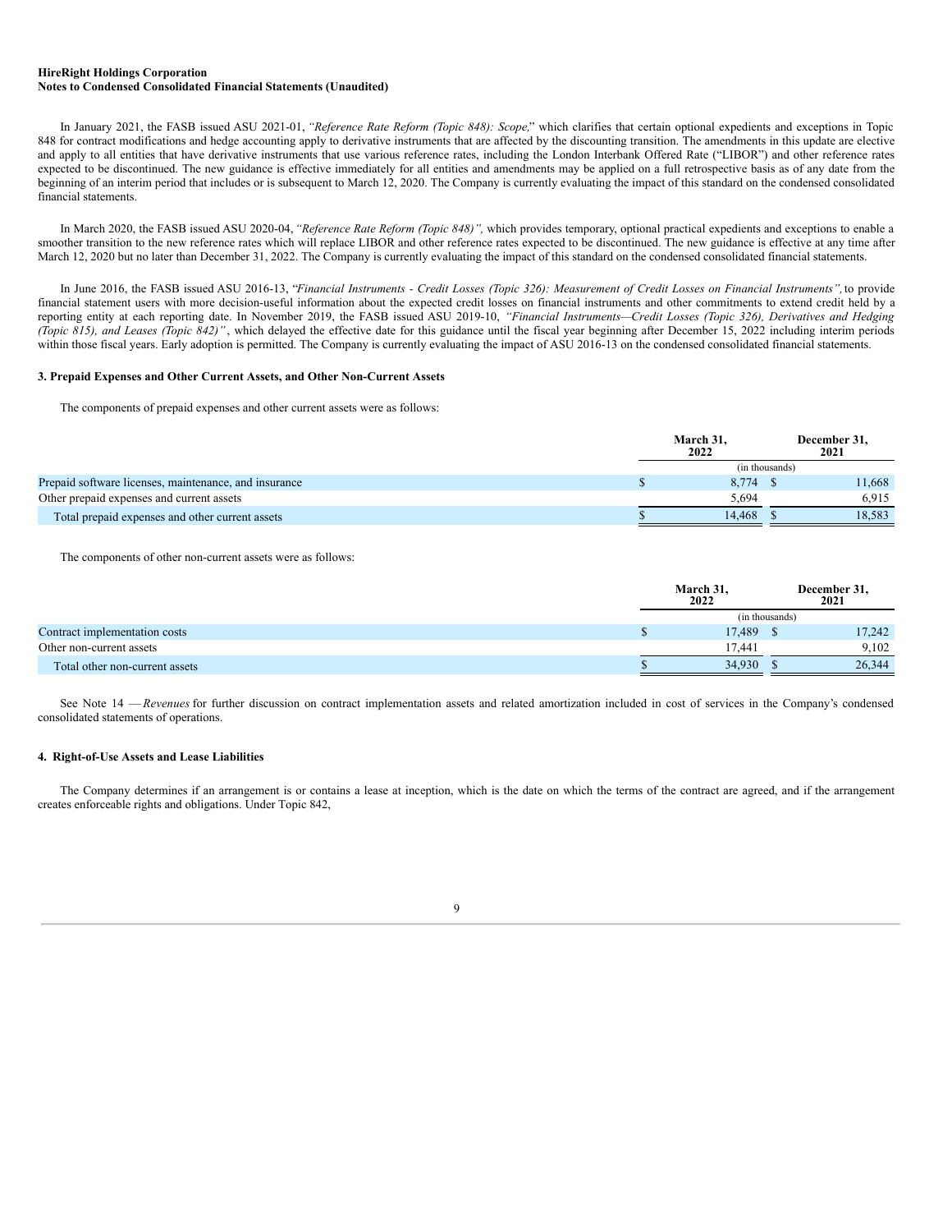In January 2021, the FASB issued ASU 2021-01, *"Reference Rate Reform (Topic 848): Scope,*" which clarifies that certain optional expedients and exceptions in Topic 848 for contract modifications and hedge accounting apply to derivative instruments that are affected by the discounting transition. The amendments in this update are elective and apply to all entities that have derivative instruments that use various reference rates, including the London Interbank Offered Rate ("LIBOR") and other reference rates expected to be discontinued. The new guidance is effective immediately for all entities and amendments may be applied on a full retrospective basis as of any date from the beginning of an interim period that includes or is subsequent to March 12, 2020. The Company is currently evaluating the impact of this standard on the condensed consolidated financial statements.

In March 2020, the FASB issued ASU 2020-04, *"Reference Rate Reform (Topic 848)",* which provides temporary, optional practical expedients and exceptions to enable a smoother transition to the new reference rates which will replace LIBOR and other reference rates expected to be discontinued. The new guidance is effective at any time after March 12, 2020 but no later than December 31, 2022. The Company is currently evaluating the impact of this standard on the condensed consolidated financial statements.

In June 2016, the FASB issued ASU 2016-13, "*Financial Instruments - Credit Losses (Topic 326): Measurement of Credit Losses on Financial Instruments",* to provide financial statement users with more decision-useful information about the expected credit losses on financial instruments and other commitments to extend credit held by a reporting entity at each reporting date. In November 2019, the FASB issued ASU 2019-10, *"Financial Instruments—Credit Losses (Topic 326), Derivatives and Hedging (Topic 815), and Leases (Topic 842)"*, which delayed the effective date for this guidance until the fiscal year beginning after December 15, 2022 including interim periods within those fiscal years. Early adoption is permitted. The Company is currently evaluating the impact of ASU 2016-13 on the condensed consolidated financial statements.

### 3. Prepaid Expenses and Other Current Assets, and Other Non-Current Assets

The components of prepaid expenses and other current assets were as follows:

| | March 31, 2022 | December 31, 2021 |
|---|---|---|
| | (in thousands) | |
| Prepaid software licenses, maintenance, and insurance | $ 8,774 | $ 11,668 |
| Other prepaid expenses and current assets | 5,694 | 6,915 |
| Total prepaid expenses and other current assets | $ 14,468 | $ 18,583 |

The components of other non-current assets were as follows:

| | March 31, 2022 | December 31, 2021 |
|---|---|---|
| | (in thousands) | |
| Contract implementation costs | $ 17,489 | $ 17,242 |
| Other non-current assets | 17,441 | 9,102 |
| Total other non-current assets | $ 34,930 | $ 26,344 |

See Note 14 — *Revenues* for further discussion on contract implementation assets and related amortization included in cost of services in the Company's condensed consolidated statements of operations.

### 4. Right-of-Use Assets and Lease Liabilities

The Company determines if an arrangement is or contains a lease at inception, which is the date on which the terms of the contract are agreed, and if the arrangement creates enforceable rights and obligations. Under Topic 842,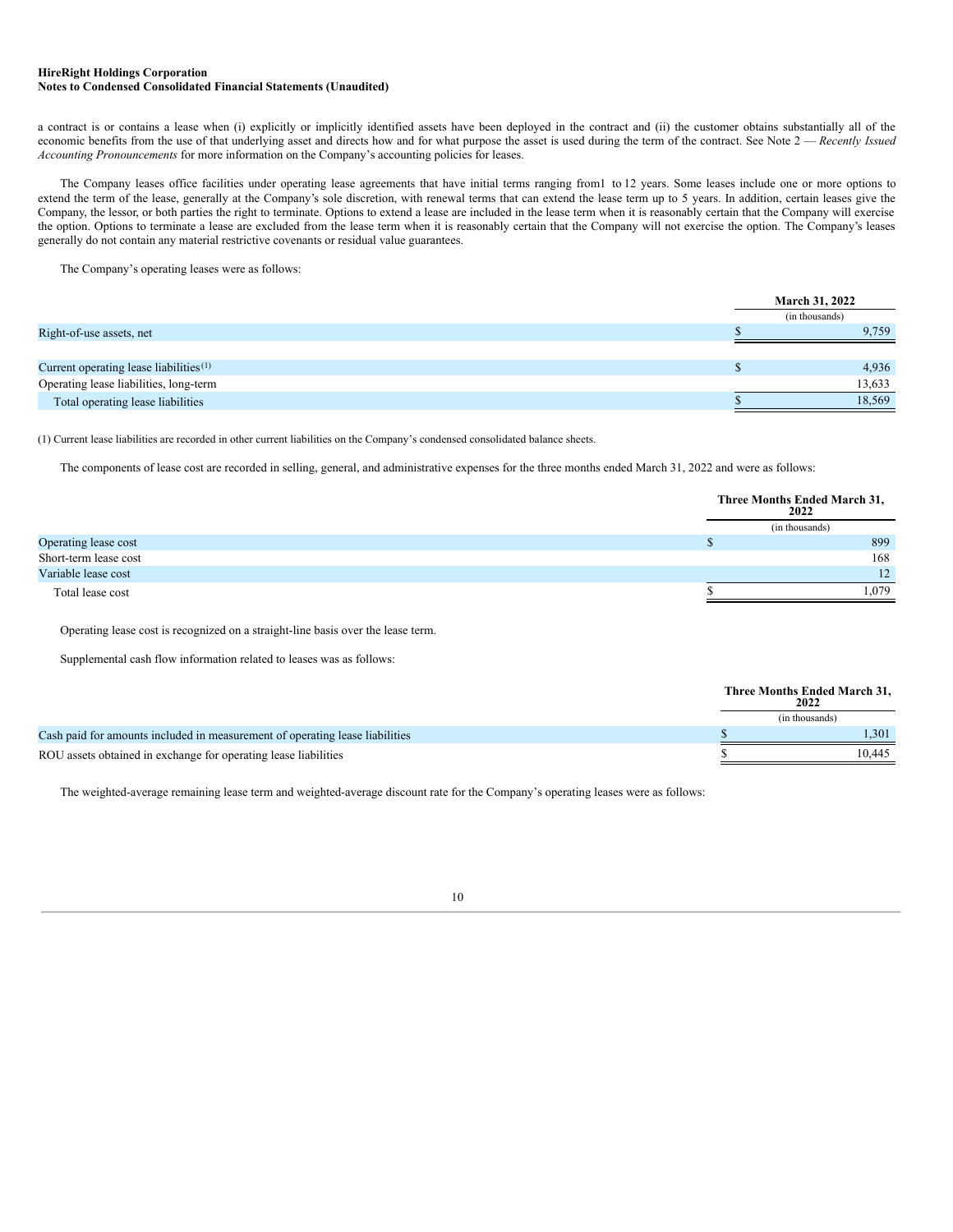a contract is or contains a lease when (i) explicitly or implicitly identified assets have been deployed in the contract and (ii) the customer obtains substantially all of the economic benefits from the use of that underlying asset and directs how and for what purpose the asset is used during the term of the contract. See Note 2 — *Recently Issued Accounting Pronouncements* for more information on the Company's accounting policies for leases.

The Company leases office facilities under operating lease agreements that have initial terms ranging from1 to 12 years. Some leases include one or more options to extend the term of the lease, generally at the Company's sole discretion, with renewal terms that can extend the lease term up to 5 years. In addition, certain leases give the Company, the lessor, or both parties the right to terminate. Options to extend a lease are included in the lease term when it is reasonably certain that the Company will exercise the option. Options to terminate a lease are excluded from the lease term when it is reasonably certain that the Company will not exercise the option. The Company's leases generally do not contain any material restrictive covenants or residual value guarantees.

The Company's operating leases were as follows:

| | March 31, 2022 |
|---|---|
| | (in thousands) |
| Right-of-use assets, net | $ 9,759 |
| | |
| Current operating lease liabilities[1] | $ 4,936 |
| Operating lease liabilities, long-term | 13,633 |
| Total operating lease liabilities | $ 18,569 |

(1) Current lease liabilities are recorded in other current liabilities on the Company's condensed consolidated balance sheets.

The components of lease cost are recorded in selling, general, and administrative expenses for the three months ended March 31, 2022 and were as follows:

| | Three Months Ended March 31, 2022 |
|---|---|
| | (in thousands) |
| Operating lease cost | $ 899 |
| Short-term lease cost | 168 |
| Variable lease cost | 12 |
| Total lease cost | $ 1,079 |

Operating lease cost is recognized on a straight-line basis over the lease term.

Supplemental cash flow information related to leases was as follows:

| | Three Months Ended March 31, 2022 |
|---|---|
| | (in thousands) |
| Cash paid for amounts included in measurement of operating lease liabilities | $ 1,301 |
| ROU assets obtained in exchange for operating lease liabilities | $ 10,445 |

The weighted-average remaining lease term and weighted-average discount rate for the Company's operating leases were as follows: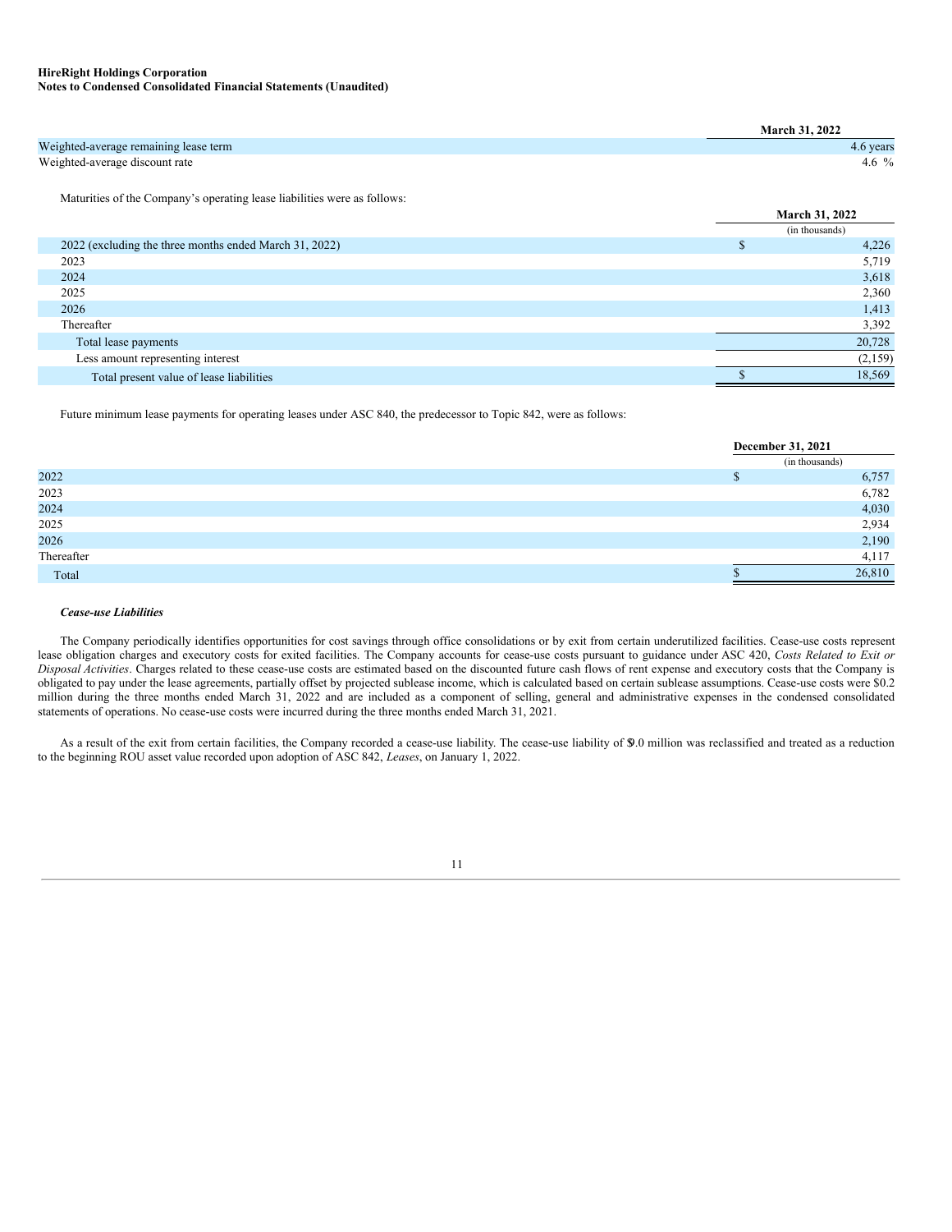| | March 31, 2022 |
|---|---|
| Weighted-average remaining lease term | 4.6 years |
| Weighted-average discount rate | 4.6 % |

Maturities of the Company's operating lease liabilities were as follows:

| | March 31, 2022 |
|---|---|
| | (in thousands) |
| 2022 (excluding the three months ended March 31, 2022) | $ 4,226 |
| 2023 | 5,719 |
| 2024 | 3,618 |
| 2025 | 2,360 |
| 2026 | 1,413 |
| Thereafter | 3,392 |
| Total lease payments | 20,728 |
| Less amount representing interest | (2,159) |
| Total present value of lease liabilities | $ 18,569 |

Future minimum lease payments for operating leases under ASC 840, the predecessor to Topic 842, were as follows:

| | December 31, 2021 |
|---|---|
| | (in thousands) |
| 2022 | $ 6,757 |
| 2023 | 6,782 |
| 2024 | 4,030 |
| 2025 | 2,934 |
| 2026 | 2,190 |
| Thereafter | 4,117 |
| Total | $ 26,810 |

***Cease-use Liabilities***

The Company periodically identifies opportunities for cost savings through office consolidations or by exit from certain underutilized facilities. Cease-use costs represent lease obligation charges and executory costs for exited facilities. The Company accounts for cease-use costs pursuant to guidance under ASC 420, *Costs Related to Exit or Disposal Activities*. Charges related to these cease-use costs are estimated based on the discounted future cash flows of rent expense and executory costs that the Company is obligated to pay under the lease agreements, partially offset by projected sublease income, which is calculated based on certain sublease assumptions. Cease-use costs were $0.2 million during the three months ended March 31, 2022 and are included as a component of selling, general and administrative expenses in the condensed consolidated statements of operations. No cease-use costs were incurred during the three months ended March 31, 2021.

As a result of the exit from certain facilities, the Company recorded a cease-use liability. The cease-use liability of $9.0 million was reclassified and treated as a reduction to the beginning ROU asset value recorded upon adoption of ASC 842, *Leases*, on January 1, 2022.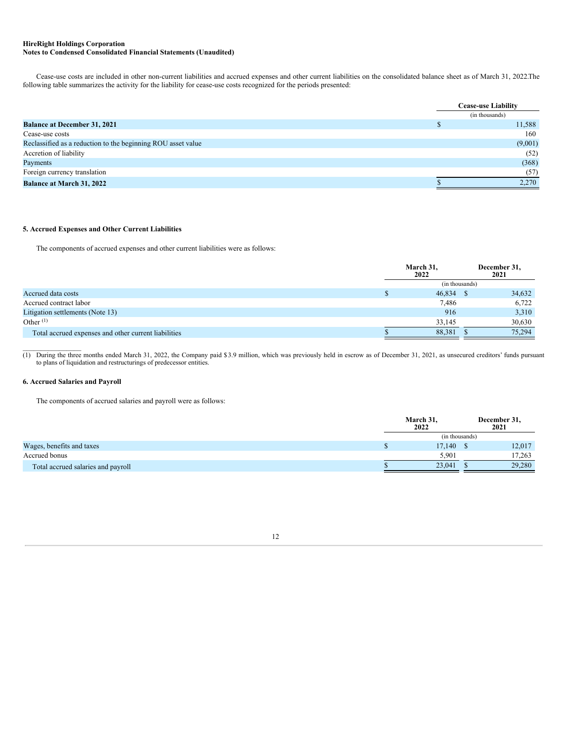Cease-use costs are included in other non-current liabilities and accrued expenses and other current liabilities on the consolidated balance sheet as of March 31, 2022.The following table summarizes the activity for the liability for cease-use costs recognized for the periods presented:

| | Cease-use Liability |
|---|---|
| | (in thousands) |
| **Balance at December 31, 2021** | $ 11,588 |
| Cease-use costs | 160 |
| Reclassified as a reduction to the beginning ROU asset value | (9,001) |
| Accretion of liability | (52) |
| Payments | (368) |
| Foreign currency translation | (57) |
| **Balance at March 31, 2022** | $ 2,270 |

## 5. Accrued Expenses and Other Current Liabilities

The components of accrued expenses and other current liabilities were as follows:

| | March 31, 2022 | December 31, 2021 |
|---|---|---|
| | (in thousands) | |
| Accrued data costs | $ 46,834 | $ 34,632 |
| Accrued contract labor | 7,486 | 6,722 |
| Litigation settlements (Note 13) | 916 | 3,310 |
| Other (1) | 33,145 | 30,630 |
| Total accrued expenses and other current liabilities | $ 88,381 | $ 75,294 |

(1) During the three months ended March 31, 2022, the Company paid $3.9 million, which was previously held in escrow as of December 31, 2021, as unsecured creditors' funds pursuant to plans of liquidation and restructurings of predecessor entities.

## 6. Accrued Salaries and Payroll

The components of accrued salaries and payroll were as follows:

| | March 31, 2022 | December 31, 2021 |
|---|---|---|
| | (in thousands) | |
| Wages, benefits and taxes | $ 17,140 | $ 12,017 |
| Accrued bonus | 5,901 | 17,263 |
| Total accrued salaries and payroll | $ 23,041 | $ 29,280 |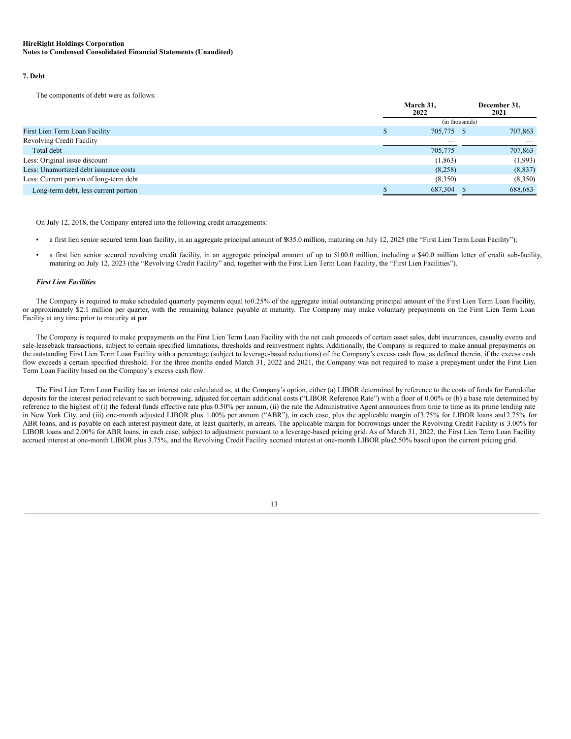**HireRight Holdings Corporation**
**Notes to Condensed Consolidated Financial Statements (Unaudited)**

**7. Debt**

The components of debt were as follows:

| | March 31, 2022 | December 31, 2021 |
|---|---|---|
| | (in thousands) | |
| First Lien Term Loan Facility | $ 705,775 | $ 707,863 |
| Revolving Credit Facility | — | — |
| Total debt | 705,775 | 707,863 |
| Less: Original issue discount | (1,863) | (1,993) |
| Less: Unamortized debt issuance costs | (8,258) | (8,837) |
| Less: Current portion of long-term debt | (8,350) | (8,350) |
| Long-term debt, less current portion | $ 687,304 | $ 688,683 |

On July 12, 2018, the Company entered into the following credit arrangements:

- a first lien senior secured term loan facility, in an aggregate principal amount of $835.0 million, maturing on July 12, 2025 (the "First Lien Term Loan Facility");
- a first lien senior secured revolving credit facility, in an aggregate principal amount of up to $100.0 million, including a $40.0 million letter of credit sub-facility, maturing on July 12, 2023 (the "Revolving Credit Facility" and, together with the First Lien Term Loan Facility, the "First Lien Facilities").

***First Lien Facilities***

The Company is required to make scheduled quarterly payments equal to 0.25% of the aggregate initial outstanding principal amount of the First Lien Term Loan Facility, or approximately $2.1 million per quarter, with the remaining balance payable at maturity. The Company may make voluntary prepayments on the First Lien Term Loan Facility at any time prior to maturity at par.

The Company is required to make prepayments on the First Lien Term Loan Facility with the net cash proceeds of certain asset sales, debt incurrences, casualty events and sale-leaseback transactions, subject to certain specified limitations, thresholds and reinvestment rights. Additionally, the Company is required to make annual prepayments on the outstanding First Lien Term Loan Facility with a percentage (subject to leverage-based reductions) of the Company's excess cash flow, as defined therein, if the excess cash flow exceeds a certain specified threshold. For the three months ended March 31, 2022 and 2021, the Company was not required to make a prepayment under the First Lien Term Loan Facility based on the Company's excess cash flow.

The First Lien Term Loan Facility has an interest rate calculated as, at the Company's option, either (a) LIBOR determined by reference to the costs of funds for Eurodollar deposits for the interest period relevant to such borrowing, adjusted for certain additional costs ("LIBOR Reference Rate") with a floor of 0.00% or (b) a base rate determined by reference to the highest of (i) the federal funds effective rate plus 0.50% per annum, (ii) the rate the Administrative Agent announces from time to time as its prime lending rate in New York City, and (iii) one-month adjusted LIBOR plus 1.00% per annum ("ABR"), in each case, plus the applicable margin of 3.75% for LIBOR loans and 2.75% for ABR loans, and is payable on each interest payment date, at least quarterly, in arrears. The applicable margin for borrowings under the Revolving Credit Facility is 3.00% for LIBOR loans and 2.00% for ABR loans, in each case, subject to adjustment pursuant to a leverage-based pricing grid. As of March 31, 2022, the First Lien Term Loan Facility accrued interest at one-month LIBOR plus 3.75%, and the Revolving Credit Facility accrued interest at one-month LIBOR plus 2.50% based upon the current pricing grid.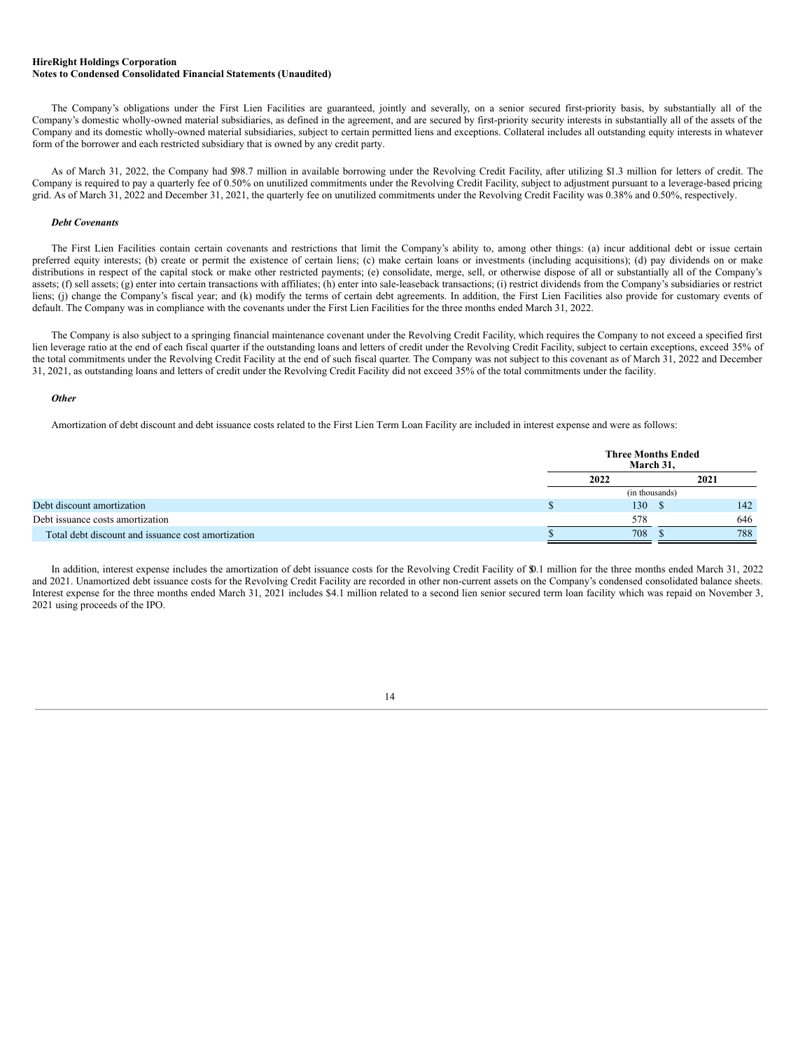**HireRight Holdings Corporation**
**Notes to Condensed Consolidated Financial Statements (Unaudited)**

The Company's obligations under the First Lien Facilities are guaranteed, jointly and severally, on a senior secured first-priority basis, by substantially all of the Company's domestic wholly-owned material subsidiaries, as defined in the agreement, and are secured by first-priority security interests in substantially all of the assets of the Company and its domestic wholly-owned material subsidiaries, subject to certain permitted liens and exceptions. Collateral includes all outstanding equity interests in whatever form of the borrower and each restricted subsidiary that is owned by any credit party.

As of March 31, 2022, the Company had $98.7 million in available borrowing under the Revolving Credit Facility, after utilizing $1.3 million for letters of credit. The Company is required to pay a quarterly fee of 0.50% on unutilized commitments under the Revolving Credit Facility, subject to adjustment pursuant to a leverage-based pricing grid. As of March 31, 2022 and December 31, 2021, the quarterly fee on unutilized commitments under the Revolving Credit Facility was 0.38% and 0.50%, respectively.

***Debt Covenants***

The First Lien Facilities contain certain covenants and restrictions that limit the Company's ability to, among other things: (a) incur additional debt or issue certain preferred equity interests; (b) create or permit the existence of certain liens; (c) make certain loans or investments (including acquisitions); (d) pay dividends on or make distributions in respect of the capital stock or make other restricted payments; (e) consolidate, merge, sell, or otherwise dispose of all or substantially all of the Company's assets; (f) sell assets; (g) enter into certain transactions with affiliates; (h) enter into sale-leaseback transactions; (i) restrict dividends from the Company's subsidiaries or restrict liens; (j) change the Company's fiscal year; and (k) modify the terms of certain debt agreements. In addition, the First Lien Facilities also provide for customary events of default. The Company was in compliance with the covenants under the First Lien Facilities for the three months ended March 31, 2022.

The Company is also subject to a springing financial maintenance covenant under the Revolving Credit Facility, which requires the Company to not exceed a specified first lien leverage ratio at the end of each fiscal quarter if the outstanding loans and letters of credit under the Revolving Credit Facility, subject to certain exceptions, exceed 35% of the total commitments under the Revolving Credit Facility at the end of such fiscal quarter. The Company was not subject to this covenant as of March 31, 2022 and December 31, 2021, as outstanding loans and letters of credit under the Revolving Credit Facility did not exceed 35% of the total commitments under the facility.

***Other***

Amortization of debt discount and debt issuance costs related to the First Lien Term Loan Facility are included in interest expense and were as follows:

| | Three Months Ended March 31, | |
|---|---|---|
| | 2022 | 2021 |
| | (in thousands) | |
| Debt discount amortization | $ 130 | $ 142 |
| Debt issuance costs amortization | 578 | 646 |
| Total debt discount and issuance cost amortization | $ 708 | $ 788 |

In addition, interest expense includes the amortization of debt issuance costs for the Revolving Credit Facility of $0.1 million for the three months ended March 31, 2022 and 2021. Unamortized debt issuance costs for the Revolving Credit Facility are recorded in other non-current assets on the Company's condensed consolidated balance sheets. Interest expense for the three months ended March 31, 2021 includes $4.1 million related to a second lien senior secured term loan facility which was repaid on November 3, 2021 using proceeds of the IPO.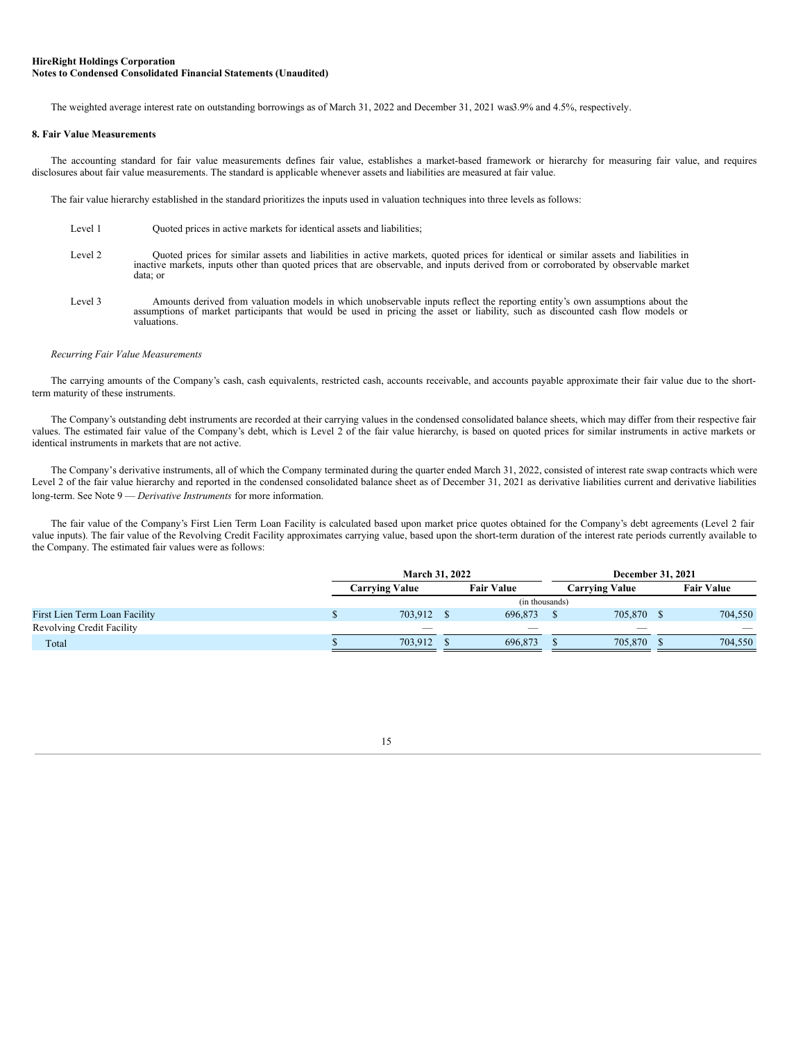The weighted average interest rate on outstanding borrowings as of March 31, 2022 and December 31, 2021 was3.9% and 4.5%, respectively.

## 8. Fair Value Measurements

The accounting standard for fair value measurements defines fair value, establishes a market-based framework or hierarchy for measuring fair value, and requires disclosures about fair value measurements. The standard is applicable whenever assets and liabilities are measured at fair value.

The fair value hierarchy established in the standard prioritizes the inputs used in valuation techniques into three levels as follows:

| | |
|---|---|
| Level 1 | Quoted prices in active markets for identical assets and liabilities; |
| Level 2 | Quoted prices for similar assets and liabilities in active markets, quoted prices for identical or similar assets and liabilities in inactive markets, inputs other than quoted prices that are observable, and inputs derived from or corroborated by observable market data; or |
| Level 3 | Amounts derived from valuation models in which unobservable inputs reflect the reporting entity's own assumptions about the assumptions of market participants that would be used in pricing the asset or liability, such as discounted cash flow models or valuations. |

*Recurring Fair Value Measurements*

The carrying amounts of the Company's cash, cash equivalents, restricted cash, accounts receivable, and accounts payable approximate their fair value due to the short-term maturity of these instruments.

The Company's outstanding debt instruments are recorded at their carrying values in the condensed consolidated balance sheets, which may differ from their respective fair values. The estimated fair value of the Company's debt, which is Level 2 of the fair value hierarchy, is based on quoted prices for similar instruments in active markets or identical instruments in markets that are not active.

The Company's derivative instruments, all of which the Company terminated during the quarter ended March 31, 2022, consisted of interest rate swap contracts which were Level 2 of the fair value hierarchy and reported in the condensed consolidated balance sheet as of December 31, 2021 as derivative liabilities current and derivative liabilities long-term. See Note 9 — *Derivative Instruments* for more information.

The fair value of the Company's First Lien Term Loan Facility is calculated based upon market price quotes obtained for the Company's debt agreements (Level 2 fair value inputs). The fair value of the Revolving Credit Facility approximates carrying value, based upon the short-term duration of the interest rate periods currently available to the Company. The estimated fair values were as follows:

| | March 31, 2022 | | December 31, 2021 | |
|---|---|---|---|---|
| | Carrying Value | Fair Value | Carrying Value | Fair Value |
| | (in thousands) | | | |
| First Lien Term Loan Facility | $ 703,912 | $ 696,873 | $ 705,870 | $ 704,550 |
| Revolving Credit Facility | — | — | — | — |
| Total | $ 703,912 | $ 696,873 | $ 705,870 | $ 704,550 |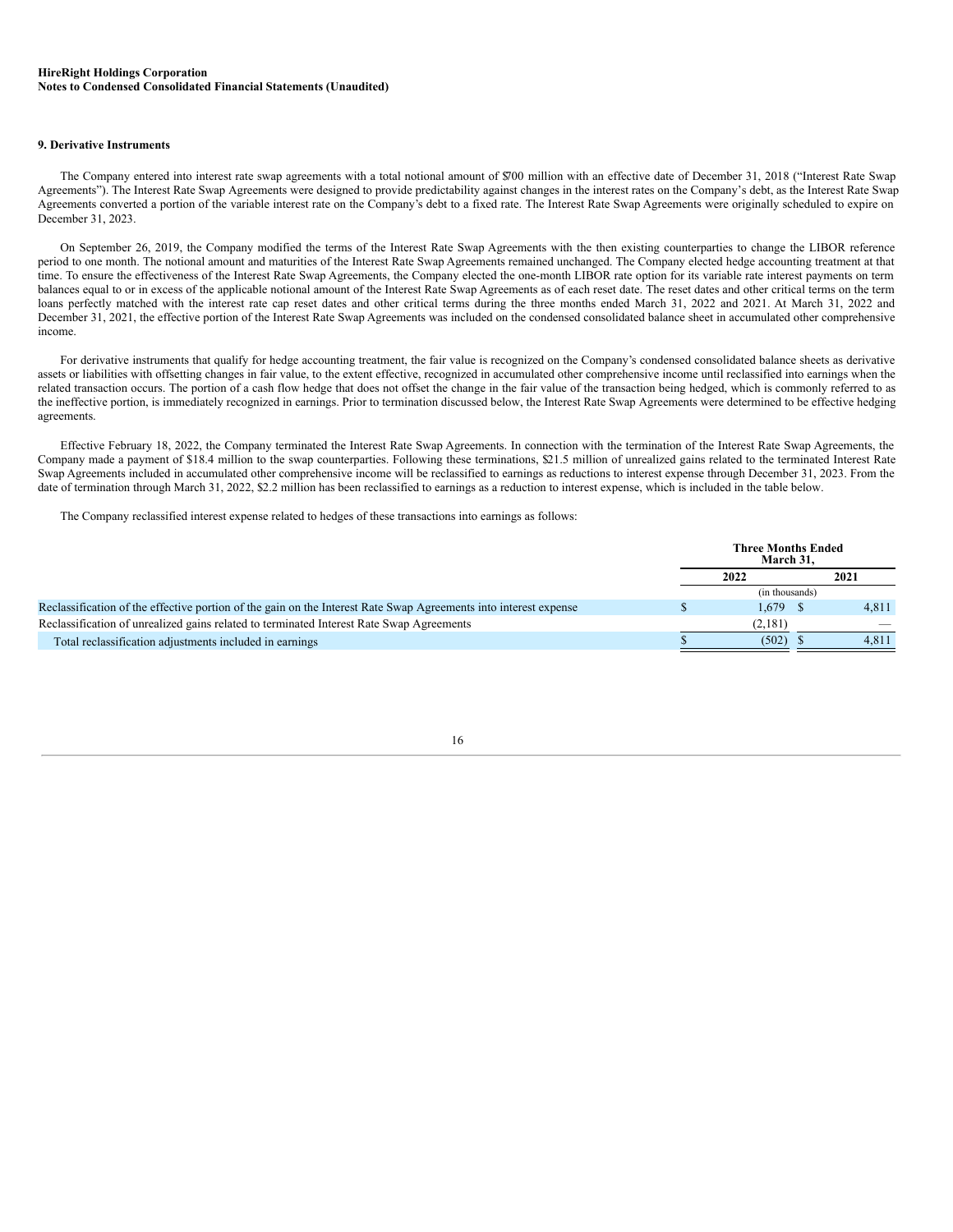HireRight Holdings Corporation
**Notes to Condensed Consolidated Financial Statements (Unaudited)**

### 9. Derivative Instruments

The Company entered into interest rate swap agreements with a total notional amount of $700 million with an effective date of December 31, 2018 ("Interest Rate Swap Agreements"). The Interest Rate Swap Agreements were designed to provide predictability against changes in the interest rates on the Company's debt, as the Interest Rate Swap Agreements converted a portion of the variable interest rate on the Company's debt to a fixed rate. The Interest Rate Swap Agreements were originally scheduled to expire on December 31, 2023.

On September 26, 2019, the Company modified the terms of the Interest Rate Swap Agreements with the then existing counterparties to change the LIBOR reference period to one month. The notional amount and maturities of the Interest Rate Swap Agreements remained unchanged. The Company elected hedge accounting treatment at that time. To ensure the effectiveness of the Interest Rate Swap Agreements, the Company elected the one-month LIBOR rate option for its variable rate interest payments on term balances equal to or in excess of the applicable notional amount of the Interest Rate Swap Agreements as of each reset date. The reset dates and other critical terms on the term loans perfectly matched with the interest rate cap reset dates and other critical terms during the three months ended March 31, 2022 and 2021. At March 31, 2022 and December 31, 2021, the effective portion of the Interest Rate Swap Agreements was included on the condensed consolidated balance sheet in accumulated other comprehensive income.

For derivative instruments that qualify for hedge accounting treatment, the fair value is recognized on the Company's condensed consolidated balance sheets as derivative assets or liabilities with offsetting changes in fair value, to the extent effective, recognized in accumulated other comprehensive income until reclassified into earnings when the related transaction occurs. The portion of a cash flow hedge that does not offset the change in the fair value of the transaction being hedged, which is commonly referred to as the ineffective portion, is immediately recognized in earnings. Prior to termination discussed below, the Interest Rate Swap Agreements were determined to be effective hedging agreements.

Effective February 18, 2022, the Company terminated the Interest Rate Swap Agreements. In connection with the termination of the Interest Rate Swap Agreements, the Company made a payment of $18.4 million to the swap counterparties. Following these terminations, $21.5 million of unrealized gains related to the terminated Interest Rate Swap Agreements included in accumulated other comprehensive income will be reclassified to earnings as reductions to interest expense through December 31, 2023. From the date of termination through March 31, 2022, $2.2 million has been reclassified to earnings as a reduction to interest expense, which is included in the table below.

The Company reclassified interest expense related to hedges of these transactions into earnings as follows:

| | Three Months Ended March 31, | |
|---|---|---|
| | 2022 | 2021 |
| | (in thousands) | |
| Reclassification of the effective portion of the gain on the Interest Rate Swap Agreements into interest expense | $ 1,679 | $ 4,811 |
| Reclassification of unrealized gains related to terminated Interest Rate Swap Agreements | (2,181) | — |
| Total reclassification adjustments included in earnings | $ (502) | $ 4,811 |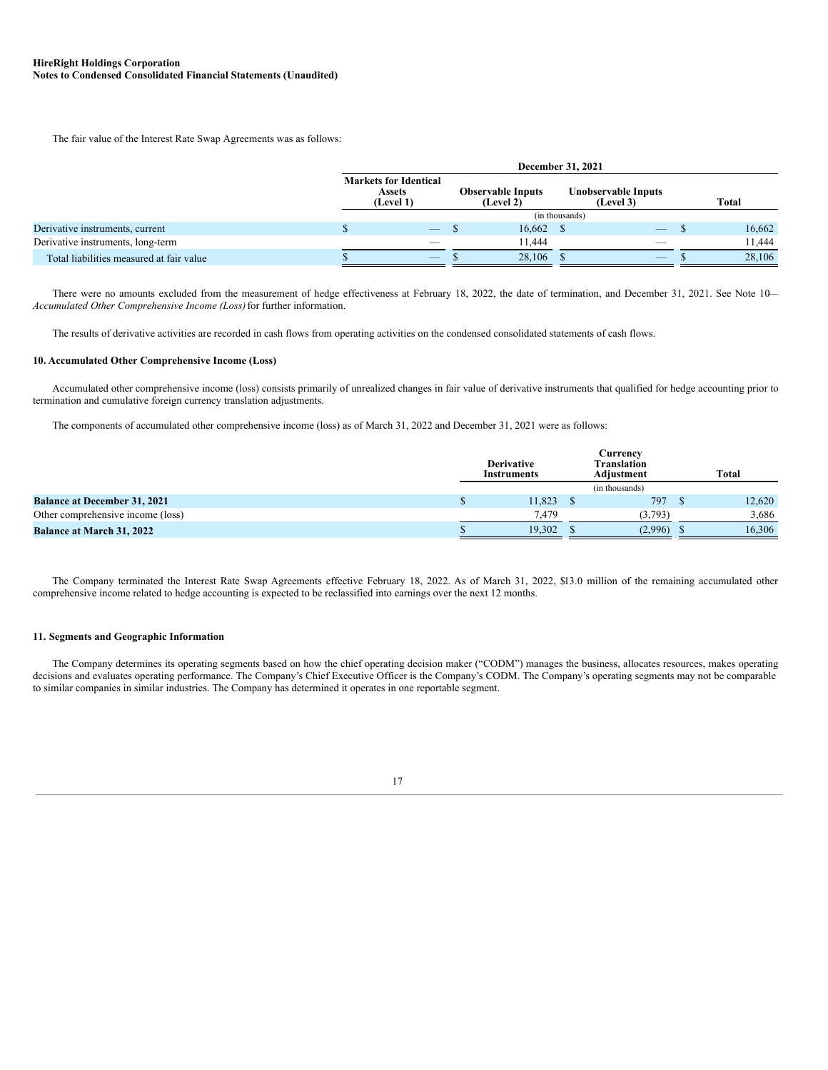The fair value of the Interest Rate Swap Agreements was as follows:

| | December 31, 2021 | | | |
|---|---|---|---|---|
| | Markets for Identical Assets (Level 1) | Observable Inputs (Level 2) | Unobservable Inputs (Level 3) | Total |
| | (in thousands) | | | |
| Derivative instruments, current | $ — | $ 16,662 | $ — | $ 16,662 |
| Derivative instruments, long-term | — | 11,444 | — | 11,444 |
| Total liabilities measured at fair value | $ — | $ 28,106 | $ — | $ 28,106 |

There were no amounts excluded from the measurement of hedge effectiveness at February 18, 2022, the date of termination, and December 31, 2021. See Note 10—*Accumulated Other Comprehensive Income (Loss)* for further information.

The results of derivative activities are recorded in cash flows from operating activities on the condensed consolidated statements of cash flows.

### 10. Accumulated Other Comprehensive Income (Loss)

Accumulated other comprehensive income (loss) consists primarily of unrealized changes in fair value of derivative instruments that qualified for hedge accounting prior to termination and cumulative foreign currency translation adjustments.

The components of accumulated other comprehensive income (loss) as of March 31, 2022 and December 31, 2021 were as follows:

| | Derivative Instruments | Currency Translation Adjustment | Total |
|---|---|---|---|
| | (in thousands) | | |
| **Balance at December 31, 2021** | $ 11,823 | $ 797 | $ 12,620 |
| Other comprehensive income (loss) | 7,479 | (3,793) | 3,686 |
| **Balance at March 31, 2022** | $ 19,302 | $ (2,996) | $ 16,306 |

The Company terminated the Interest Rate Swap Agreements effective February 18, 2022. As of March 31, 2022, $13.0 million of the remaining accumulated other comprehensive income related to hedge accounting is expected to be reclassified into earnings over the next 12 months.

### 11. Segments and Geographic Information

The Company determines its operating segments based on how the chief operating decision maker ("CODM") manages the business, allocates resources, makes operating decisions and evaluates operating performance. The Company's Chief Executive Officer is the Company's CODM. The Company's operating segments may not be comparable to similar companies in similar industries. The Company has determined it operates in one reportable segment.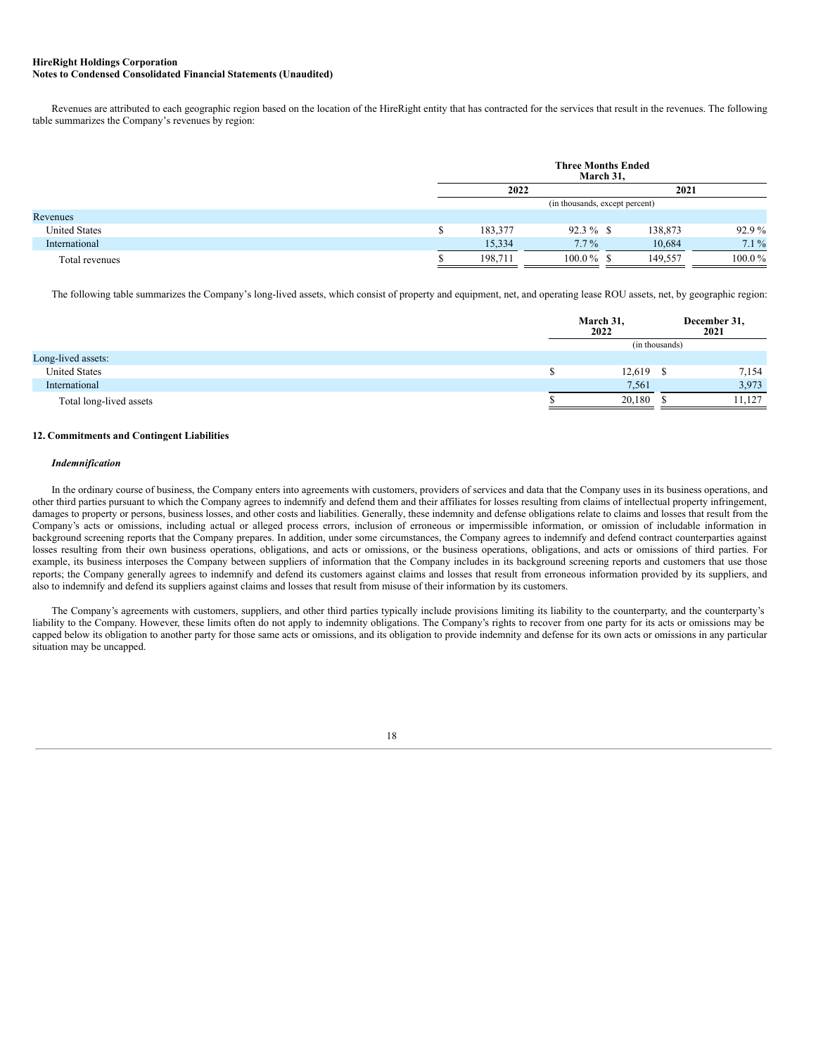Revenues are attributed to each geographic region based on the location of the HireRight entity that has contracted for the services that result in the revenues. The following table summarizes the Company's revenues by region:

| | Three Months Ended March 31, | | | |
|---|---|---|---|---|
| | 2022 | | 2021 | |
| | (in thousands, except percent) | | | |
| Revenues | | | | |
| United States | $ 183,377 | 92.3 % | $ 138,873 | 92.9 % |
| International | 15,334 | 7.7 % | 10,684 | 7.1 % |
| Total revenues | $ 198,711 | 100.0 % | $ 149,557 | 100.0 % |

The following table summarizes the Company's long-lived assets, which consist of property and equipment, net, and operating lease ROU assets, net, by geographic region:

| | March 31, 2022 | December 31, 2021 |
|---|---|---|
| | (in thousands) | |
| Long-lived assets: | | |
| United States | $ 12,619 | $ 7,154 |
| International | 7,561 | 3,973 |
| Total long-lived assets | $ 20,180 | $ 11,127 |

## 12. Commitments and Contingent Liabilities

### *Indemnification*

In the ordinary course of business, the Company enters into agreements with customers, providers of services and data that the Company uses in its business operations, and other third parties pursuant to which the Company agrees to indemnify and defend them and their affiliates for losses resulting from claims of intellectual property infringement, damages to property or persons, business losses, and other costs and liabilities. Generally, these indemnity and defense obligations relate to claims and losses that result from the Company's acts or omissions, including actual or alleged process errors, inclusion of erroneous or impermissible information, or omission of includable information in background screening reports that the Company prepares. In addition, under some circumstances, the Company agrees to indemnify and defend contract counterparties against losses resulting from their own business operations, obligations, and acts or omissions, or the business operations, obligations, and acts or omissions of third parties. For example, its business interposes the Company between suppliers of information that the Company includes in its background screening reports and customers that use those reports; the Company generally agrees to indemnify and defend its customers against claims and losses that result from erroneous information provided by its suppliers, and also to indemnify and defend its suppliers against claims and losses that result from misuse of their information by its customers.

The Company's agreements with customers, suppliers, and other third parties typically include provisions limiting its liability to the counterparty, and the counterparty's liability to the Company. However, these limits often do not apply to indemnity obligations. The Company's rights to recover from one party for its acts or omissions may be capped below its obligation to another party for those same acts or omissions, and its obligation to provide indemnity and defense for its own acts or omissions in any particular situation may be uncapped.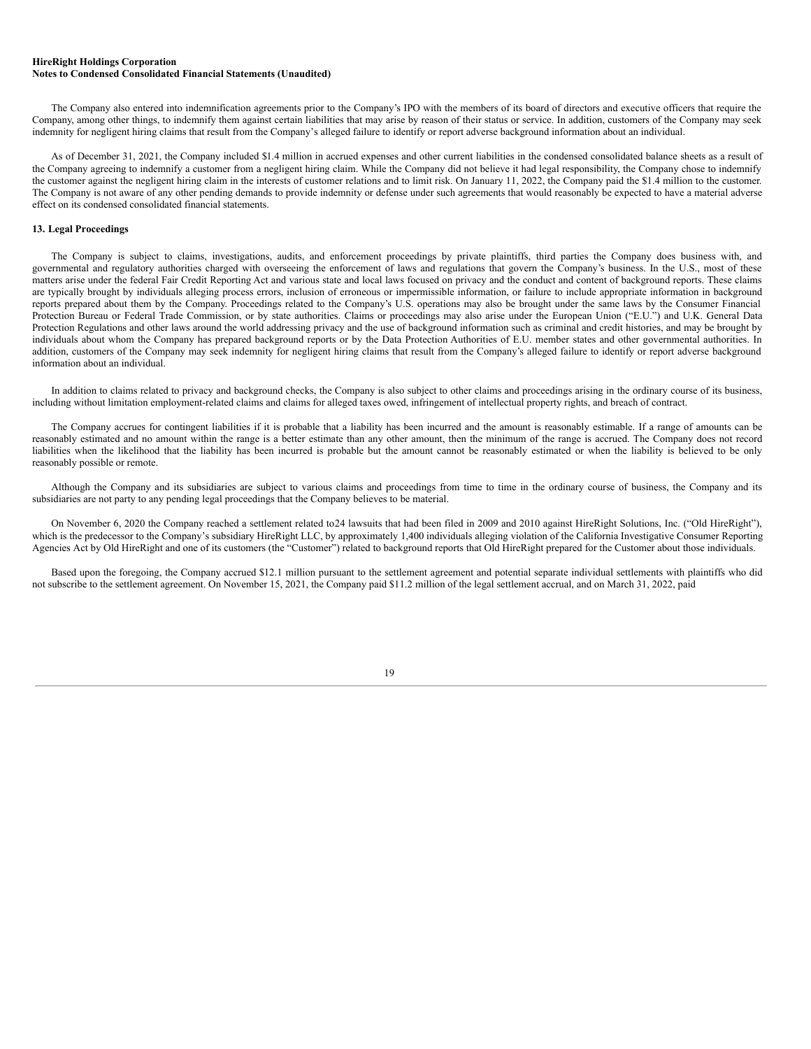The Company also entered into indemnification agreements prior to the Company's IPO with the members of its board of directors and executive officers that require the Company, among other things, to indemnify them against certain liabilities that may arise by reason of their status or service. In addition, customers of the Company may seek indemnity for negligent hiring claims that result from the Company's alleged failure to identify or report adverse background information about an individual.

As of December 31, 2021, the Company included $1.4 million in accrued expenses and other current liabilities in the condensed consolidated balance sheets as a result of the Company agreeing to indemnify a customer from a negligent hiring claim. While the Company did not believe it had legal responsibility, the Company chose to indemnify the customer against the negligent hiring claim in the interests of customer relations and to limit risk. On January 11, 2022, the Company paid the $1.4 million to the customer. The Company is not aware of any other pending demands to provide indemnity or defense under such agreements that would reasonably be expected to have a material adverse effect on its condensed consolidated financial statements.

**13. Legal Proceedings**

The Company is subject to claims, investigations, audits, and enforcement proceedings by private plaintiffs, third parties the Company does business with, and governmental and regulatory authorities charged with overseeing the enforcement of laws and regulations that govern the Company's business. In the U.S., most of these matters arise under the federal Fair Credit Reporting Act and various state and local laws focused on privacy and the conduct and content of background reports. These claims are typically brought by individuals alleging process errors, inclusion of erroneous or impermissible information, or failure to include appropriate information in background reports prepared about them by the Company. Proceedings related to the Company's U.S. operations may also be brought under the same laws by the Consumer Financial Protection Bureau or Federal Trade Commission, or by state authorities. Claims or proceedings may also arise under the European Union ("E.U.") and U.K. General Data Protection Regulations and other laws around the world addressing privacy and the use of background information such as criminal and credit histories, and may be brought by individuals about whom the Company has prepared background reports or by the Data Protection Authorities of E.U. member states and other governmental authorities. In addition, customers of the Company may seek indemnity for negligent hiring claims that result from the Company's alleged failure to identify or report adverse background information about an individual.

In addition to claims related to privacy and background checks, the Company is also subject to other claims and proceedings arising in the ordinary course of its business, including without limitation employment-related claims and claims for alleged taxes owed, infringement of intellectual property rights, and breach of contract.

The Company accrues for contingent liabilities if it is probable that a liability has been incurred and the amount is reasonably estimable. If a range of amounts can be reasonably estimated and no amount within the range is a better estimate than any other amount, then the minimum of the range is accrued. The Company does not record liabilities when the likelihood that the liability has been incurred is probable but the amount cannot be reasonably estimated or when the liability is believed to be only reasonably possible or remote.

Although the Company and its subsidiaries are subject to various claims and proceedings from time to time in the ordinary course of business, the Company and its subsidiaries are not party to any pending legal proceedings that the Company believes to be material.

On November 6, 2020 the Company reached a settlement related to24 lawsuits that had been filed in 2009 and 2010 against HireRight Solutions, Inc. ("Old HireRight"), which is the predecessor to the Company's subsidiary HireRight LLC, by approximately 1,400 individuals alleging violation of the California Investigative Consumer Reporting Agencies Act by Old HireRight and one of its customers (the "Customer") related to background reports that Old HireRight prepared for the Customer about those individuals.

Based upon the foregoing, the Company accrued $12.1 million pursuant to the settlement agreement and potential separate individual settlements with plaintiffs who did not subscribe to the settlement agreement. On November 15, 2021, the Company paid $11.2 million of the legal settlement accrual, and on March 31, 2022, paid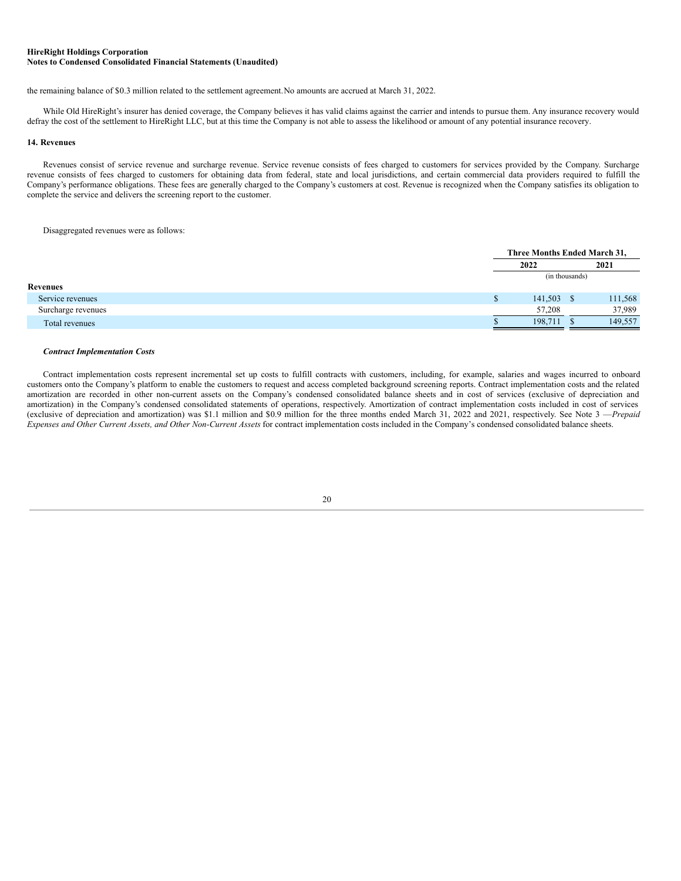the remaining balance of $0.3 million related to the settlement agreement.No amounts are accrued at March 31, 2022.

While Old HireRight's insurer has denied coverage, the Company believes it has valid claims against the carrier and intends to pursue them. Any insurance recovery would defray the cost of the settlement to HireRight LLC, but at this time the Company is not able to assess the likelihood or amount of any potential insurance recovery.

### 14. Revenues

Revenues consist of service revenue and surcharge revenue. Service revenue consists of fees charged to customers for services provided by the Company. Surcharge revenue consists of fees charged to customers for obtaining data from federal, state and local jurisdictions, and certain commercial data providers required to fulfill the Company's performance obligations. These fees are generally charged to the Company's customers at cost. Revenue is recognized when the Company satisfies its obligation to complete the service and delivers the screening report to the customer.

Disaggregated revenues were as follows:

| | Three Months Ended March 31, | |
|---|---|---|
| | 2022 | 2021 |
| | (in thousands) | |
| **Revenues** | | |
| Service revenues | $ 141,503 | $ 111,568 |
| Surcharge revenues | 57,208 | 37,989 |
| Total revenues | $ 198,711 | $ 149,557 |

***Contract Implementation Costs***

Contract implementation costs represent incremental set up costs to fulfill contracts with customers, including, for example, salaries and wages incurred to onboard customers onto the Company's platform to enable the customers to request and access completed background screening reports. Contract implementation costs and the related amortization are recorded in other non-current assets on the Company's condensed consolidated balance sheets and in cost of services (exclusive of depreciation and amortization) in the Company's condensed consolidated statements of operations, respectively. Amortization of contract implementation costs included in cost of services (exclusive of depreciation and amortization) was $1.1 million and $0.9 million for the three months ended March 31, 2022 and 2021, respectively. See Note 3 —*Prepaid Expenses and Other Current Assets, and Other Non-Current Assets* for contract implementation costs included in the Company's condensed consolidated balance sheets.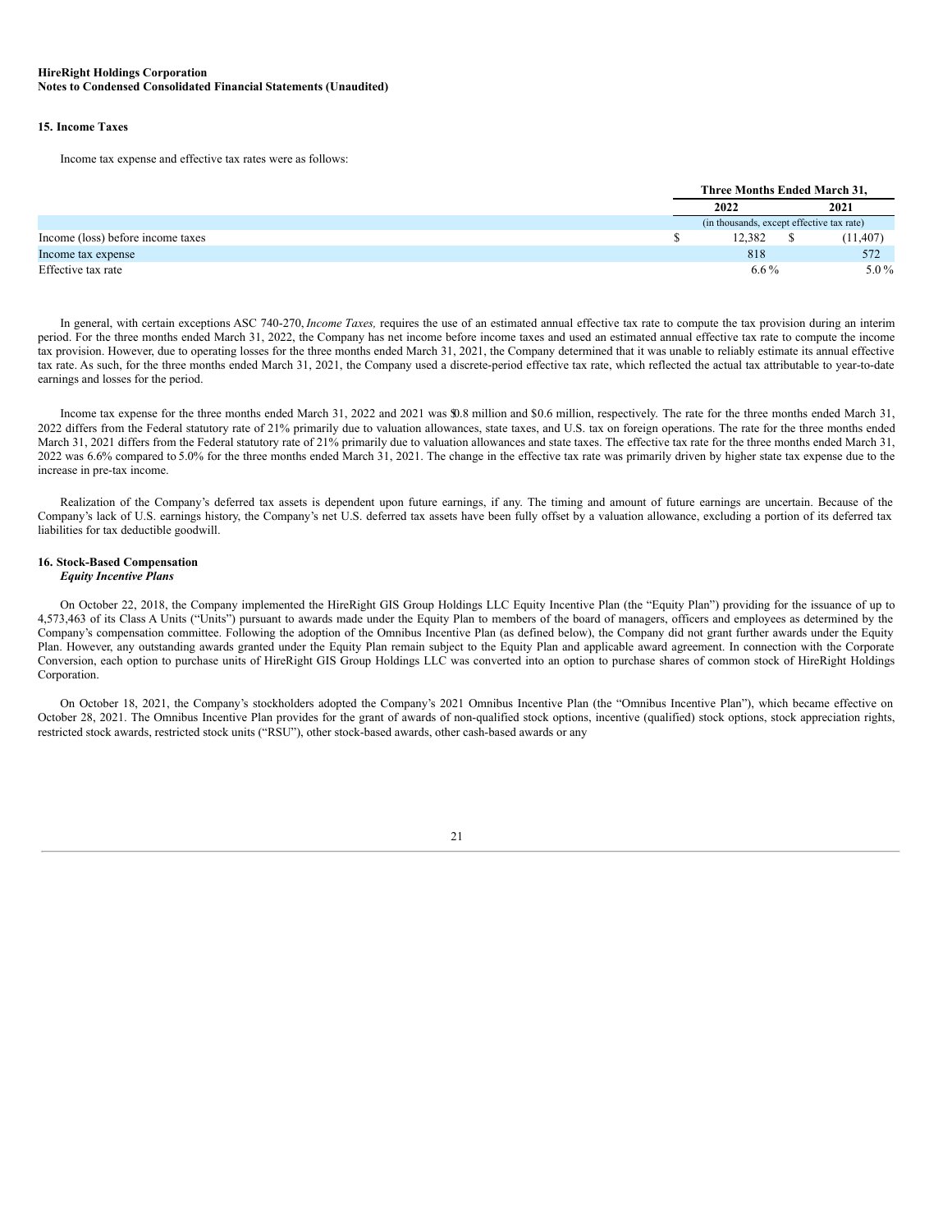## 15. Income Taxes

Income tax expense and effective tax rates were as follows:

| | Three Months Ended March 31, | |
|---|---|---|
| | 2022 | 2021 |
| | (in thousands, except effective tax rate) | |
| Income (loss) before income taxes | $ 12,382 | $ (11,407) |
| Income tax expense | 818 | 572 |
| Effective tax rate | 6.6 % | 5.0 % |

In general, with certain exceptions ASC 740-270, *Income Taxes,* requires the use of an estimated annual effective tax rate to compute the tax provision during an interim period. For the three months ended March 31, 2022, the Company has net income before income taxes and used an estimated annual effective tax rate to compute the income tax provision. However, due to operating losses for the three months ended March 31, 2021, the Company determined that it was unable to reliably estimate its annual effective tax rate. As such, for the three months ended March 31, 2021, the Company used a discrete-period effective tax rate, which reflected the actual tax attributable to year-to-date earnings and losses for the period.

Income tax expense for the three months ended March 31, 2022 and 2021 was $0.8 million and $0.6 million, respectively. The rate for the three months ended March 31, 2022 differs from the Federal statutory rate of 21% primarily due to valuation allowances, state taxes, and U.S. tax on foreign operations. The rate for the three months ended March 31, 2021 differs from the Federal statutory rate of 21% primarily due to valuation allowances and state taxes. The effective tax rate for the three months ended March 31, 2022 was 6.6% compared to 5.0% for the three months ended March 31, 2021. The change in the effective tax rate was primarily driven by higher state tax expense due to the increase in pre-tax income.

Realization of the Company's deferred tax assets is dependent upon future earnings, if any. The timing and amount of future earnings are uncertain. Because of the Company's lack of U.S. earnings history, the Company's net U.S. deferred tax assets have been fully offset by a valuation allowance, excluding a portion of its deferred tax liabilities for tax deductible goodwill.

## 16. Stock-Based Compensation

### *Equity Incentive Plans*

On October 22, 2018, the Company implemented the HireRight GIS Group Holdings LLC Equity Incentive Plan (the "Equity Plan") providing for the issuance of up to 4,573,463 of its Class A Units ("Units") pursuant to awards made under the Equity Plan to members of the board of managers, officers and employees as determined by the Company's compensation committee. Following the adoption of the Omnibus Incentive Plan (as defined below), the Company did not grant further awards under the Equity Plan. However, any outstanding awards granted under the Equity Plan remain subject to the Equity Plan and applicable award agreement. In connection with the Corporate Conversion, each option to purchase units of HireRight GIS Group Holdings LLC was converted into an option to purchase shares of common stock of HireRight Holdings Corporation.

On October 18, 2021, the Company's stockholders adopted the Company's 2021 Omnibus Incentive Plan (the "Omnibus Incentive Plan"), which became effective on October 28, 2021. The Omnibus Incentive Plan provides for the grant of awards of non-qualified stock options, incentive (qualified) stock options, stock appreciation rights, restricted stock awards, restricted stock units ("RSU"), other stock-based awards, other cash-based awards or any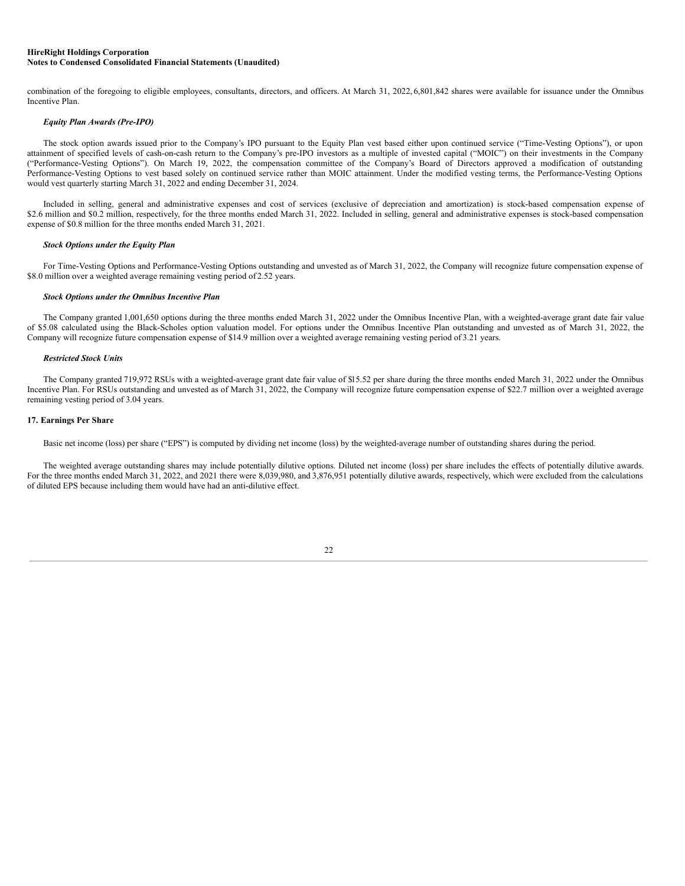combination of the foregoing to eligible employees, consultants, directors, and officers. At March 31, 2022, 6,801,842 shares were available for issuance under the Omnibus Incentive Plan.

***Equity Plan Awards (Pre-IPO)***

The stock option awards issued prior to the Company's IPO pursuant to the Equity Plan vest based either upon continued service ("Time-Vesting Options"), or upon attainment of specified levels of cash-on-cash return to the Company's pre-IPO investors as a multiple of invested capital ("MOIC") on their investments in the Company ("Performance-Vesting Options"). On March 19, 2022, the compensation committee of the Company's Board of Directors approved a modification of outstanding Performance-Vesting Options to vest based solely on continued service rather than MOIC attainment. Under the modified vesting terms, the Performance-Vesting Options would vest quarterly starting March 31, 2022 and ending December 31, 2024.

Included in selling, general and administrative expenses and cost of services (exclusive of depreciation and amortization) is stock-based compensation expense of $2.6 million and $0.2 million, respectively, for the three months ended March 31, 2022. Included in selling, general and administrative expenses is stock-based compensation expense of $0.8 million for the three months ended March 31, 2021.

***Stock Options under the Equity Plan***

For Time-Vesting Options and Performance-Vesting Options outstanding and unvested as of March 31, 2022, the Company will recognize future compensation expense of $8.0 million over a weighted average remaining vesting period of 2.52 years.

***Stock Options under the Omnibus Incentive Plan***

The Company granted 1,001,650 options during the three months ended March 31, 2022 under the Omnibus Incentive Plan, with a weighted-average grant date fair value of $5.08 calculated using the Black-Scholes option valuation model. For options under the Omnibus Incentive Plan outstanding and unvested as of March 31, 2022, the Company will recognize future compensation expense of $14.9 million over a weighted average remaining vesting period of 3.21 years.

***Restricted Stock Units***

The Company granted 719,972 RSUs with a weighted-average grant date fair value of $15.52 per share during the three months ended March 31, 2022 under the Omnibus Incentive Plan. For RSUs outstanding and unvested as of March 31, 2022, the Company will recognize future compensation expense of $22.7 million over a weighted average remaining vesting period of 3.04 years.

**17. Earnings Per Share**

Basic net income (loss) per share ("EPS") is computed by dividing net income (loss) by the weighted-average number of outstanding shares during the period.

The weighted average outstanding shares may include potentially dilutive options. Diluted net income (loss) per share includes the effects of potentially dilutive awards. For the three months ended March 31, 2022, and 2021 there were 8,039,980, and 3,876,951 potentially dilutive awards, respectively, which were excluded from the calculations of diluted EPS because including them would have had an anti-dilutive effect.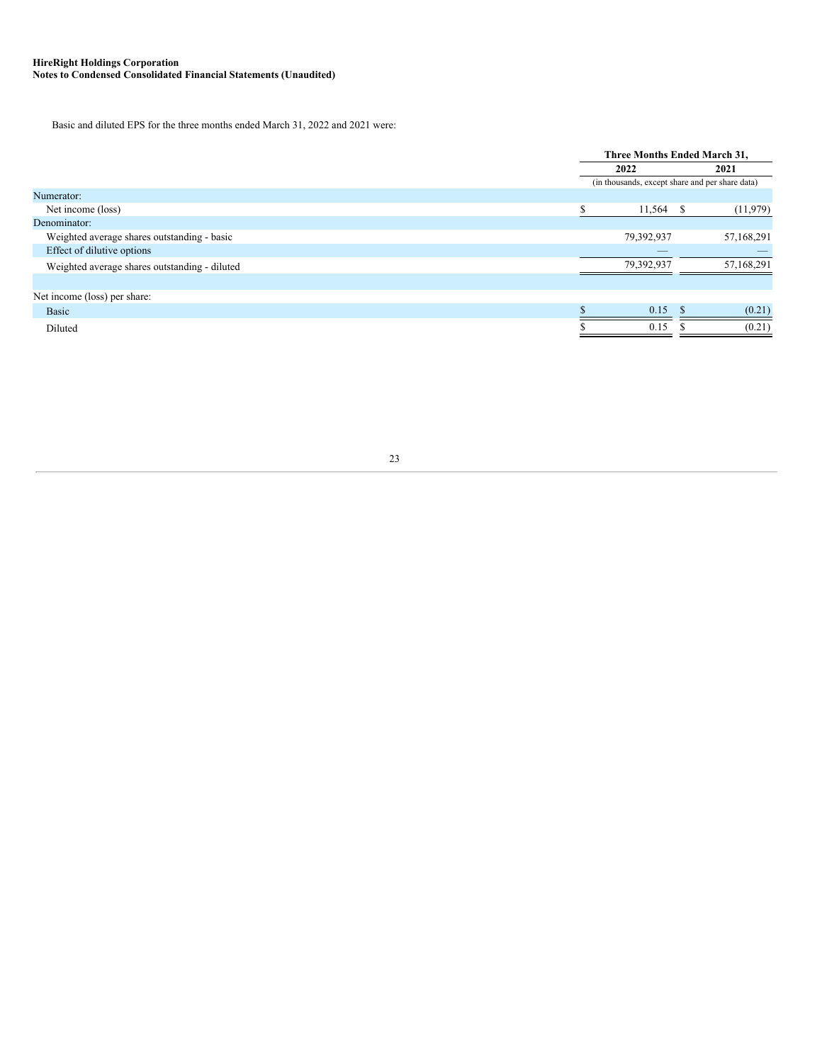**HireRight Holdings Corporation**
**Notes to Condensed Consolidated Financial Statements (Unaudited)**

Basic and diluted EPS for the three months ended March 31, 2022 and 2021 were:

| | Three Months Ended March 31, | |
|---|---|---|
| | 2022 | 2021 |
| | (in thousands, except share and per share data) | |
| Numerator: | | |
| Net income (loss) | $ 11,564 | $ (11,979) |
| Denominator: | | |
| Weighted average shares outstanding - basic | 79,392,937 | 57,168,291 |
| Effect of dilutive options | — | — |
| Weighted average shares outstanding - diluted | 79,392,937 | 57,168,291 |
| | | |
| Net income (loss) per share: | | |
| Basic | $ 0.15 | $ (0.21) |
| Diluted | $ 0.15 | $ (0.21) |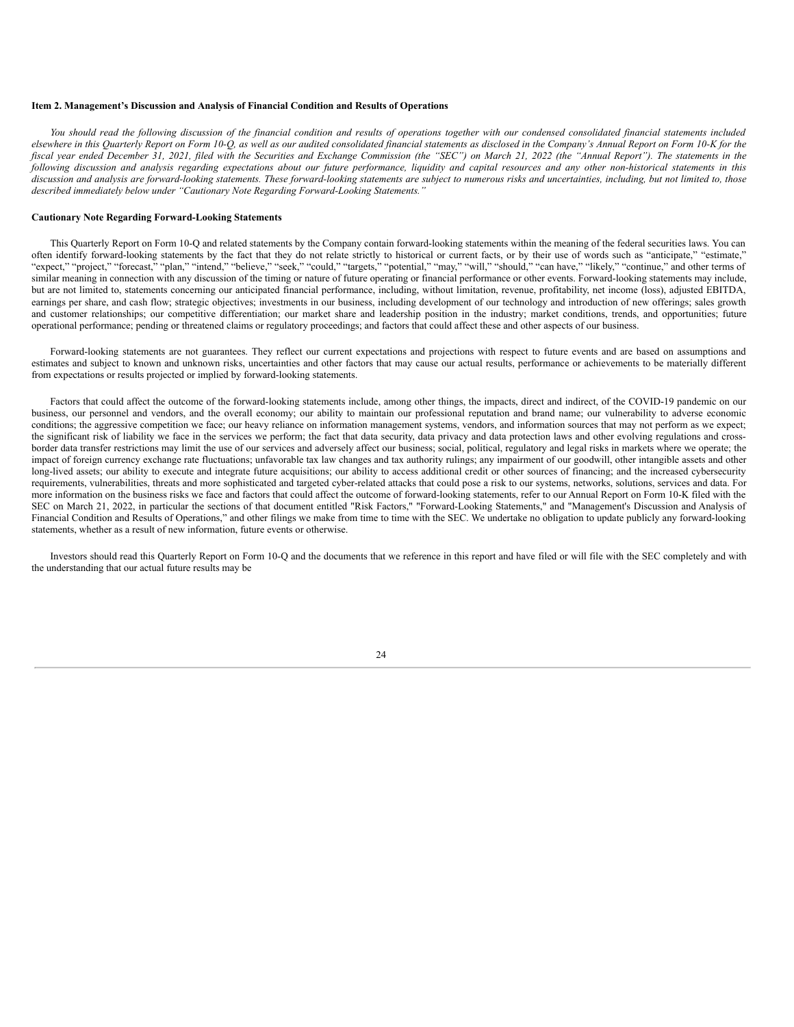**Item 2. Management's Discussion and Analysis of Financial Condition and Results of Operations**

*You should read the following discussion of the financial condition and results of operations together with our condensed consolidated financial statements included elsewhere in this Quarterly Report on Form 10-Q, as well as our audited consolidated financial statements as disclosed in the Company's Annual Report on Form 10-K for the fiscal year ended December 31, 2021, filed with the Securities and Exchange Commission (the "SEC") on March 21, 2022 (the "Annual Report"). The statements in the following discussion and analysis regarding expectations about our future performance, liquidity and capital resources and any other non-historical statements in this discussion and analysis are forward-looking statements. These forward-looking statements are subject to numerous risks and uncertainties, including, but not limited to, those described immediately below under "Cautionary Note Regarding Forward-Looking Statements."*

**Cautionary Note Regarding Forward-Looking Statements**

This Quarterly Report on Form 10-Q and related statements by the Company contain forward-looking statements within the meaning of the federal securities laws. You can often identify forward-looking statements by the fact that they do not relate strictly to historical or current facts, or by their use of words such as "anticipate," "estimate," "expect," "project," "forecast," "plan," "intend," "believe," "seek," "could," "targets," "potential," "may," "will," "should," "can have," "likely," "continue," and other terms of similar meaning in connection with any discussion of the timing or nature of future operating or financial performance or other events. Forward-looking statements may include, but are not limited to, statements concerning our anticipated financial performance, including, without limitation, revenue, profitability, net income (loss), adjusted EBITDA, earnings per share, and cash flow; strategic objectives; investments in our business, including development of our technology and introduction of new offerings; sales growth and customer relationships; our competitive differentiation; our market share and leadership position in the industry; market conditions, trends, and opportunities; future operational performance; pending or threatened claims or regulatory proceedings; and factors that could affect these and other aspects of our business.

Forward-looking statements are not guarantees. They reflect our current expectations and projections with respect to future events and are based on assumptions and estimates and subject to known and unknown risks, uncertainties and other factors that may cause our actual results, performance or achievements to be materially different from expectations or results projected or implied by forward-looking statements.

Factors that could affect the outcome of the forward-looking statements include, among other things, the impacts, direct and indirect, of the COVID-19 pandemic on our business, our personnel and vendors, and the overall economy; our ability to maintain our professional reputation and brand name; our vulnerability to adverse economic conditions; the aggressive competition we face; our heavy reliance on information management systems, vendors, and information sources that may not perform as we expect; the significant risk of liability we face in the services we perform; the fact that data security, data privacy and data protection laws and other evolving regulations and cross-border data transfer restrictions may limit the use of our services and adversely affect our business; social, political, regulatory and legal risks in markets where we operate; the impact of foreign currency exchange rate fluctuations; unfavorable tax law changes and tax authority rulings; any impairment of our goodwill, other intangible assets and other long-lived assets; our ability to execute and integrate future acquisitions; our ability to access additional credit or other sources of financing; and the increased cybersecurity requirements, vulnerabilities, threats and more sophisticated and targeted cyber-related attacks that could pose a risk to our systems, networks, solutions, services and data. For more information on the business risks we face and factors that could affect the outcome of forward-looking statements, refer to our Annual Report on Form 10-K filed with the SEC on March 21, 2022, in particular the sections of that document entitled "Risk Factors," "Forward-Looking Statements," and "Management's Discussion and Analysis of Financial Condition and Results of Operations," and other filings we make from time to time with the SEC. We undertake no obligation to update publicly any forward-looking statements, whether as a result of new information, future events or otherwise.

Investors should read this Quarterly Report on Form 10-Q and the documents that we reference in this report and have filed or will file with the SEC completely and with the understanding that our actual future results may be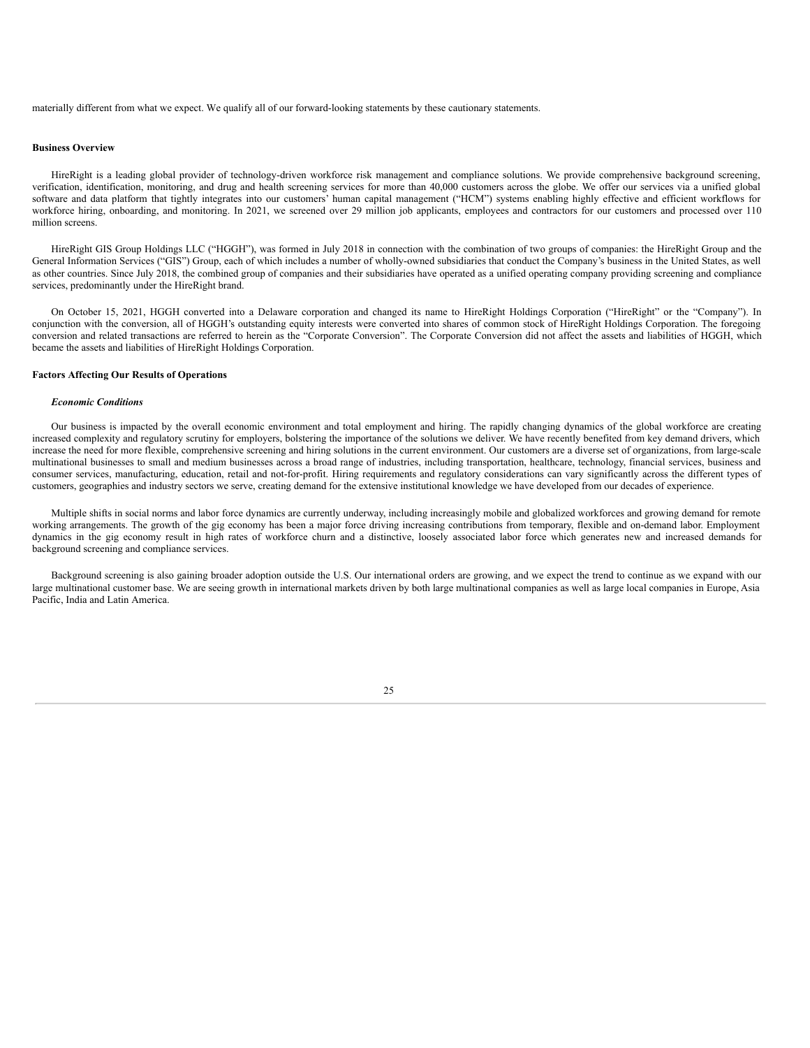materially different from what we expect. We qualify all of our forward-looking statements by these cautionary statements.

**Business Overview**

HireRight is a leading global provider of technology-driven workforce risk management and compliance solutions. We provide comprehensive background screening, verification, identification, monitoring, and drug and health screening services for more than 40,000 customers across the globe. We offer our services via a unified global software and data platform that tightly integrates into our customers' human capital management ("HCM") systems enabling highly effective and efficient workflows for workforce hiring, onboarding, and monitoring. In 2021, we screened over 29 million job applicants, employees and contractors for our customers and processed over 110 million screens.

HireRight GIS Group Holdings LLC ("HGGH"), was formed in July 2018 in connection with the combination of two groups of companies: the HireRight Group and the General Information Services ("GIS") Group, each of which includes a number of wholly-owned subsidiaries that conduct the Company's business in the United States, as well as other countries. Since July 2018, the combined group of companies and their subsidiaries have operated as a unified operating company providing screening and compliance services, predominantly under the HireRight brand.

On October 15, 2021, HGGH converted into a Delaware corporation and changed its name to HireRight Holdings Corporation ("HireRight" or the "Company"). In conjunction with the conversion, all of HGGH's outstanding equity interests were converted into shares of common stock of HireRight Holdings Corporation. The foregoing conversion and related transactions are referred to herein as the "Corporate Conversion". The Corporate Conversion did not affect the assets and liabilities of HGGH, which became the assets and liabilities of HireRight Holdings Corporation.

**Factors Affecting Our Results of Operations**

***Economic Conditions***

Our business is impacted by the overall economic environment and total employment and hiring. The rapidly changing dynamics of the global workforce are creating increased complexity and regulatory scrutiny for employers, bolstering the importance of the solutions we deliver. We have recently benefited from key demand drivers, which increase the need for more flexible, comprehensive screening and hiring solutions in the current environment. Our customers are a diverse set of organizations, from large-scale multinational businesses to small and medium businesses across a broad range of industries, including transportation, healthcare, technology, financial services, business and consumer services, manufacturing, education, retail and not-for-profit. Hiring requirements and regulatory considerations can vary significantly across the different types of customers, geographies and industry sectors we serve, creating demand for the extensive institutional knowledge we have developed from our decades of experience.

Multiple shifts in social norms and labor force dynamics are currently underway, including increasingly mobile and globalized workforces and growing demand for remote working arrangements. The growth of the gig economy has been a major force driving increasing contributions from temporary, flexible and on-demand labor. Employment dynamics in the gig economy result in high rates of workforce churn and a distinctive, loosely associated labor force which generates new and increased demands for background screening and compliance services.

Background screening is also gaining broader adoption outside the U.S. Our international orders are growing, and we expect the trend to continue as we expand with our large multinational customer base. We are seeing growth in international markets driven by both large multinational companies as well as large local companies in Europe, Asia Pacific, India and Latin America.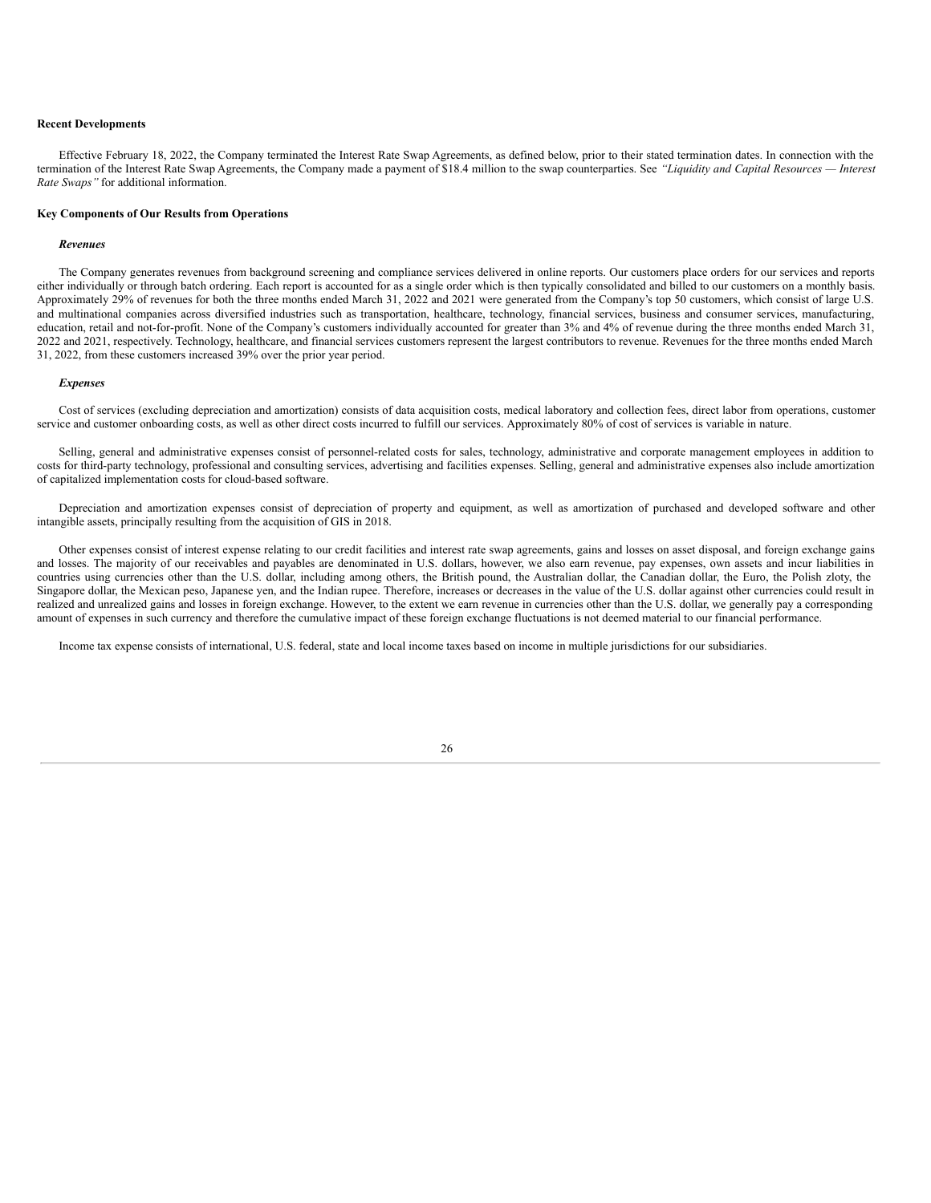**Recent Developments**

Effective February 18, 2022, the Company terminated the Interest Rate Swap Agreements, as defined below, prior to their stated termination dates. In connection with the termination of the Interest Rate Swap Agreements, the Company made a payment of $18.4 million to the swap counterparties. See *"Liquidity and Capital Resources — Interest Rate Swaps"* for additional information.

**Key Components of Our Results from Operations**

***Revenues***

The Company generates revenues from background screening and compliance services delivered in online reports. Our customers place orders for our services and reports either individually or through batch ordering. Each report is accounted for as a single order which is then typically consolidated and billed to our customers on a monthly basis. Approximately 29% of revenues for both the three months ended March 31, 2022 and 2021 were generated from the Company's top 50 customers, which consist of large U.S. and multinational companies across diversified industries such as transportation, healthcare, technology, financial services, business and consumer services, manufacturing, education, retail and not-for-profit. None of the Company's customers individually accounted for greater than 3% and 4% of revenue during the three months ended March 31, 2022 and 2021, respectively. Technology, healthcare, and financial services customers represent the largest contributors to revenue. Revenues for the three months ended March 31, 2022, from these customers increased 39% over the prior year period.

***Expenses***

Cost of services (excluding depreciation and amortization) consists of data acquisition costs, medical laboratory and collection fees, direct labor from operations, customer service and customer onboarding costs, as well as other direct costs incurred to fulfill our services. Approximately 80% of cost of services is variable in nature.

Selling, general and administrative expenses consist of personnel-related costs for sales, technology, administrative and corporate management employees in addition to costs for third-party technology, professional and consulting services, advertising and facilities expenses. Selling, general and administrative expenses also include amortization of capitalized implementation costs for cloud-based software.

Depreciation and amortization expenses consist of depreciation of property and equipment, as well as amortization of purchased and developed software and other intangible assets, principally resulting from the acquisition of GIS in 2018.

Other expenses consist of interest expense relating to our credit facilities and interest rate swap agreements, gains and losses on asset disposal, and foreign exchange gains and losses. The majority of our receivables and payables are denominated in U.S. dollars, however, we also earn revenue, pay expenses, own assets and incur liabilities in countries using currencies other than the U.S. dollar, including among others, the British pound, the Australian dollar, the Canadian dollar, the Euro, the Polish zloty, the Singapore dollar, the Mexican peso, Japanese yen, and the Indian rupee. Therefore, increases or decreases in the value of the U.S. dollar against other currencies could result in realized and unrealized gains and losses in foreign exchange. However, to the extent we earn revenue in currencies other than the U.S. dollar, we generally pay a corresponding amount of expenses in such currency and therefore the cumulative impact of these foreign exchange fluctuations is not deemed material to our financial performance.

Income tax expense consists of international, U.S. federal, state and local income taxes based on income in multiple jurisdictions for our subsidiaries.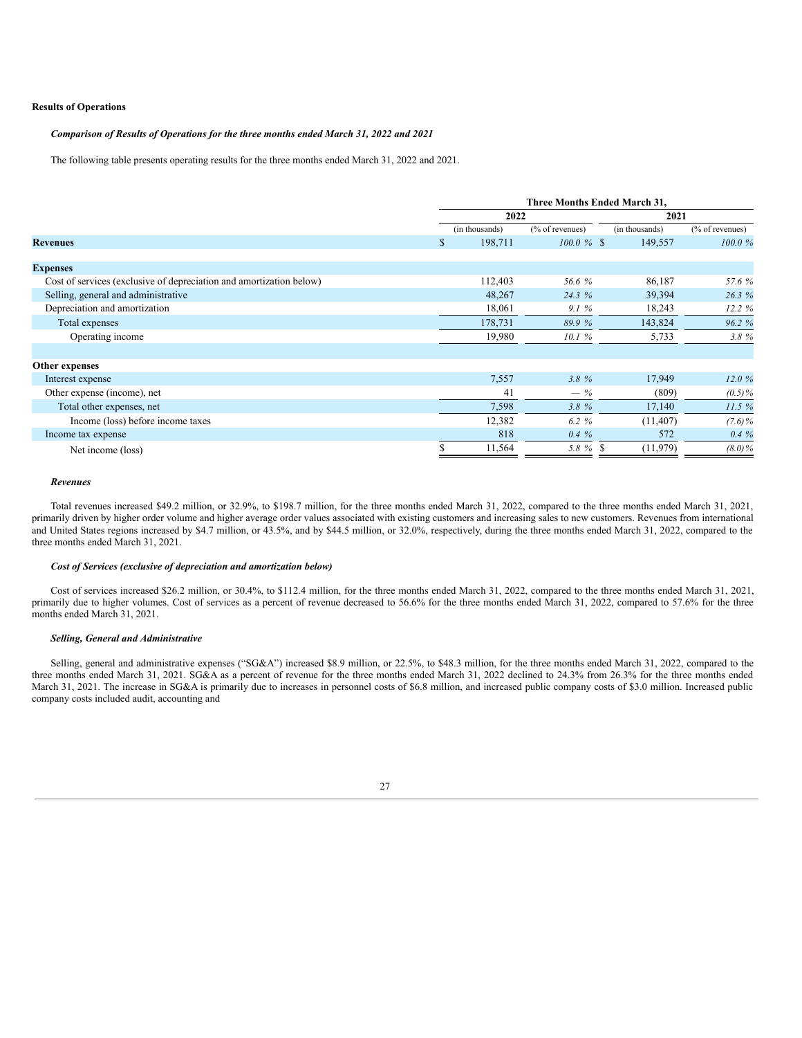**Results of Operations**

***Comparison of Results of Operations for the three months ended March 31, 2022 and 2021***

The following table presents operating results for the three months ended March 31, 2022 and 2021.

| | Three Months Ended March 31, | | | |
|---|---|---|---|---|
| | 2022 | | 2021 | |
| | (in thousands) | (% of revenues) | (in thousands) | (% of revenues) |
| **Revenues** | $ 198,711 | *100.0 %* | $ 149,557 | *100.0 %* |
| | | | | |
| **Expenses** | | | | |
| Cost of services (exclusive of depreciation and amortization below) | 112,403 | *56.6 %* | 86,187 | *57.6 %* |
| Selling, general and administrative | 48,267 | *24.3 %* | 39,394 | *26.3 %* |
| Depreciation and amortization | 18,061 | *9.1 %* | 18,243 | *12.2 %* |
| Total expenses | 178,731 | *89.9 %* | 143,824 | *96.2 %* |
| Operating income | 19,980 | *10.1 %* | 5,733 | *3.8 %* |
| | | | | |
| **Other expenses** | | | | |
| Interest expense | 7,557 | *3.8 %* | 17,949 | *12.0 %* |
| Other expense (income), net | 41 | *— %* | (809) | *(0.5)%* |
| Total other expenses, net | 7,598 | *3.8 %* | 17,140 | *11.5 %* |
| Income (loss) before income taxes | 12,382 | *6.2 %* | (11,407) | *(7.6)%* |
| Income tax expense | 818 | *0.4 %* | 572 | *0.4 %* |
| Net income (loss) | $ 11,564 | *5.8 %* | $ (11,979) | *(8.0)%* |

***Revenues***

Total revenues increased $49.2 million, or 32.9%, to $198.7 million, for the three months ended March 31, 2022, compared to the three months ended March 31, 2021, primarily driven by higher order volume and higher average order values associated with existing customers and increasing sales to new customers. Revenues from international and United States regions increased by $4.7 million, or 43.5%, and by $44.5 million, or 32.0%, respectively, during the three months ended March 31, 2022, compared to the three months ended March 31, 2021.

***Cost of Services (exclusive of depreciation and amortization below)***

Cost of services increased $26.2 million, or 30.4%, to $112.4 million, for the three months ended March 31, 2022, compared to the three months ended March 31, 2021, primarily due to higher volumes. Cost of services as a percent of revenue decreased to 56.6% for the three months ended March 31, 2022, compared to 57.6% for the three months ended March 31, 2021.

***Selling, General and Administrative***

Selling, general and administrative expenses ("SG&A") increased $8.9 million, or 22.5%, to $48.3 million, for the three months ended March 31, 2022, compared to the three months ended March 31, 2021. SG&A as a percent of revenue for the three months ended March 31, 2022 declined to 24.3% from 26.3% for the three months ended March 31, 2021. The increase in SG&A is primarily due to increases in personnel costs of $6.8 million, and increased public company costs of $3.0 million. Increased public company costs included audit, accounting and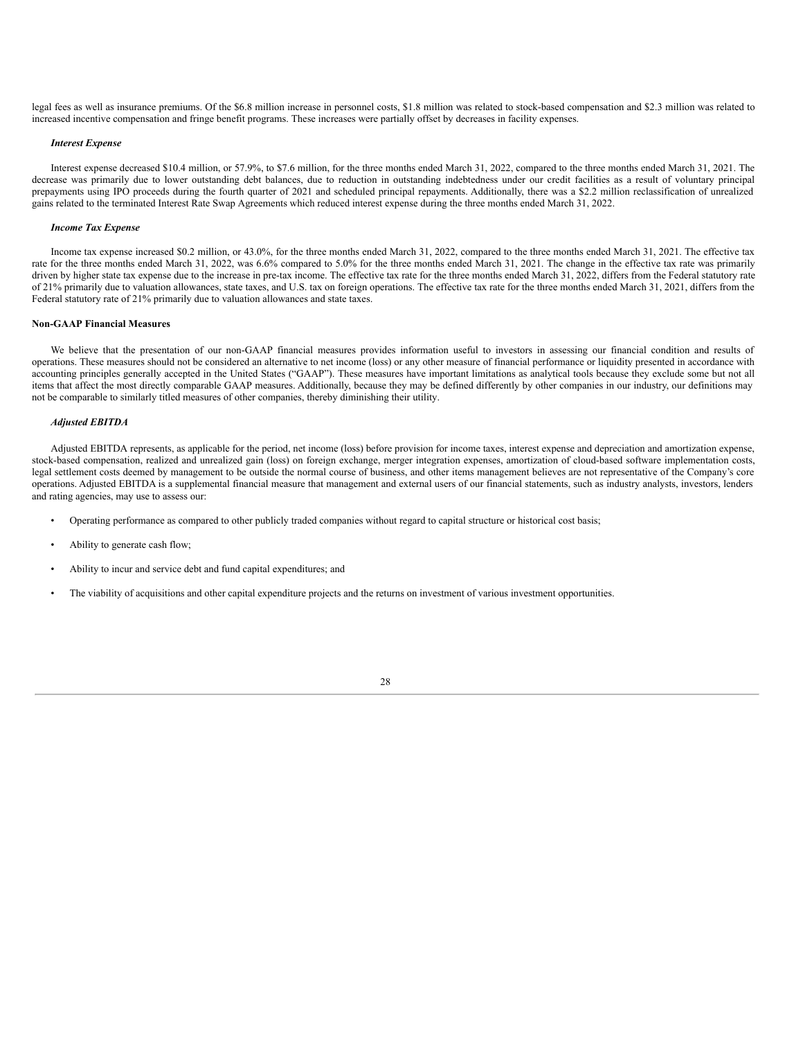legal fees as well as insurance premiums. Of the $6.8 million increase in personnel costs, $1.8 million was related to stock-based compensation and $2.3 million was related to increased incentive compensation and fringe benefit programs. These increases were partially offset by decreases in facility expenses.

***Interest Expense***

Interest expense decreased $10.4 million, or 57.9%, to $7.6 million, for the three months ended March 31, 2022, compared to the three months ended March 31, 2021. The decrease was primarily due to lower outstanding debt balances, due to reduction in outstanding indebtedness under our credit facilities as a result of voluntary principal prepayments using IPO proceeds during the fourth quarter of 2021 and scheduled principal repayments. Additionally, there was a $2.2 million reclassification of unrealized gains related to the terminated Interest Rate Swap Agreements which reduced interest expense during the three months ended March 31, 2022.

***Income Tax Expense***

Income tax expense increased $0.2 million, or 43.0%, for the three months ended March 31, 2022, compared to the three months ended March 31, 2021. The effective tax rate for the three months ended March 31, 2022, was 6.6% compared to 5.0% for the three months ended March 31, 2021. The change in the effective tax rate was primarily driven by higher state tax expense due to the increase in pre-tax income. The effective tax rate for the three months ended March 31, 2022, differs from the Federal statutory rate of 21% primarily due to valuation allowances, state taxes, and U.S. tax on foreign operations. The effective tax rate for the three months ended March 31, 2021, differs from the Federal statutory rate of 21% primarily due to valuation allowances and state taxes.

**Non-GAAP Financial Measures**

We believe that the presentation of our non-GAAP financial measures provides information useful to investors in assessing our financial condition and results of operations. These measures should not be considered an alternative to net income (loss) or any other measure of financial performance or liquidity presented in accordance with accounting principles generally accepted in the United States ("GAAP"). These measures have important limitations as analytical tools because they exclude some but not all items that affect the most directly comparable GAAP measures. Additionally, because they may be defined differently by other companies in our industry, our definitions may not be comparable to similarly titled measures of other companies, thereby diminishing their utility.

***Adjusted EBITDA***

Adjusted EBITDA represents, as applicable for the period, net income (loss) before provision for income taxes, interest expense and depreciation and amortization expense, stock-based compensation, realized and unrealized gain (loss) on foreign exchange, merger integration expenses, amortization of cloud-based software implementation costs, legal settlement costs deemed by management to be outside the normal course of business, and other items management believes are not representative of the Company's core operations. Adjusted EBITDA is a supplemental financial measure that management and external users of our financial statements, such as industry analysts, investors, lenders and rating agencies, may use to assess our:

- Operating performance as compared to other publicly traded companies without regard to capital structure or historical cost basis;
- Ability to generate cash flow;
- Ability to incur and service debt and fund capital expenditures; and
- The viability of acquisitions and other capital expenditure projects and the returns on investment of various investment opportunities.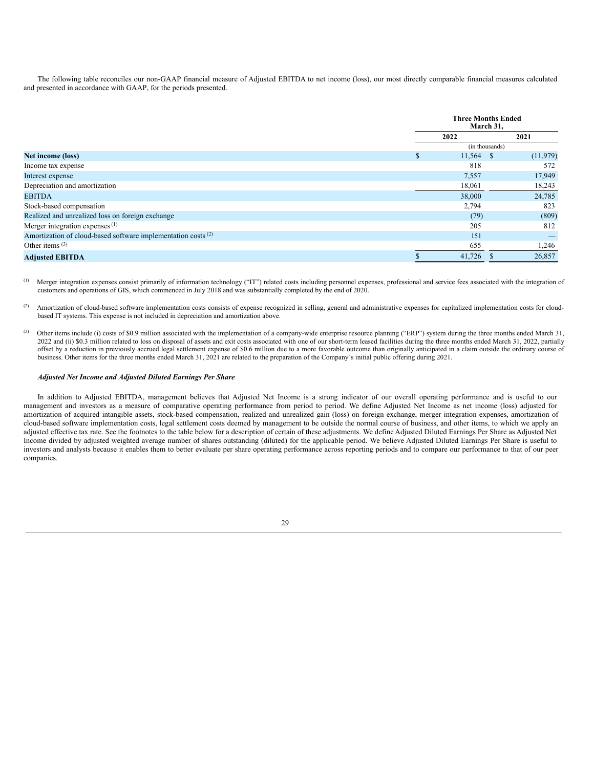The following table reconciles our non-GAAP financial measure of Adjusted EBITDA to net income (loss), our most directly comparable financial measures calculated and presented in accordance with GAAP, for the periods presented.

| | Three Months Ended March 31, | |
|---|---|---|
| | 2022 | 2021 |
| | (in thousands) | |
| **Net income (loss)** | $ 11,564 | $ (11,979) |
| Income tax expense | 818 | 572 |
| Interest expense | 7,557 | 17,949 |
| Depreciation and amortization | 18,061 | 18,243 |
| EBITDA | 38,000 | 24,785 |
| Stock-based compensation | 2,794 | 823 |
| Realized and unrealized loss on foreign exchange | (79) | (809) |
| Merger integration expenses [(1)] | 205 | 812 |
| Amortization of cloud-based software implementation costs [(2)] | 151 | — |
| Other items [(3)] | 655 | 1,246 |
| **Adjusted EBITDA** | $ 41,726 | $ 26,857 |

(1) Merger integration expenses consist primarily of information technology ("IT") related costs including personnel expenses, professional and service fees associated with the integration of customers and operations of GIS, which commenced in July 2018 and was substantially completed by the end of 2020.

(2) Amortization of cloud-based software implementation costs consists of expense recognized in selling, general and administrative expenses for capitalized implementation costs for cloud-based IT systems. This expense is not included in depreciation and amortization above.

(3) Other items include (i) costs of $0.9 million associated with the implementation of a company-wide enterprise resource planning ("ERP") system during the three months ended March 31, 2022 and (ii) $0.3 million related to loss on disposal of assets and exit costs associated with one of our short-term leased facilities during the three months ended March 31, 2022, partially offset by a reduction in previously accrued legal settlement expense of $0.6 million due to a more favorable outcome than originally anticipated in a claim outside the ordinary course of business. Other items for the three months ended March 31, 2021 are related to the preparation of the Company's initial public offering during 2021.

***Adjusted Net Income and Adjusted Diluted Earnings Per Share***

In addition to Adjusted EBITDA, management believes that Adjusted Net Income is a strong indicator of our overall operating performance and is useful to our management and investors as a measure of comparative operating performance from period to period. We define Adjusted Net Income as net income (loss) adjusted for amortization of acquired intangible assets, stock-based compensation, realized and unrealized gain (loss) on foreign exchange, merger integration expenses, amortization of cloud-based software implementation costs, legal settlement costs deemed by management to be outside the normal course of business, and other items, to which we apply an adjusted effective tax rate. See the footnotes to the table below for a description of certain of these adjustments. We define Adjusted Diluted Earnings Per Share as Adjusted Net Income divided by adjusted weighted average number of shares outstanding (diluted) for the applicable period. We believe Adjusted Diluted Earnings Per Share is useful to investors and analysts because it enables them to better evaluate per share operating performance across reporting periods and to compare our performance to that of our peer companies.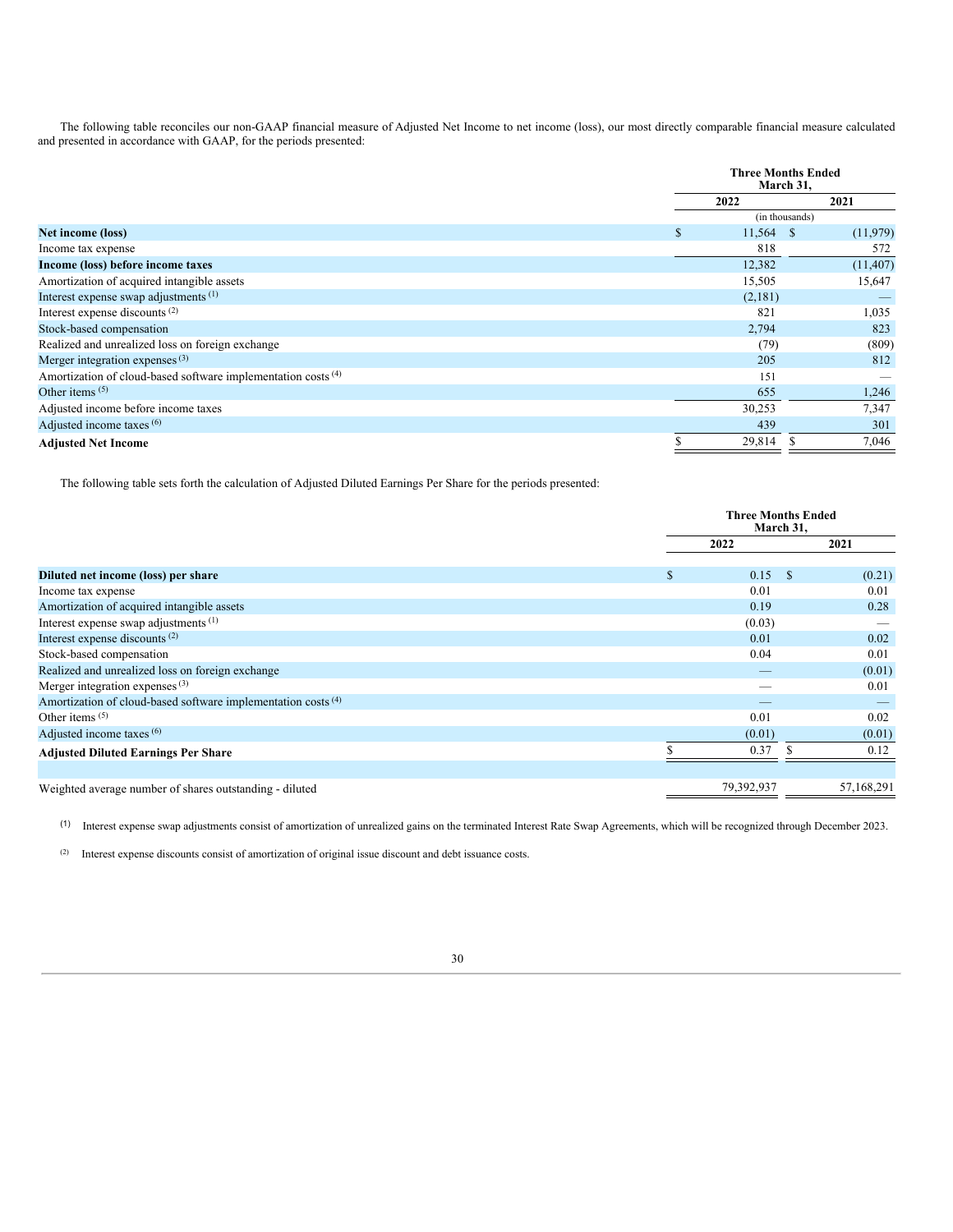The following table reconciles our non-GAAP financial measure of Adjusted Net Income to net income (loss), our most directly comparable financial measure calculated and presented in accordance with GAAP, for the periods presented:

| | Three Months Ended March 31, | |
|---|---|---|
| | 2022 | 2021 |
| | (in thousands) | |
| **Net income (loss)** | $ 11,564 | $ (11,979) |
| Income tax expense | 818 | 572 |
| **Income (loss) before income taxes** | 12,382 | (11,407) |
| Amortization of acquired intangible assets | 15,505 | 15,647 |
| Interest expense swap adjustments [(1)] | (2,181) | — |
| Interest expense discounts [(2)] | 821 | 1,035 |
| Stock-based compensation | 2,794 | 823 |
| Realized and unrealized loss on foreign exchange | (79) | (809) |
| Merger integration expenses [(3)] | 205 | 812 |
| Amortization of cloud-based software implementation costs [(4)] | 151 | — |
| Other items [(5)] | 655 | 1,246 |
| Adjusted income before income taxes | 30,253 | 7,347 |
| Adjusted income taxes [(6)] | 439 | 301 |
| **Adjusted Net Income** | $ 29,814 | $ 7,046 |

The following table sets forth the calculation of Adjusted Diluted Earnings Per Share for the periods presented:

| | Three Months Ended March 31, | |
|---|---|---|
| | 2022 | 2021 |
| **Diluted net income (loss) per share** | $ 0.15 | $ (0.21) |
| Income tax expense | 0.01 | 0.01 |
| Amortization of acquired intangible assets | 0.19 | 0.28 |
| Interest expense swap adjustments [(1)] | (0.03) | — |
| Interest expense discounts [(2)] | 0.01 | 0.02 |
| Stock-based compensation | 0.04 | 0.01 |
| Realized and unrealized loss on foreign exchange | — | (0.01) |
| Merger integration expenses [(3)] | — | 0.01 |
| Amortization of cloud-based software implementation costs [(4)] | — | — |
| Other items [(5)] | 0.01 | 0.02 |
| Adjusted income taxes [(6)] | (0.01) | (0.01) |
| **Adjusted Diluted Earnings Per Share** | $ 0.37 | $ 0.12 |
| | | |
| Weighted average number of shares outstanding - diluted | 79,392,937 | 57,168,291 |

(1) Interest expense swap adjustments consist of amortization of unrealized gains on the terminated Interest Rate Swap Agreements, which will be recognized through December 2023.

(2) Interest expense discounts consist of amortization of original issue discount and debt issuance costs.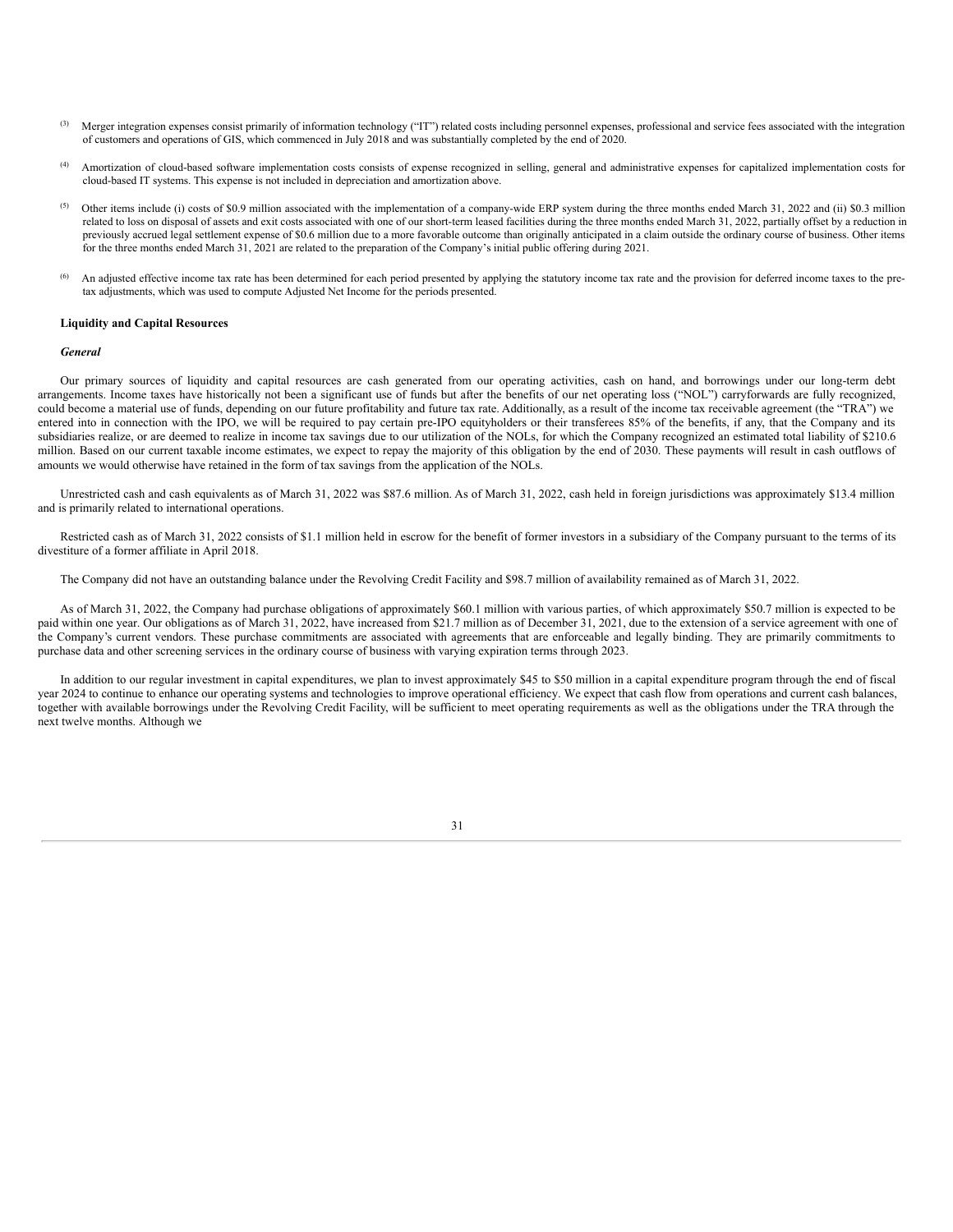(3) Merger integration expenses consist primarily of information technology ("IT") related costs including personnel expenses, professional and service fees associated with the integration of customers and operations of GIS, which commenced in July 2018 and was substantially completed by the end of 2020.

(4) Amortization of cloud-based software implementation costs consists of expense recognized in selling, general and administrative expenses for capitalized implementation costs for cloud-based IT systems. This expense is not included in depreciation and amortization above.

(5) Other items include (i) costs of $0.9 million associated with the implementation of a company-wide ERP system during the three months ended March 31, 2022 and (ii) $0.3 million related to loss on disposal of assets and exit costs associated with one of our short-term leased facilities during the three months ended March 31, 2022, partially offset by a reduction in previously accrued legal settlement expense of $0.6 million due to a more favorable outcome than originally anticipated in a claim outside the ordinary course of business. Other items for the three months ended March 31, 2021 are related to the preparation of the Company's initial public offering during 2021.

(6) An adjusted effective income tax rate has been determined for each period presented by applying the statutory income tax rate and the provision for deferred income taxes to the pre-tax adjustments, which was used to compute Adjusted Net Income for the periods presented.

**Liquidity and Capital Resources**

***General***

Our primary sources of liquidity and capital resources are cash generated from our operating activities, cash on hand, and borrowings under our long-term debt arrangements. Income taxes have historically not been a significant use of funds but after the benefits of our net operating loss ("NOL") carryforwards are fully recognized, could become a material use of funds, depending on our future profitability and future tax rate. Additionally, as a result of the income tax receivable agreement (the "TRA") we entered into in connection with the IPO, we will be required to pay certain pre-IPO equityholders or their transferees 85% of the benefits, if any, that the Company and its subsidiaries realize, or are deemed to realize in income tax savings due to our utilization of the NOLs, for which the Company recognized an estimated total liability of $210.6 million. Based on our current taxable income estimates, we expect to repay the majority of this obligation by the end of 2030. These payments will result in cash outflows of amounts we would otherwise have retained in the form of tax savings from the application of the NOLs.

Unrestricted cash and cash equivalents as of March 31, 2022 was $87.6 million. As of March 31, 2022, cash held in foreign jurisdictions was approximately $13.4 million and is primarily related to international operations.

Restricted cash as of March 31, 2022 consists of $1.1 million held in escrow for the benefit of former investors in a subsidiary of the Company pursuant to the terms of its divestiture of a former affiliate in April 2018.

The Company did not have an outstanding balance under the Revolving Credit Facility and $98.7 million of availability remained as of March 31, 2022.

As of March 31, 2022, the Company had purchase obligations of approximately $60.1 million with various parties, of which approximately $50.7 million is expected to be paid within one year. Our obligations as of March 31, 2022, have increased from $21.7 million as of December 31, 2021, due to the extension of a service agreement with one of the Company's current vendors. These purchase commitments are associated with agreements that are enforceable and legally binding. They are primarily commitments to purchase data and other screening services in the ordinary course of business with varying expiration terms through 2023.

In addition to our regular investment in capital expenditures, we plan to invest approximately $45 to $50 million in a capital expenditure program through the end of fiscal year 2024 to continue to enhance our operating systems and technologies to improve operational efficiency. We expect that cash flow from operations and current cash balances, together with available borrowings under the Revolving Credit Facility, will be sufficient to meet operating requirements as well as the obligations under the TRA through the next twelve months. Although we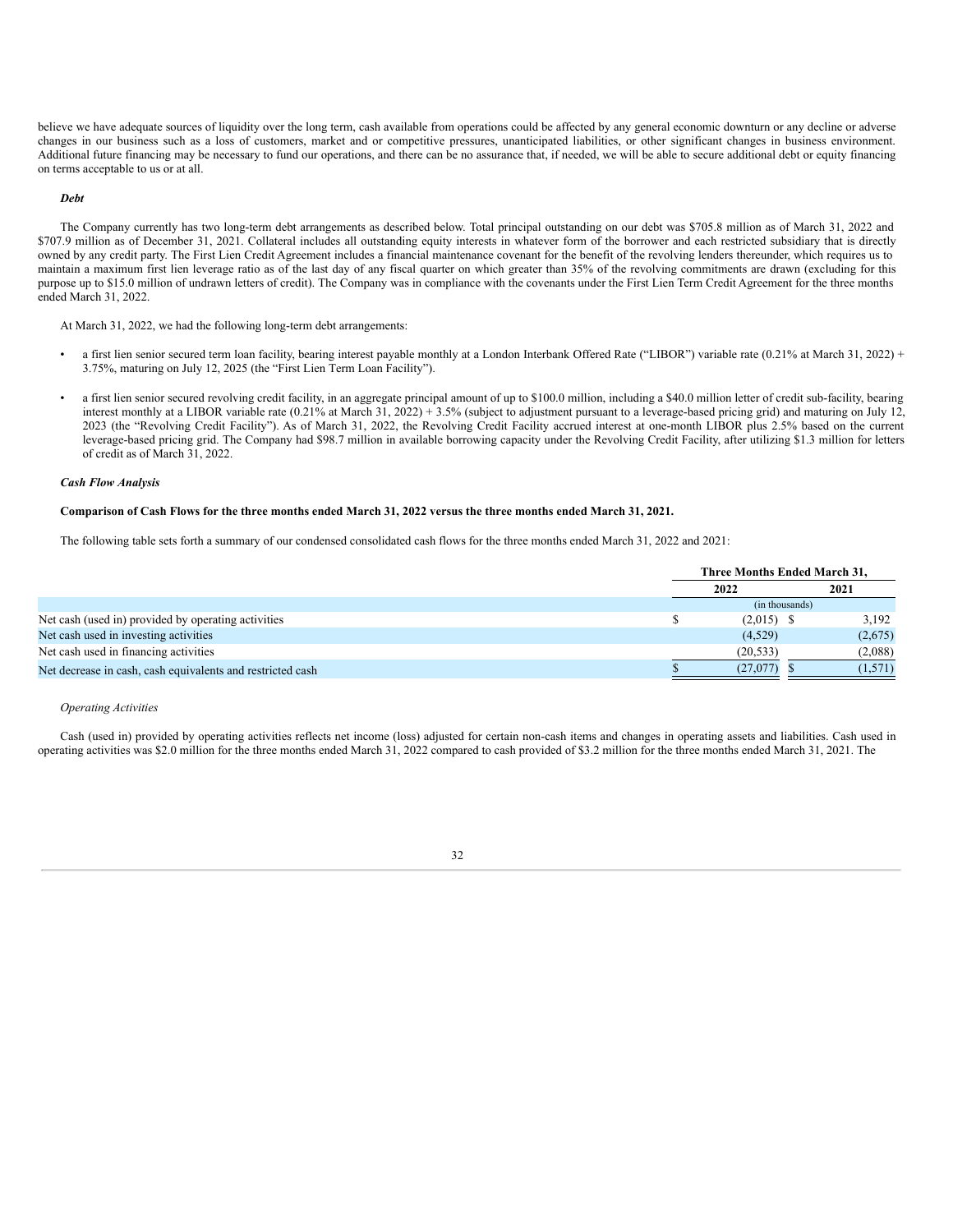believe we have adequate sources of liquidity over the long term, cash available from operations could be affected by any general economic downturn or any decline or adverse changes in our business such as a loss of customers, market and or competitive pressures, unanticipated liabilities, or other significant changes in business environment. Additional future financing may be necessary to fund our operations, and there can be no assurance that, if needed, we will be able to secure additional debt or equity financing on terms acceptable to us or at all.

***Debt***

The Company currently has two long-term debt arrangements as described below. Total principal outstanding on our debt was $705.8 million as of March 31, 2022 and $707.9 million as of December 31, 2021. Collateral includes all outstanding equity interests in whatever form of the borrower and each restricted subsidiary that is directly owned by any credit party. The First Lien Credit Agreement includes a financial maintenance covenant for the benefit of the revolving lenders thereunder, which requires us to maintain a maximum first lien leverage ratio as of the last day of any fiscal quarter on which greater than 35% of the revolving commitments are drawn (excluding for this purpose up to $15.0 million of undrawn letters of credit). The Company was in compliance with the covenants under the First Lien Term Credit Agreement for the three months ended March 31, 2022.

At March 31, 2022, we had the following long-term debt arrangements:

- a first lien senior secured term loan facility, bearing interest payable monthly at a London Interbank Offered Rate ("LIBOR") variable rate (0.21% at March 31, 2022) + 3.75%, maturing on July 12, 2025 (the "First Lien Term Loan Facility").
- a first lien senior secured revolving credit facility, in an aggregate principal amount of up to $100.0 million, including a $40.0 million letter of credit sub-facility, bearing interest monthly at a LIBOR variable rate (0.21% at March 31, 2022) + 3.5% (subject to adjustment pursuant to a leverage-based pricing grid) and maturing on July 12, 2023 (the "Revolving Credit Facility"). As of March 31, 2022, the Revolving Credit Facility accrued interest at one-month LIBOR plus 2.5% based on the current leverage-based pricing grid. The Company had $98.7 million in available borrowing capacity under the Revolving Credit Facility, after utilizing $1.3 million for letters of credit as of March 31, 2022.

***Cash Flow Analysis***

**Comparison of Cash Flows for the three months ended March 31, 2022 versus the three months ended March 31, 2021.**

The following table sets forth a summary of our condensed consolidated cash flows for the three months ended March 31, 2022 and 2021:

| | Three Months Ended March 31, | |
|---|---|---|
| | 2022 | 2021 |
| | (in thousands) | |
| Net cash (used in) provided by operating activities | $ (2,015) | $ 3,192 |
| Net cash used in investing activities | (4,529) | (2,675) |
| Net cash used in financing activities | (20,533) | (2,088) |
| Net decrease in cash, cash equivalents and restricted cash | $ (27,077) | $ (1,571) |

*Operating Activities*

Cash (used in) provided by operating activities reflects net income (loss) adjusted for certain non-cash items and changes in operating assets and liabilities. Cash used in operating activities was $2.0 million for the three months ended March 31, 2022 compared to cash provided of $3.2 million for the three months ended March 31, 2021. The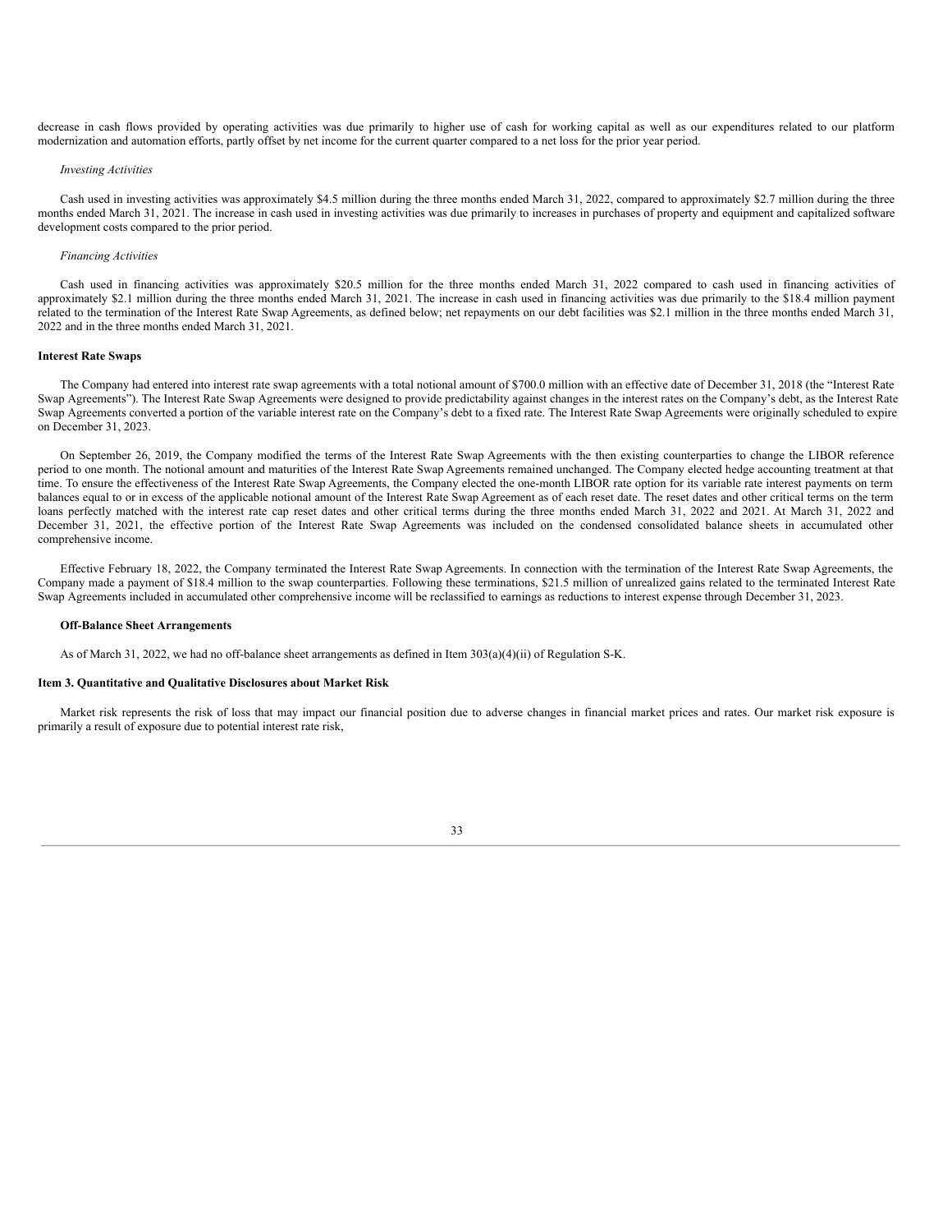decrease in cash flows provided by operating activities was due primarily to higher use of cash for working capital as well as our expenditures related to our platform modernization and automation efforts, partly offset by net income for the current quarter compared to a net loss for the prior year period.

*Investing Activities*

Cash used in investing activities was approximately $4.5 million during the three months ended March 31, 2022, compared to approximately $2.7 million during the three months ended March 31, 2021. The increase in cash used in investing activities was due primarily to increases in purchases of property and equipment and capitalized software development costs compared to the prior period.

*Financing Activities*

Cash used in financing activities was approximately $20.5 million for the three months ended March 31, 2022 compared to cash used in financing activities of approximately $2.1 million during the three months ended March 31, 2021. The increase in cash used in financing activities was due primarily to the $18.4 million payment related to the termination of the Interest Rate Swap Agreements, as defined below; net repayments on our debt facilities was $2.1 million in the three months ended March 31, 2022 and in the three months ended March 31, 2021.

**Interest Rate Swaps**

The Company had entered into interest rate swap agreements with a total notional amount of $700.0 million with an effective date of December 31, 2018 (the "Interest Rate Swap Agreements"). The Interest Rate Swap Agreements were designed to provide predictability against changes in the interest rates on the Company's debt, as the Interest Rate Swap Agreements converted a portion of the variable interest rate on the Company's debt to a fixed rate. The Interest Rate Swap Agreements were originally scheduled to expire on December 31, 2023.

On September 26, 2019, the Company modified the terms of the Interest Rate Swap Agreements with the then existing counterparties to change the LIBOR reference period to one month. The notional amount and maturities of the Interest Rate Swap Agreements remained unchanged. The Company elected hedge accounting treatment at that time. To ensure the effectiveness of the Interest Rate Swap Agreements, the Company elected the one-month LIBOR rate option for its variable rate interest payments on term balances equal to or in excess of the applicable notional amount of the Interest Rate Swap Agreement as of each reset date. The reset dates and other critical terms on the term loans perfectly matched with the interest rate cap reset dates and other critical terms during the three months ended March 31, 2022 and 2021. At March 31, 2022 and December 31, 2021, the effective portion of the Interest Rate Swap Agreements was included on the condensed consolidated balance sheets in accumulated other comprehensive income.

Effective February 18, 2022, the Company terminated the Interest Rate Swap Agreements. In connection with the termination of the Interest Rate Swap Agreements, the Company made a payment of $18.4 million to the swap counterparties. Following these terminations, $21.5 million of unrealized gains related to the terminated Interest Rate Swap Agreements included in accumulated other comprehensive income will be reclassified to earnings as reductions to interest expense through December 31, 2023.

**Off-Balance Sheet Arrangements**

As of March 31, 2022, we had no off-balance sheet arrangements as defined in Item 303(a)(4)(ii) of Regulation S-K.

## Item 3. Quantitative and Qualitative Disclosures about Market Risk

Market risk represents the risk of loss that may impact our financial position due to adverse changes in financial market prices and rates. Our market risk exposure is primarily a result of exposure due to potential interest rate risk,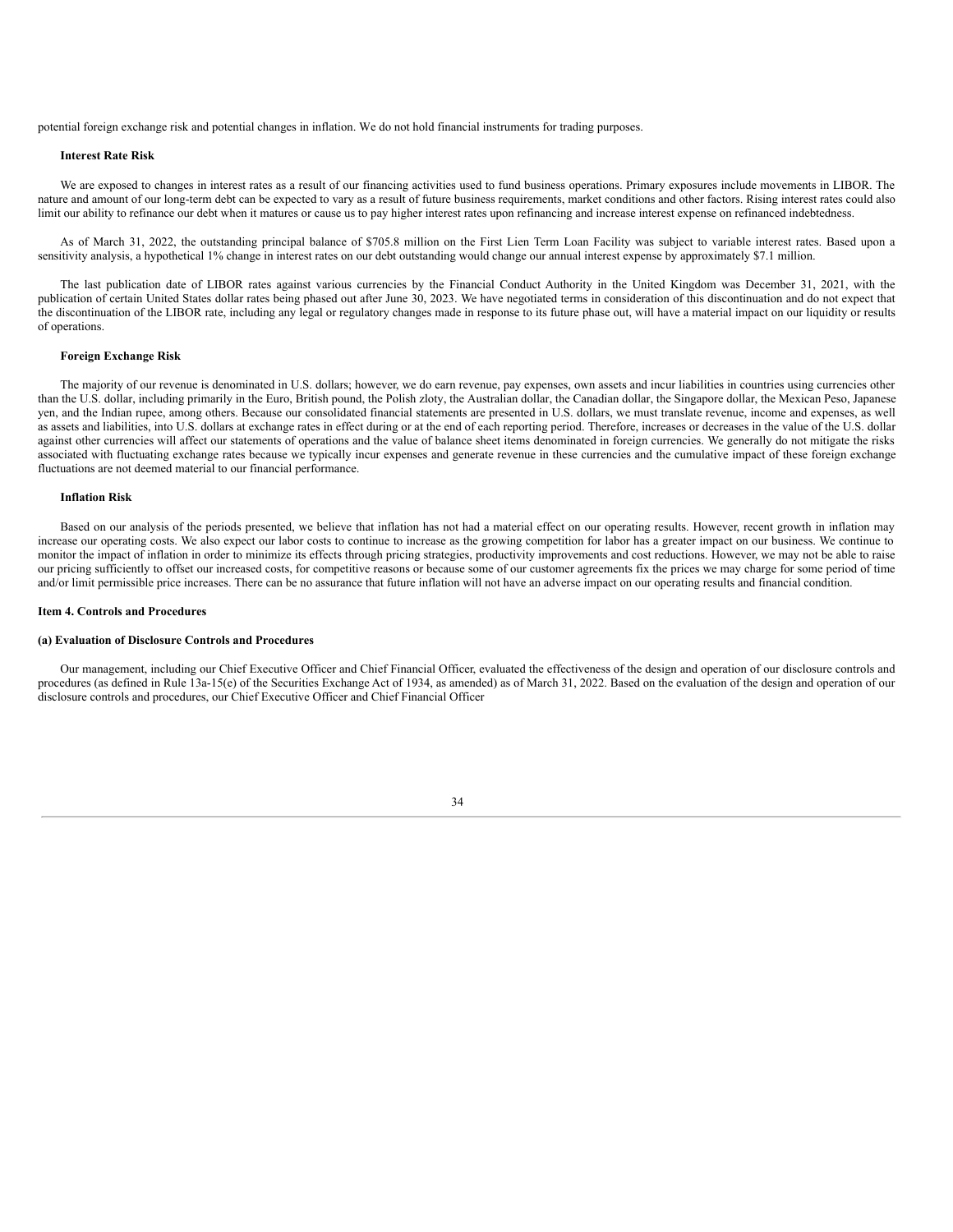potential foreign exchange risk and potential changes in inflation. We do not hold financial instruments for trading purposes.

**Interest Rate Risk**

We are exposed to changes in interest rates as a result of our financing activities used to fund business operations. Primary exposures include movements in LIBOR. The nature and amount of our long-term debt can be expected to vary as a result of future business requirements, market conditions and other factors. Rising interest rates could also limit our ability to refinance our debt when it matures or cause us to pay higher interest rates upon refinancing and increase interest expense on refinanced indebtedness.

As of March 31, 2022, the outstanding principal balance of $705.8 million on the First Lien Term Loan Facility was subject to variable interest rates. Based upon a sensitivity analysis, a hypothetical 1% change in interest rates on our debt outstanding would change our annual interest expense by approximately $7.1 million.

The last publication date of LIBOR rates against various currencies by the Financial Conduct Authority in the United Kingdom was December 31, 2021, with the publication of certain United States dollar rates being phased out after June 30, 2023. We have negotiated terms in consideration of this discontinuation and do not expect that the discontinuation of the LIBOR rate, including any legal or regulatory changes made in response to its future phase out, will have a material impact on our liquidity or results of operations.

**Foreign Exchange Risk**

The majority of our revenue is denominated in U.S. dollars; however, we do earn revenue, pay expenses, own assets and incur liabilities in countries using currencies other than the U.S. dollar, including primarily in the Euro, British pound, the Polish zloty, the Australian dollar, the Canadian dollar, the Singapore dollar, the Mexican Peso, Japanese yen, and the Indian rupee, among others. Because our consolidated financial statements are presented in U.S. dollars, we must translate revenue, income and expenses, as well as assets and liabilities, into U.S. dollars at exchange rates in effect during or at the end of each reporting period. Therefore, increases or decreases in the value of the U.S. dollar against other currencies will affect our statements of operations and the value of balance sheet items denominated in foreign currencies. We generally do not mitigate the risks associated with fluctuating exchange rates because we typically incur expenses and generate revenue in these currencies and the cumulative impact of these foreign exchange fluctuations are not deemed material to our financial performance.

**Inflation Risk**

Based on our analysis of the periods presented, we believe that inflation has not had a material effect on our operating results. However, recent growth in inflation may increase our operating costs. We also expect our labor costs to continue to increase as the growing competition for labor has a greater impact on our business. We continue to monitor the impact of inflation in order to minimize its effects through pricing strategies, productivity improvements and cost reductions. However, we may not be able to raise our pricing sufficiently to offset our increased costs, for competitive reasons or because some of our customer agreements fix the prices we may charge for some period of time and/or limit permissible price increases. There can be no assurance that future inflation will not have an adverse impact on our operating results and financial condition.

## Item 4. Controls and Procedures

### (a) Evaluation of Disclosure Controls and Procedures

Our management, including our Chief Executive Officer and Chief Financial Officer, evaluated the effectiveness of the design and operation of our disclosure controls and procedures (as defined in Rule 13a-15(e) of the Securities Exchange Act of 1934, as amended) as of March 31, 2022. Based on the evaluation of the design and operation of our disclosure controls and procedures, our Chief Executive Officer and Chief Financial Officer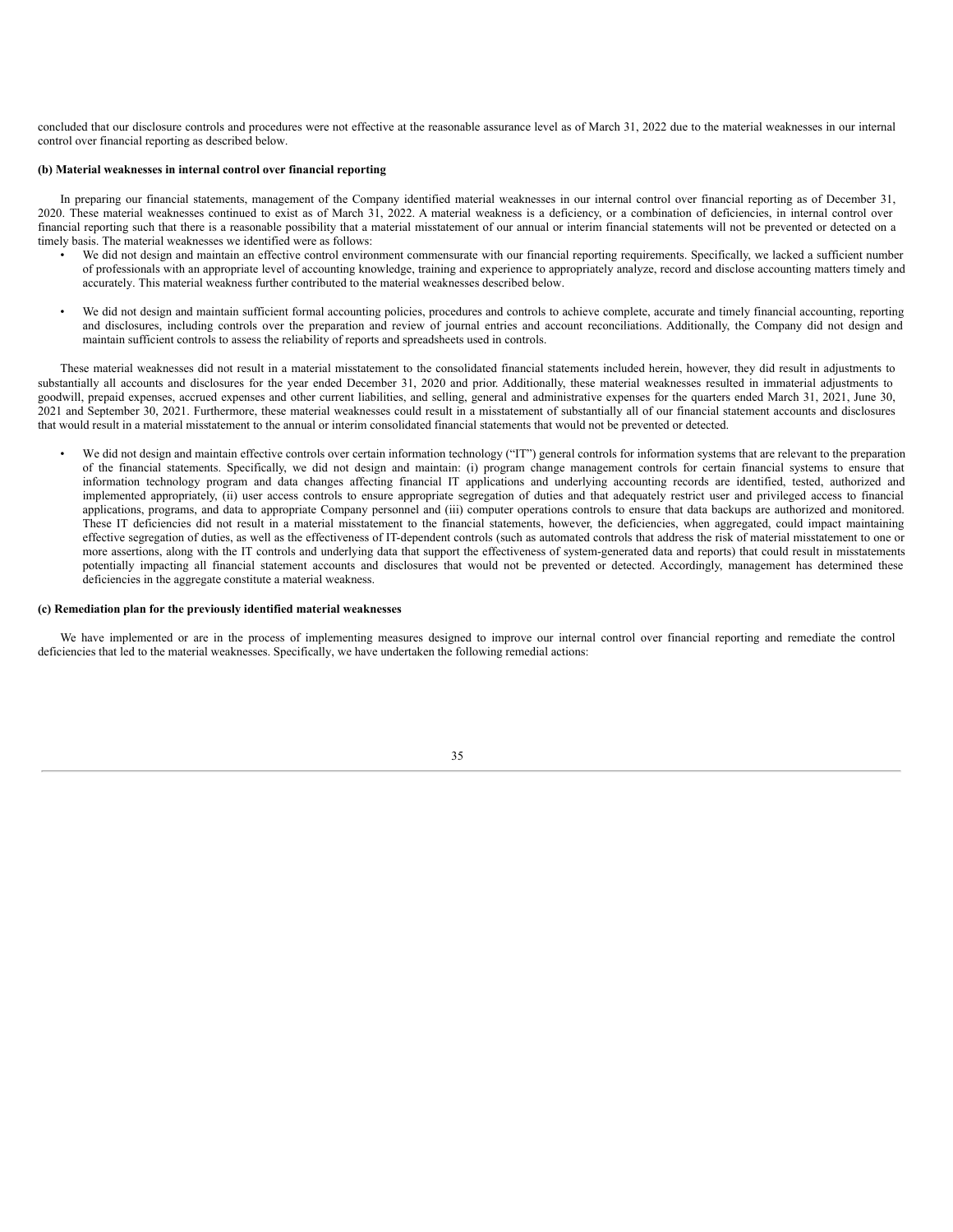concluded that our disclosure controls and procedures were not effective at the reasonable assurance level as of March 31, 2022 due to the material weaknesses in our internal control over financial reporting as described below.

**(b) Material weaknesses in internal control over financial reporting**

In preparing our financial statements, management of the Company identified material weaknesses in our internal control over financial reporting as of December 31, 2020. These material weaknesses continued to exist as of March 31, 2022. A material weakness is a deficiency, or a combination of deficiencies, in internal control over financial reporting such that there is a reasonable possibility that a material misstatement of our annual or interim financial statements will not be prevented or detected on a timely basis. The material weaknesses we identified were as follows:

- We did not design and maintain an effective control environment commensurate with our financial reporting requirements. Specifically, we lacked a sufficient number of professionals with an appropriate level of accounting knowledge, training and experience to appropriately analyze, record and disclose accounting matters timely and accurately. This material weakness further contributed to the material weaknesses described below.

- We did not design and maintain sufficient formal accounting policies, procedures and controls to achieve complete, accurate and timely financial accounting, reporting and disclosures, including controls over the preparation and review of journal entries and account reconciliations. Additionally, the Company did not design and maintain sufficient controls to assess the reliability of reports and spreadsheets used in controls.

These material weaknesses did not result in a material misstatement to the consolidated financial statements included herein, however, they did result in adjustments to substantially all accounts and disclosures for the year ended December 31, 2020 and prior. Additionally, these material weaknesses resulted in immaterial adjustments to goodwill, prepaid expenses, accrued expenses and other current liabilities, and selling, general and administrative expenses for the quarters ended March 31, 2021, June 30, 2021 and September 30, 2021. Furthermore, these material weaknesses could result in a misstatement of substantially all of our financial statement accounts and disclosures that would result in a material misstatement to the annual or interim consolidated financial statements that would not be prevented or detected.

- We did not design and maintain effective controls over certain information technology ("IT") general controls for information systems that are relevant to the preparation of the financial statements. Specifically, we did not design and maintain: (i) program change management controls for certain financial systems to ensure that information technology program and data changes affecting financial IT applications and underlying accounting records are identified, tested, authorized and implemented appropriately, (ii) user access controls to ensure appropriate segregation of duties and that adequately restrict user and privileged access to financial applications, programs, and data to appropriate Company personnel and (iii) computer operations controls to ensure that data backups are authorized and monitored. These IT deficiencies did not result in a material misstatement to the financial statements, however, the deficiencies, when aggregated, could impact maintaining effective segregation of duties, as well as the effectiveness of IT-dependent controls (such as automated controls that address the risk of material misstatement to one or more assertions, along with the IT controls and underlying data that support the effectiveness of system-generated data and reports) that could result in misstatements potentially impacting all financial statement accounts and disclosures that would not be prevented or detected. Accordingly, management has determined these deficiencies in the aggregate constitute a material weakness.

**(c) Remediation plan for the previously identified material weaknesses**

We have implemented or are in the process of implementing measures designed to improve our internal control over financial reporting and remediate the control deficiencies that led to the material weaknesses. Specifically, we have undertaken the following remedial actions: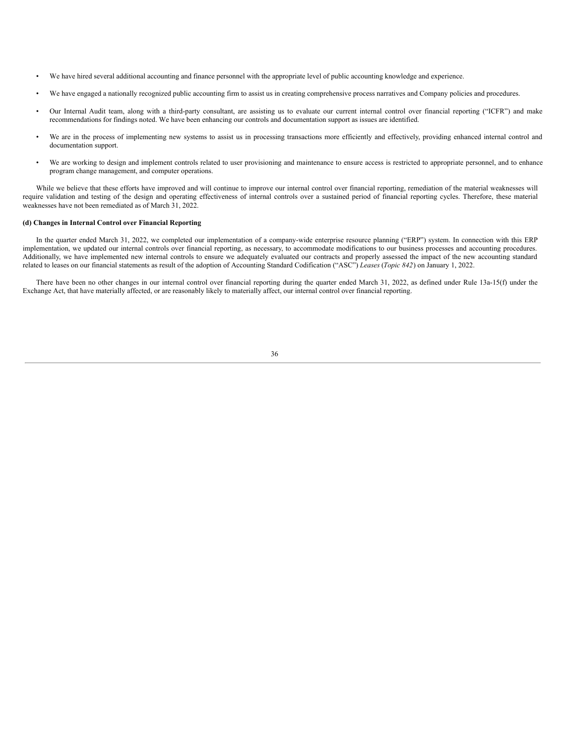- We have hired several additional accounting and finance personnel with the appropriate level of public accounting knowledge and experience.
- We have engaged a nationally recognized public accounting firm to assist us in creating comprehensive process narratives and Company policies and procedures.
- Our Internal Audit team, along with a third-party consultant, are assisting us to evaluate our current internal control over financial reporting ("ICFR") and make recommendations for findings noted. We have been enhancing our controls and documentation support as issues are identified.
- We are in the process of implementing new systems to assist us in processing transactions more efficiently and effectively, providing enhanced internal control and documentation support.
- We are working to design and implement controls related to user provisioning and maintenance to ensure access is restricted to appropriate personnel, and to enhance program change management, and computer operations.

While we believe that these efforts have improved and will continue to improve our internal control over financial reporting, remediation of the material weaknesses will require validation and testing of the design and operating effectiveness of internal controls over a sustained period of financial reporting cycles. Therefore, these material weaknesses have not been remediated as of March 31, 2022.

**(d) Changes in Internal Control over Financial Reporting**

In the quarter ended March 31, 2022, we completed our implementation of a company-wide enterprise resource planning ("ERP") system. In connection with this ERP implementation, we updated our internal controls over financial reporting, as necessary, to accommodate modifications to our business processes and accounting procedures. Additionally, we have implemented new internal controls to ensure we adequately evaluated our contracts and properly assessed the impact of the new accounting standard related to leases on our financial statements as result of the adoption of Accounting Standard Codification ("ASC") *Leases* (*Topic 842*) on January 1, 2022.

There have been no other changes in our internal control over financial reporting during the quarter ended March 31, 2022, as defined under Rule 13a-15(f) under the Exchange Act, that have materially affected, or are reasonably likely to materially affect, our internal control over financial reporting.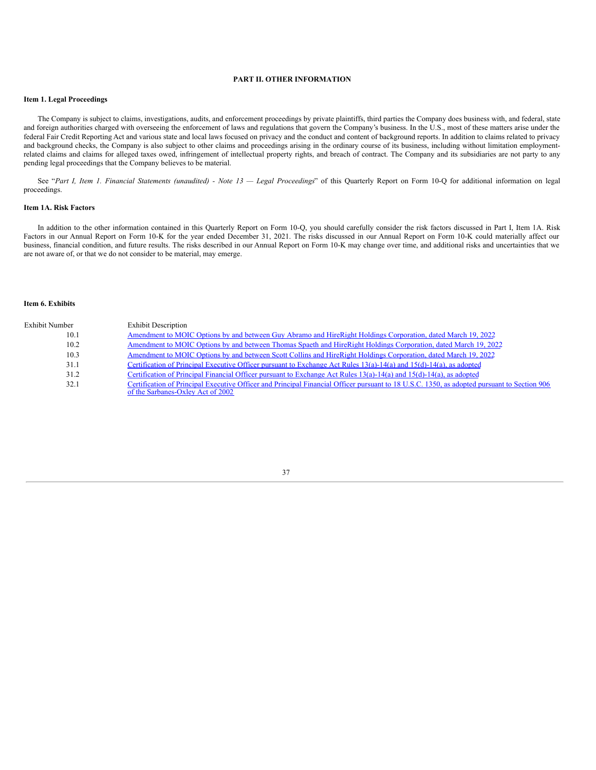## PART II. OTHER INFORMATION

### Item 1. Legal Proceedings

The Company is subject to claims, investigations, audits, and enforcement proceedings by private plaintiffs, third parties the Company does business with, and federal, state and foreign authorities charged with overseeing the enforcement of laws and regulations that govern the Company's business. In the U.S., most of these matters arise under the federal Fair Credit Reporting Act and various state and local laws focused on privacy and the conduct and content of background reports. In addition to claims related to privacy and background checks, the Company is also subject to other claims and proceedings arising in the ordinary course of its business, including without limitation employment-related claims and claims for alleged taxes owed, infringement of intellectual property rights, and breach of contract. The Company and its subsidiaries are not party to any pending legal proceedings that the Company believes to be material.

See "*Part I, Item 1. Financial Statements (unaudited) - Note 13 — Legal Proceedings*" of this Quarterly Report on Form 10-Q for additional information on legal proceedings.

### Item 1A. Risk Factors

In addition to the other information contained in this Quarterly Report on Form 10-Q, you should carefully consider the risk factors discussed in Part I, Item 1A. Risk Factors in our Annual Report on Form 10-K for the year ended December 31, 2021. The risks discussed in our Annual Report on Form 10-K could materially affect our business, financial condition, and future results. The risks described in our Annual Report on Form 10-K may change over time, and additional risks and uncertainties that we are not aware of, or that we do not consider to be material, may emerge.

### Item 6. Exhibits

| Exhibit Number | Exhibit Description |
|---|---|
| 10.1 | Amendment to MOIC Options by and between Guy Abramo and HireRight Holdings Corporation, dated March 19, 2022 |
| 10.2 | Amendment to MOIC Options by and between Thomas Spaeth and HireRight Holdings Corporation, dated March 19, 2022 |
| 10.3 | Amendment to MOIC Options by and between Scott Collins and HireRight Holdings Corporation, dated March 19, 2022 |
| 31.1 | Certification of Principal Executive Officer pursuant to Exchange Act Rules 13(a)-14(a) and 15(d)-14(a), as adopted |
| 31.2 | Certification of Principal Financial Officer pursuant to Exchange Act Rules 13(a)-14(a) and 15(d)-14(a), as adopted |
| 32.1 | Certification of Principal Executive Officer and Principal Financial Officer pursuant to 18 U.S.C. 1350, as adopted pursuant to Section 906 of the Sarbanes-Oxley Act of 2002 |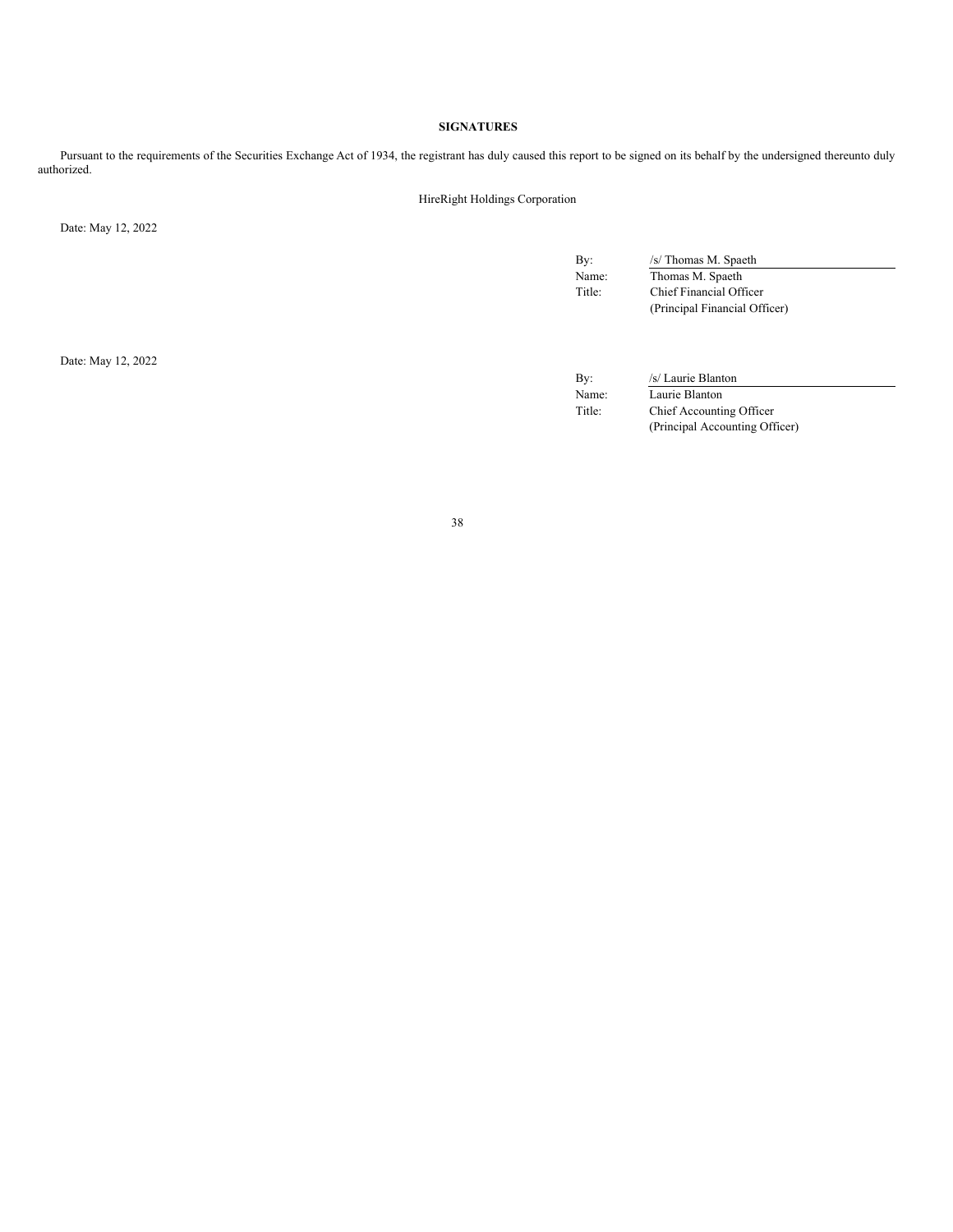## SIGNATURES

Pursuant to the requirements of the Securities Exchange Act of 1934, the registrant has duly caused this report to be signed on its behalf by the undersigned thereunto duly authorized.

HireRight Holdings Corporation

Date: May 12, 2022

By: /s/ Thomas M. Spaeth
Name: Thomas M. Spaeth
Title: Chief Financial Officer
(Principal Financial Officer)

Date: May 12, 2022

By: /s/ Laurie Blanton
Name: Laurie Blanton
Title: Chief Accounting Officer
(Principal Accounting Officer)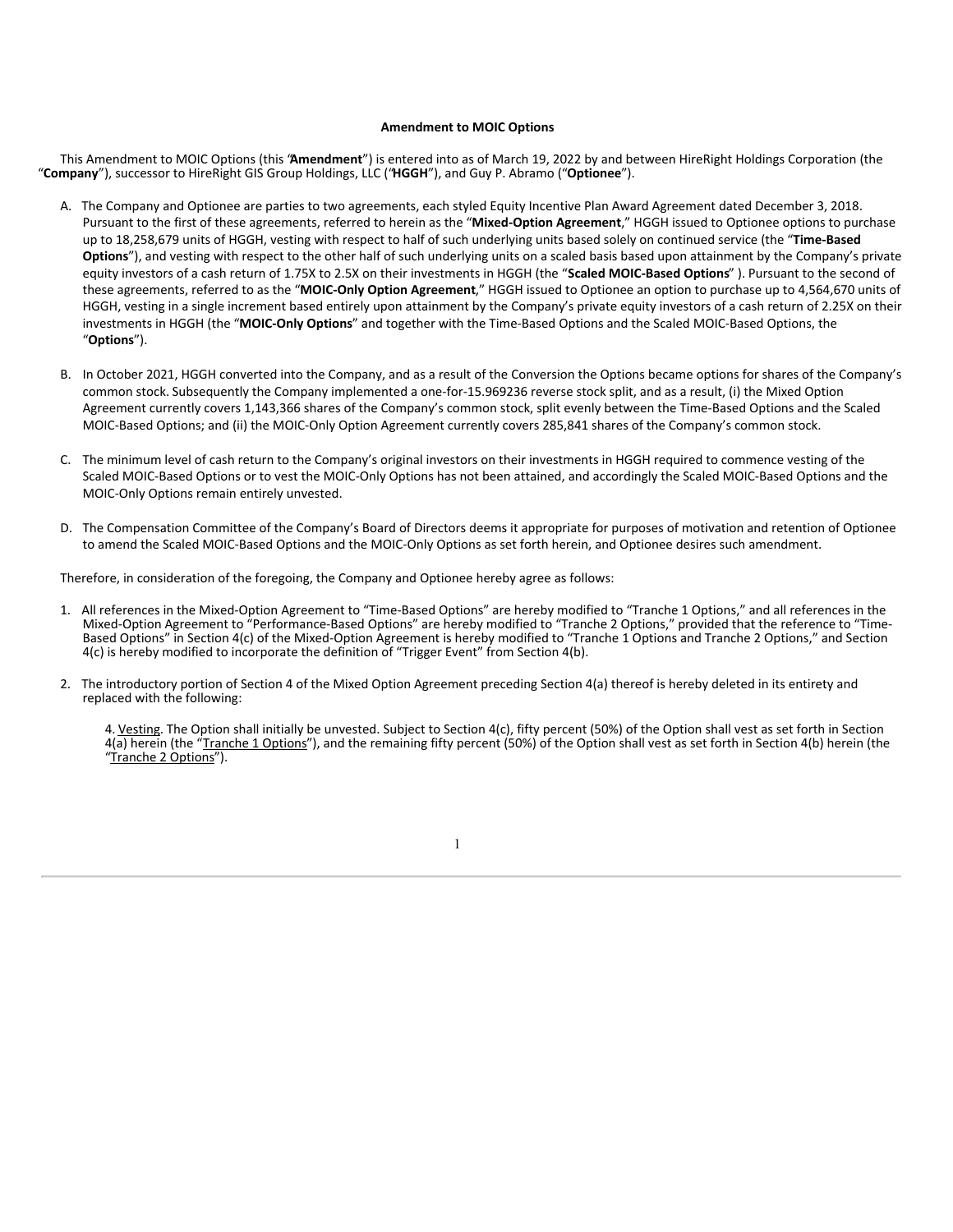**Amendment to MOIC Options**

This Amendment to MOIC Options (this "**Amendment**") is entered into as of March 19, 2022 by and between HireRight Holdings Corporation (the "**Company**"), successor to HireRight GIS Group Holdings, LLC ("**HGGH**"), and Guy P. Abramo ("**Optionee**").

A. The Company and Optionee are parties to two agreements, each styled Equity Incentive Plan Award Agreement dated December 3, 2018. Pursuant to the first of these agreements, referred to herein as the "**Mixed-Option Agreement**," HGGH issued to Optionee options to purchase up to 18,258,679 units of HGGH, vesting with respect to half of such underlying units based solely on continued service (the "**Time-Based Options**"), and vesting with respect to the other half of such underlying units on a scaled basis based upon attainment by the Company's private equity investors of a cash return of 1.75X to 2.5X on their investments in HGGH (the "**Scaled MOIC-Based Options**" ). Pursuant to the second of these agreements, referred to as the "**MOIC-Only Option Agreement**," HGGH issued to Optionee an option to purchase up to 4,564,670 units of HGGH, vesting in a single increment based entirely upon attainment by the Company's private equity investors of a cash return of 2.25X on their investments in HGGH (the "**MOIC-Only Options**" and together with the Time-Based Options and the Scaled MOIC-Based Options, the "**Options**").

B. In October 2021, HGGH converted into the Company, and as a result of the Conversion the Options became options for shares of the Company's common stock. Subsequently the Company implemented a one-for-15.969236 reverse stock split, and as a result, (i) the Mixed Option Agreement currently covers 1,143,366 shares of the Company's common stock, split evenly between the Time-Based Options and the Scaled MOIC-Based Options; and (ii) the MOIC-Only Option Agreement currently covers 285,841 shares of the Company's common stock.

C. The minimum level of cash return to the Company's original investors on their investments in HGGH required to commence vesting of the Scaled MOIC-Based Options or to vest the MOIC-Only Options has not been attained, and accordingly the Scaled MOIC-Based Options and the MOIC-Only Options remain entirely unvested.

D. The Compensation Committee of the Company's Board of Directors deems it appropriate for purposes of motivation and retention of Optionee to amend the Scaled MOIC-Based Options and the MOIC-Only Options as set forth herein, and Optionee desires such amendment.

Therefore, in consideration of the foregoing, the Company and Optionee hereby agree as follows:

1. All references in the Mixed-Option Agreement to "Time-Based Options" are hereby modified to "Tranche 1 Options," and all references in the Mixed-Option Agreement to "Performance-Based Options" are hereby modified to "Tranche 2 Options," provided that the reference to "Time-Based Options" in Section 4(c) of the Mixed-Option Agreement is hereby modified to "Tranche 1 Options and Tranche 2 Options," and Section 4(c) is hereby modified to incorporate the definition of "Trigger Event" from Section 4(b).

2. The introductory portion of Section 4 of the Mixed Option Agreement preceding Section 4(a) thereof is hereby deleted in its entirety and replaced with the following:

   4. Vesting. The Option shall initially be unvested. Subject to Section 4(c), fifty percent (50%) of the Option shall vest as set forth in Section 4(a) herein (the "Tranche 1 Options"), and the remaining fifty percent (50%) of the Option shall vest as set forth in Section 4(b) herein (the "Tranche 2 Options").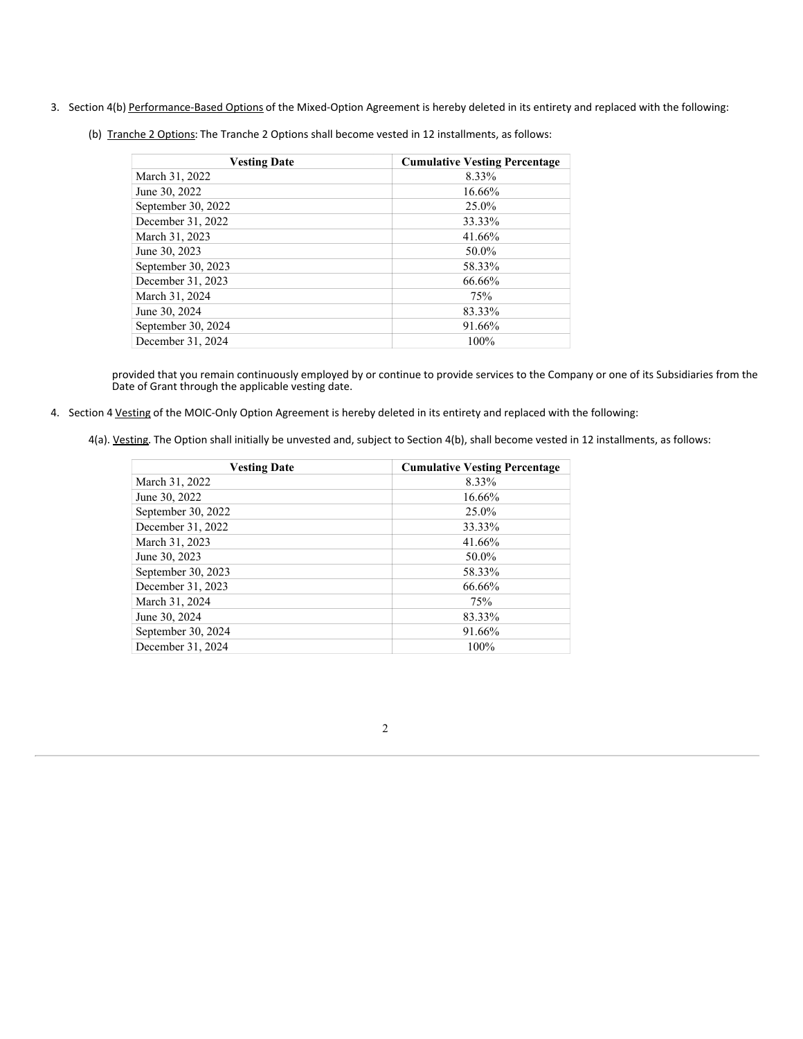3. Section 4(b) Performance-Based Options of the Mixed-Option Agreement is hereby deleted in its entirety and replaced with the following:

   (b) Tranche 2 Options: The Tranche 2 Options shall become vested in 12 installments, as follows:

| Vesting Date | Cumulative Vesting Percentage |
|---|---|
| March 31, 2022 | 8.33% |
| June 30, 2022 | 16.66% |
| September 30, 2022 | 25.0% |
| December 31, 2022 | 33.33% |
| March 31, 2023 | 41.66% |
| June 30, 2023 | 50.0% |
| September 30, 2023 | 58.33% |
| December 31, 2023 | 66.66% |
| March 31, 2024 | 75% |
| June 30, 2024 | 83.33% |
| September 30, 2024 | 91.66% |
| December 31, 2024 | 100% |

   provided that you remain continuously employed by or continue to provide services to the Company or one of its Subsidiaries from the Date of Grant through the applicable vesting date.

4. Section 4 Vesting of the MOIC-Only Option Agreement is hereby deleted in its entirety and replaced with the following:

   4(a). Vesting. The Option shall initially be unvested and, subject to Section 4(b), shall become vested in 12 installments, as follows:

| Vesting Date | Cumulative Vesting Percentage |
|---|---|
| March 31, 2022 | 8.33% |
| June 30, 2022 | 16.66% |
| September 30, 2022 | 25.0% |
| December 31, 2022 | 33.33% |
| March 31, 2023 | 41.66% |
| June 30, 2023 | 50.0% |
| September 30, 2023 | 58.33% |
| December 31, 2023 | 66.66% |
| March 31, 2024 | 75% |
| June 30, 2024 | 83.33% |
| September 30, 2024 | 91.66% |
| December 31, 2024 | 100% |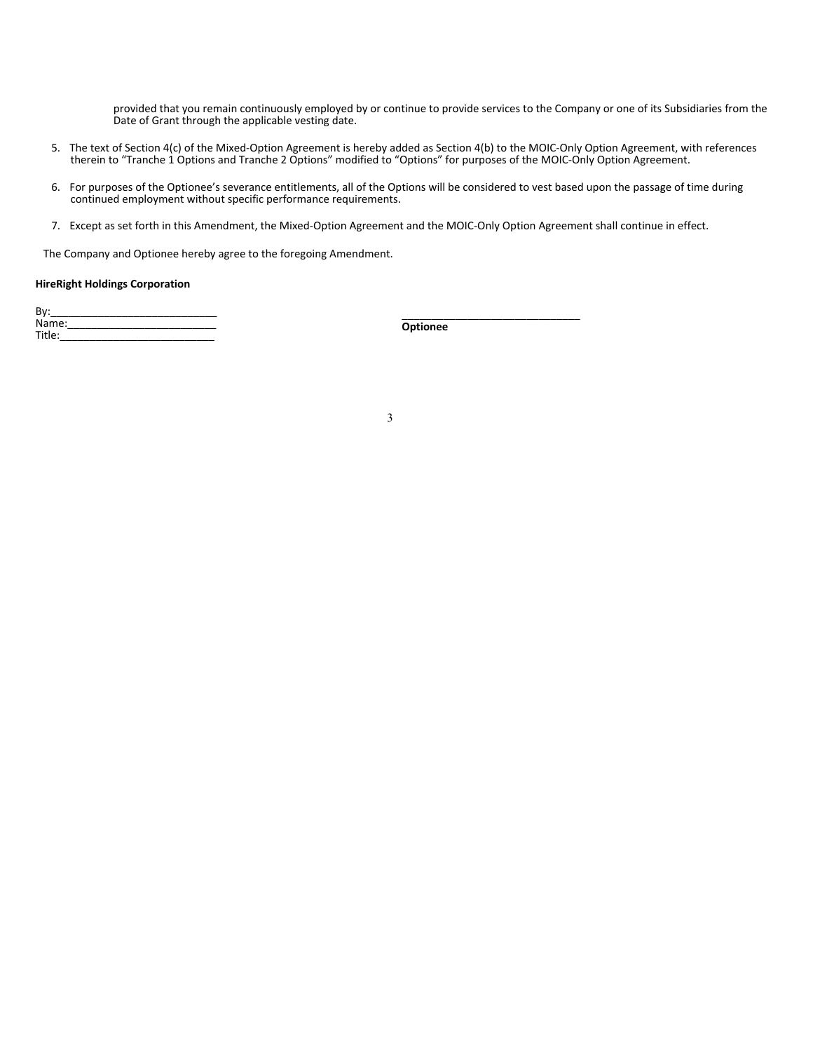provided that you remain continuously employed by or continue to provide services to the Company or one of its Subsidiaries from the Date of Grant through the applicable vesting date.

5. The text of Section 4(c) of the Mixed-Option Agreement is hereby added as Section 4(b) to the MOIC-Only Option Agreement, with references therein to "Tranche 1 Options and Tranche 2 Options" modified to "Options" for purposes of the MOIC-Only Option Agreement.

6. For purposes of the Optionee's severance entitlements, all of the Options will be considered to vest based upon the passage of time during continued employment without specific performance requirements.

7. Except as set forth in this Amendment, the Mixed-Option Agreement and the MOIC-Only Option Agreement shall continue in effect.

The Company and Optionee hereby agree to the foregoing Amendment.

**HireRight Holdings Corporation**

By:____________________________
Name:_________________________
Title:__________________________

______________________________
**Optionee**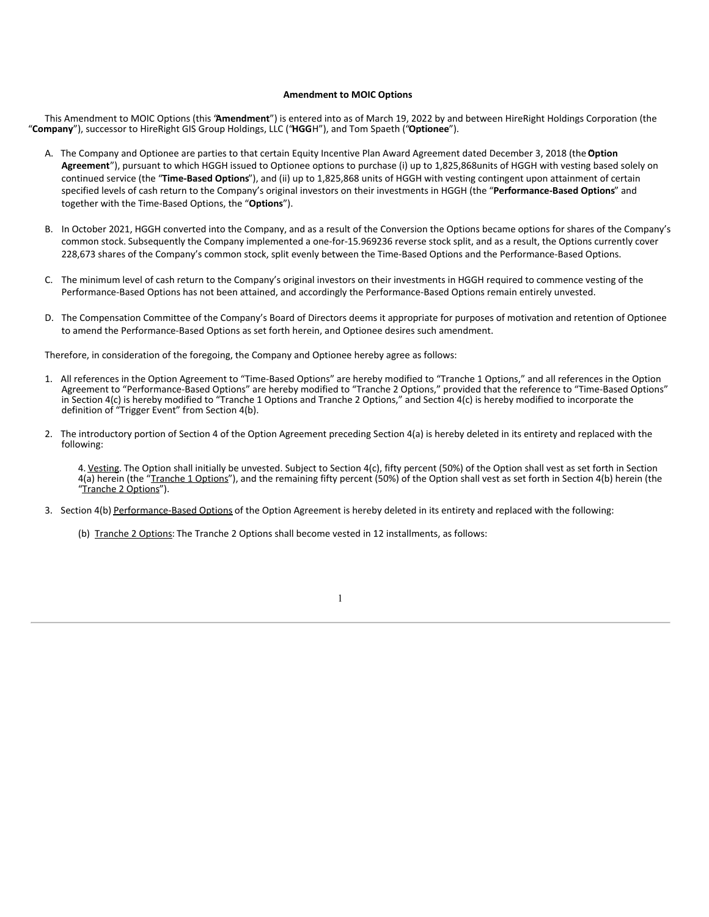**Amendment to MOIC Options**

This Amendment to MOIC Options (this "**Amendment**") is entered into as of March 19, 2022 by and between HireRight Holdings Corporation (the "**Company**"), successor to HireRight GIS Group Holdings, LLC ("**HGGH**"), and Tom Spaeth ("**Optionee**").

A. The Company and Optionee are parties to that certain Equity Incentive Plan Award Agreement dated December 3, 2018 (the "**Option Agreement**"), pursuant to which HGGH issued to Optionee options to purchase (i) up to 1,825,868units of HGGH with vesting based solely on continued service (the "**Time-Based Options**"), and (ii) up to 1,825,868 units of HGGH with vesting contingent upon attainment of certain specified levels of cash return to the Company's original investors on their investments in HGGH (the "**Performance-Based Options**" and together with the Time-Based Options, the "**Options**").

B. In October 2021, HGGH converted into the Company, and as a result of the Conversion the Options became options for shares of the Company's common stock. Subsequently the Company implemented a one-for-15.969236 reverse stock split, and as a result, the Options currently cover 228,673 shares of the Company's common stock, split evenly between the Time-Based Options and the Performance-Based Options.

C. The minimum level of cash return to the Company's original investors on their investments in HGGH required to commence vesting of the Performance-Based Options has not been attained, and accordingly the Performance-Based Options remain entirely unvested.

D. The Compensation Committee of the Company's Board of Directors deems it appropriate for purposes of motivation and retention of Optionee to amend the Performance-Based Options as set forth herein, and Optionee desires such amendment.

Therefore, in consideration of the foregoing, the Company and Optionee hereby agree as follows:

1. All references in the Option Agreement to "Time-Based Options" are hereby modified to "Tranche 1 Options," and all references in the Option Agreement to "Performance-Based Options" are hereby modified to "Tranche 2 Options," provided that the reference to "Time-Based Options" in Section 4(c) is hereby modified to "Tranche 1 Options and Tranche 2 Options," and Section 4(c) is hereby modified to incorporate the definition of "Trigger Event" from Section 4(b).

2. The introductory portion of Section 4 of the Option Agreement preceding Section 4(a) is hereby deleted in its entirety and replaced with the following:

   4. Vesting. The Option shall initially be unvested. Subject to Section 4(c), fifty percent (50%) of the Option shall vest as set forth in Section 4(a) herein (the "Tranche 1 Options"), and the remaining fifty percent (50%) of the Option shall vest as set forth in Section 4(b) herein (the "Tranche 2 Options").

3. Section 4(b) Performance-Based Options of the Option Agreement is hereby deleted in its entirety and replaced with the following:

   (b) Tranche 2 Options: The Tranche 2 Options shall become vested in 12 installments, as follows: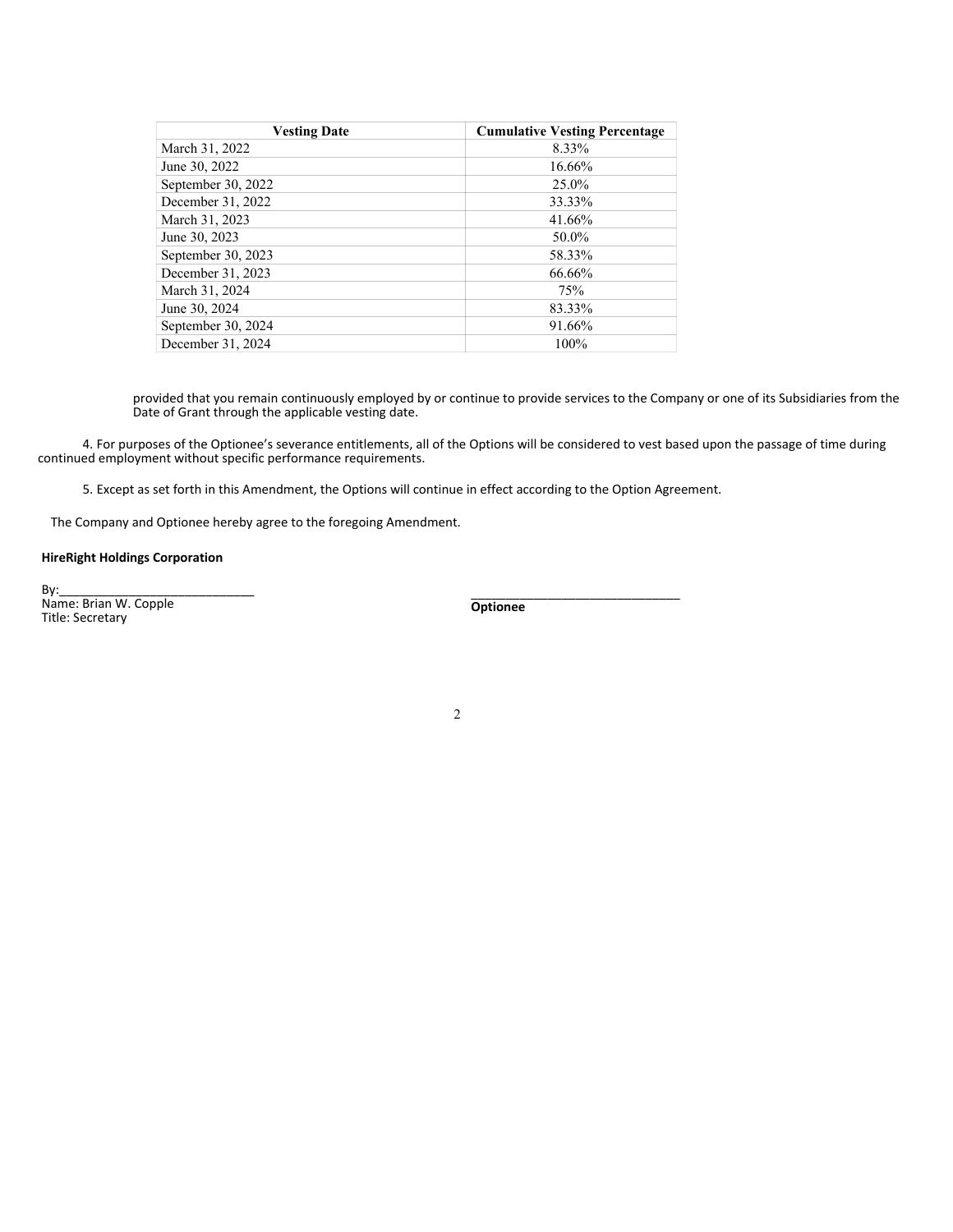| Vesting Date | Cumulative Vesting Percentage |
| --- | --- |
| March 31, 2022 | 8.33% |
| June 30, 2022 | 16.66% |
| September 30, 2022 | 25.0% |
| December 31, 2022 | 33.33% |
| March 31, 2023 | 41.66% |
| June 30, 2023 | 50.0% |
| September 30, 2023 | 58.33% |
| December 31, 2023 | 66.66% |
| March 31, 2024 | 75% |
| June 30, 2024 | 83.33% |
| September 30, 2024 | 91.66% |
| December 31, 2024 | 100% |

provided that you remain continuously employed by or continue to provide services to the Company or one of its Subsidiaries from the Date of Grant through the applicable vesting date.

4. For purposes of the Optionee's severance entitlements, all of the Options will be considered to vest based upon the passage of time during continued employment without specific performance requirements.

5. Except as set forth in this Amendment, the Options will continue in effect according to the Option Agreement.

The Company and Optionee hereby agree to the foregoing Amendment.

**HireRight Holdings Corporation**

By:_____________________________
Name: Brian W. Copple
Title: Secretary

_______________________________
**Optionee**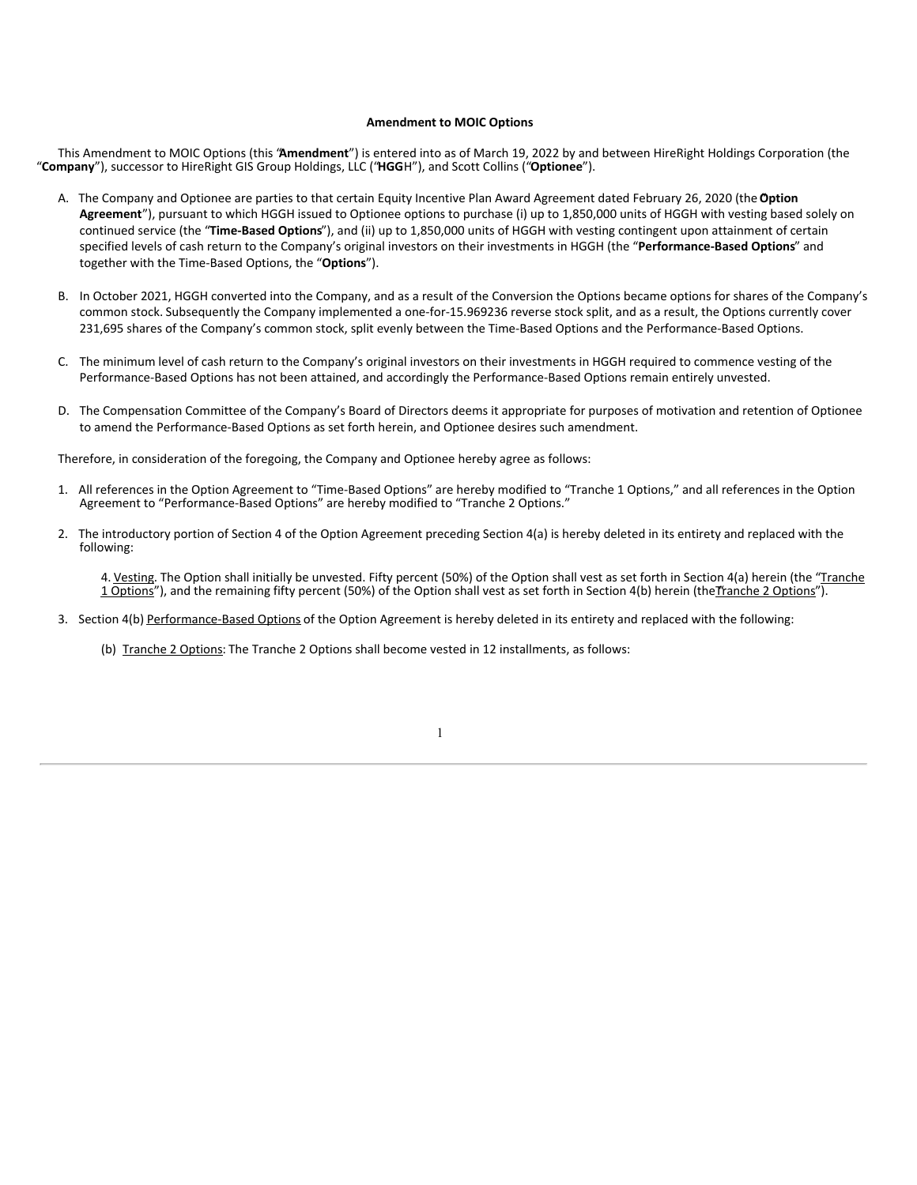**Amendment to MOIC Options**

This Amendment to MOIC Options (this "**Amendment**") is entered into as of March 19, 2022 by and between HireRight Holdings Corporation (the "**Company**"), successor to HireRight GIS Group Holdings, LLC ("**HGGH**"), and Scott Collins ("**Optionee**").

A. The Company and Optionee are parties to that certain Equity Incentive Plan Award Agreement dated February 26, 2020 (the "**Option Agreement**"), pursuant to which HGGH issued to Optionee options to purchase (i) up to 1,850,000 units of HGGH with vesting based solely on continued service (the "**Time-Based Options**"), and (ii) up to 1,850,000 units of HGGH with vesting contingent upon attainment of certain specified levels of cash return to the Company's original investors on their investments in HGGH (the "**Performance-Based Options**" and together with the Time-Based Options, the "**Options**").

B. In October 2021, HGGH converted into the Company, and as a result of the Conversion the Options became options for shares of the Company's common stock. Subsequently the Company implemented a one-for-15.969236 reverse stock split, and as a result, the Options currently cover 231,695 shares of the Company's common stock, split evenly between the Time-Based Options and the Performance-Based Options.

C. The minimum level of cash return to the Company's original investors on their investments in HGGH required to commence vesting of the Performance-Based Options has not been attained, and accordingly the Performance-Based Options remain entirely unvested.

D. The Compensation Committee of the Company's Board of Directors deems it appropriate for purposes of motivation and retention of Optionee to amend the Performance-Based Options as set forth herein, and Optionee desires such amendment.

Therefore, in consideration of the foregoing, the Company and Optionee hereby agree as follows:

1. All references in the Option Agreement to "Time-Based Options" are hereby modified to "Tranche 1 Options," and all references in the Option Agreement to "Performance-Based Options" are hereby modified to "Tranche 2 Options."

2. The introductory portion of Section 4 of the Option Agreement preceding Section 4(a) is hereby deleted in its entirety and replaced with the following:

   4. Vesting. The Option shall initially be unvested. Fifty percent (50%) of the Option shall vest as set forth in Section 4(a) herein (the "Tranche 1 Options"), and the remaining fifty percent (50%) of the Option shall vest as set forth in Section 4(b) herein (the "Tranche 2 Options").

3. Section 4(b) Performance-Based Options of the Option Agreement is hereby deleted in its entirety and replaced with the following:

   (b) Tranche 2 Options: The Tranche 2 Options shall become vested in 12 installments, as follows: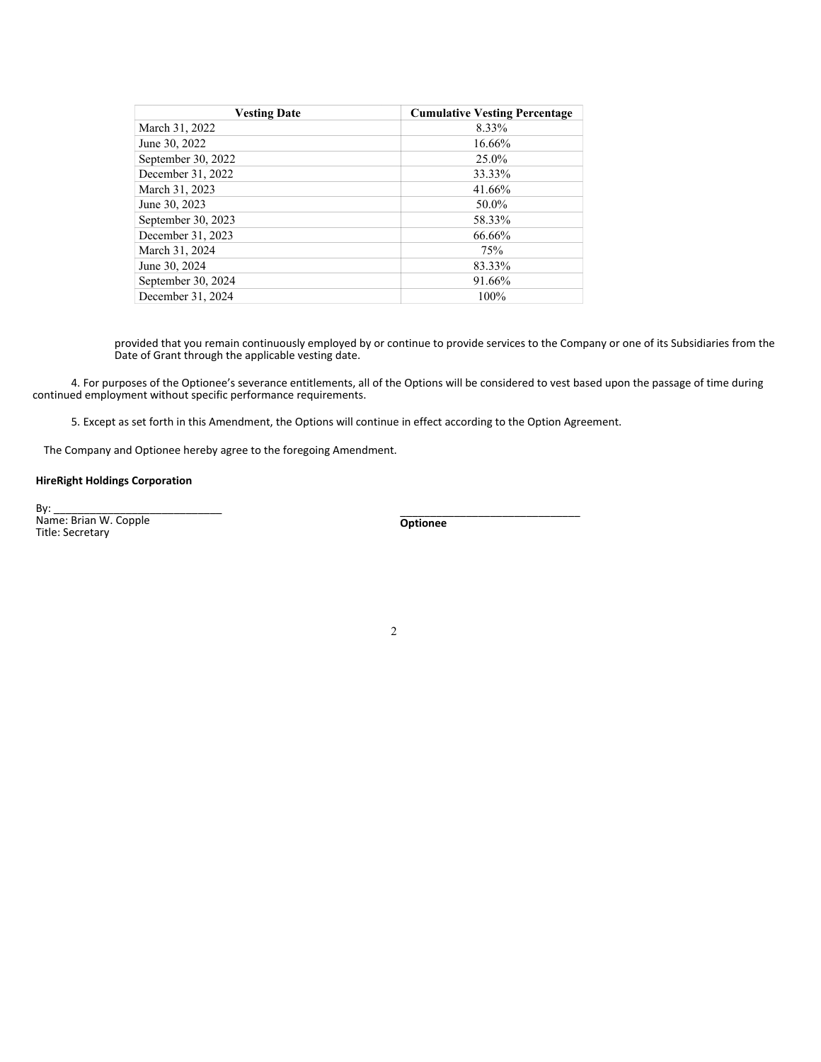| Vesting Date | Cumulative Vesting Percentage |
| --- | --- |
| March 31, 2022 | 8.33% |
| June 30, 2022 | 16.66% |
| September 30, 2022 | 25.0% |
| December 31, 2022 | 33.33% |
| March 31, 2023 | 41.66% |
| June 30, 2023 | 50.0% |
| September 30, 2023 | 58.33% |
| December 31, 2023 | 66.66% |
| March 31, 2024 | 75% |
| June 30, 2024 | 83.33% |
| September 30, 2024 | 91.66% |
| December 31, 2024 | 100% |

provided that you remain continuously employed by or continue to provide services to the Company or one of its Subsidiaries from the Date of Grant through the applicable vesting date.

4. For purposes of the Optionee's severance entitlements, all of the Options will be considered to vest based upon the passage of time during continued employment without specific performance requirements.

5. Except as set forth in this Amendment, the Options will continue in effect according to the Option Agreement.

The Company and Optionee hereby agree to the foregoing Amendment.

**HireRight Holdings Corporation**

By: ____________________________
Name: Brian W. Copple
Title: Secretary

______________________________
**Optionee**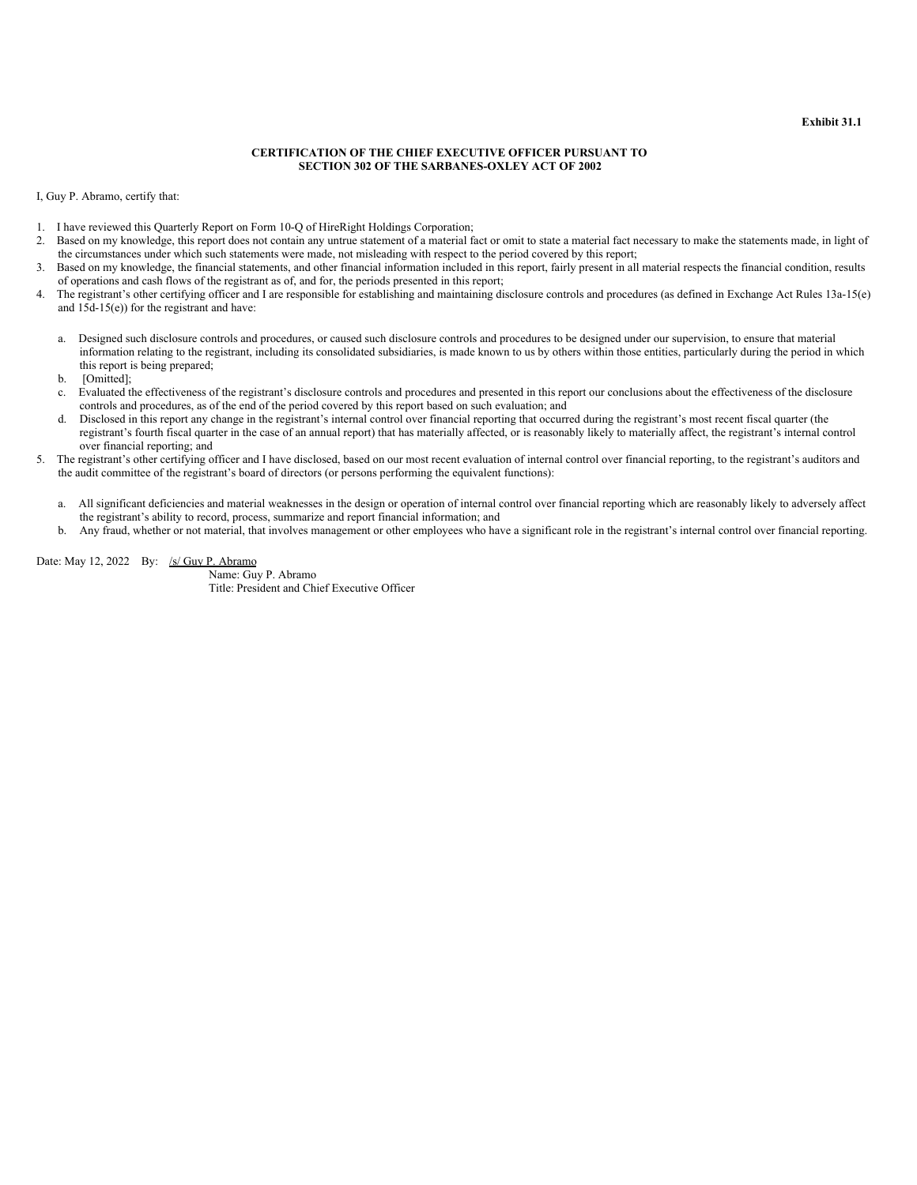**Exhibit 31.1**

**CERTIFICATION OF THE CHIEF EXECUTIVE OFFICER PURSUANT TO SECTION 302 OF THE SARBANES-OXLEY ACT OF 2002**

I, Guy P. Abramo, certify that:

1. I have reviewed this Quarterly Report on Form 10-Q of HireRight Holdings Corporation;
2. Based on my knowledge, this report does not contain any untrue statement of a material fact or omit to state a material fact necessary to make the statements made, in light of the circumstances under which such statements were made, not misleading with respect to the period covered by this report;
3. Based on my knowledge, the financial statements, and other financial information included in this report, fairly present in all material respects the financial condition, results of operations and cash flows of the registrant as of, and for, the periods presented in this report;
4. The registrant's other certifying officer and I are responsible for establishing and maintaining disclosure controls and procedures (as defined in Exchange Act Rules 13a-15(e) and 15d-15(e)) for the registrant and have:

   a. Designed such disclosure controls and procedures, or caused such disclosure controls and procedures to be designed under our supervision, to ensure that material information relating to the registrant, including its consolidated subsidiaries, is made known to us by others within those entities, particularly during the period in which this report is being prepared;
   b. [Omitted];
   c. Evaluated the effectiveness of the registrant's disclosure controls and procedures and presented in this report our conclusions about the effectiveness of the disclosure controls and procedures, as of the end of the period covered by this report based on such evaluation; and
   d. Disclosed in this report any change in the registrant's internal control over financial reporting that occurred during the registrant's most recent fiscal quarter (the registrant's fourth fiscal quarter in the case of an annual report) that has materially affected, or is reasonably likely to materially affect, the registrant's internal control over financial reporting; and

5. The registrant's other certifying officer and I have disclosed, based on our most recent evaluation of internal control over financial reporting, to the registrant's auditors and the audit committee of the registrant's board of directors (or persons performing the equivalent functions):

   a. All significant deficiencies and material weaknesses in the design or operation of internal control over financial reporting which are reasonably likely to adversely affect the registrant's ability to record, process, summarize and report financial information; and
   b. Any fraud, whether or not material, that involves management or other employees who have a significant role in the registrant's internal control over financial reporting.

Date: May 12, 2022 By: /s/ Guy P. Abramo

Name: Guy P. Abramo
Title: President and Chief Executive Officer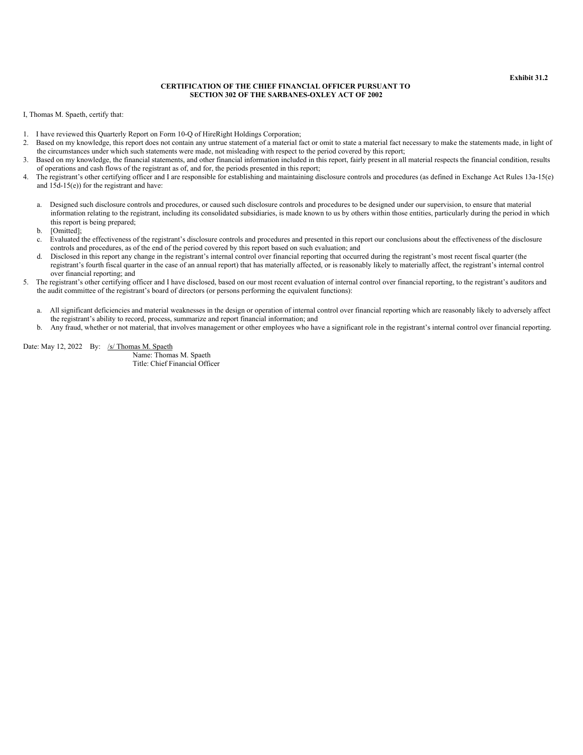**Exhibit 31.2**

**CERTIFICATION OF THE CHIEF FINANCIAL OFFICER PURSUANT TO SECTION 302 OF THE SARBANES-OXLEY ACT OF 2002**

I, Thomas M. Spaeth, certify that:

1. I have reviewed this Quarterly Report on Form 10-Q of HireRight Holdings Corporation;
2. Based on my knowledge, this report does not contain any untrue statement of a material fact or omit to state a material fact necessary to make the statements made, in light of the circumstances under which such statements were made, not misleading with respect to the period covered by this report;
3. Based on my knowledge, the financial statements, and other financial information included in this report, fairly present in all material respects the financial condition, results of operations and cash flows of the registrant as of, and for, the periods presented in this report;
4. The registrant's other certifying officer and I are responsible for establishing and maintaining disclosure controls and procedures (as defined in Exchange Act Rules 13a-15(e) and 15d-15(e)) for the registrant and have:

    a. Designed such disclosure controls and procedures, or caused such disclosure controls and procedures to be designed under our supervision, to ensure that material information relating to the registrant, including its consolidated subsidiaries, is made known to us by others within those entities, particularly during the period in which this report is being prepared;
    b. [Omitted];
    c. Evaluated the effectiveness of the registrant's disclosure controls and procedures and presented in this report our conclusions about the effectiveness of the disclosure controls and procedures, as of the end of the period covered by this report based on such evaluation; and
    d. Disclosed in this report any change in the registrant's internal control over financial reporting that occurred during the registrant's most recent fiscal quarter (the registrant's fourth fiscal quarter in the case of an annual report) that has materially affected, or is reasonably likely to materially affect, the registrant's internal control over financial reporting; and

5. The registrant's other certifying officer and I have disclosed, based on our most recent evaluation of internal control over financial reporting, to the registrant's auditors and the audit committee of the registrant's board of directors (or persons performing the equivalent functions):

    a. All significant deficiencies and material weaknesses in the design or operation of internal control over financial reporting which are reasonably likely to adversely affect the registrant's ability to record, process, summarize and report financial information; and
    b. Any fraud, whether or not material, that involves management or other employees who have a significant role in the registrant's internal control over financial reporting.

Date: May 12, 2022 By: /s/ Thomas M. Spaeth

Name: Thomas M. Spaeth
Title: Chief Financial Officer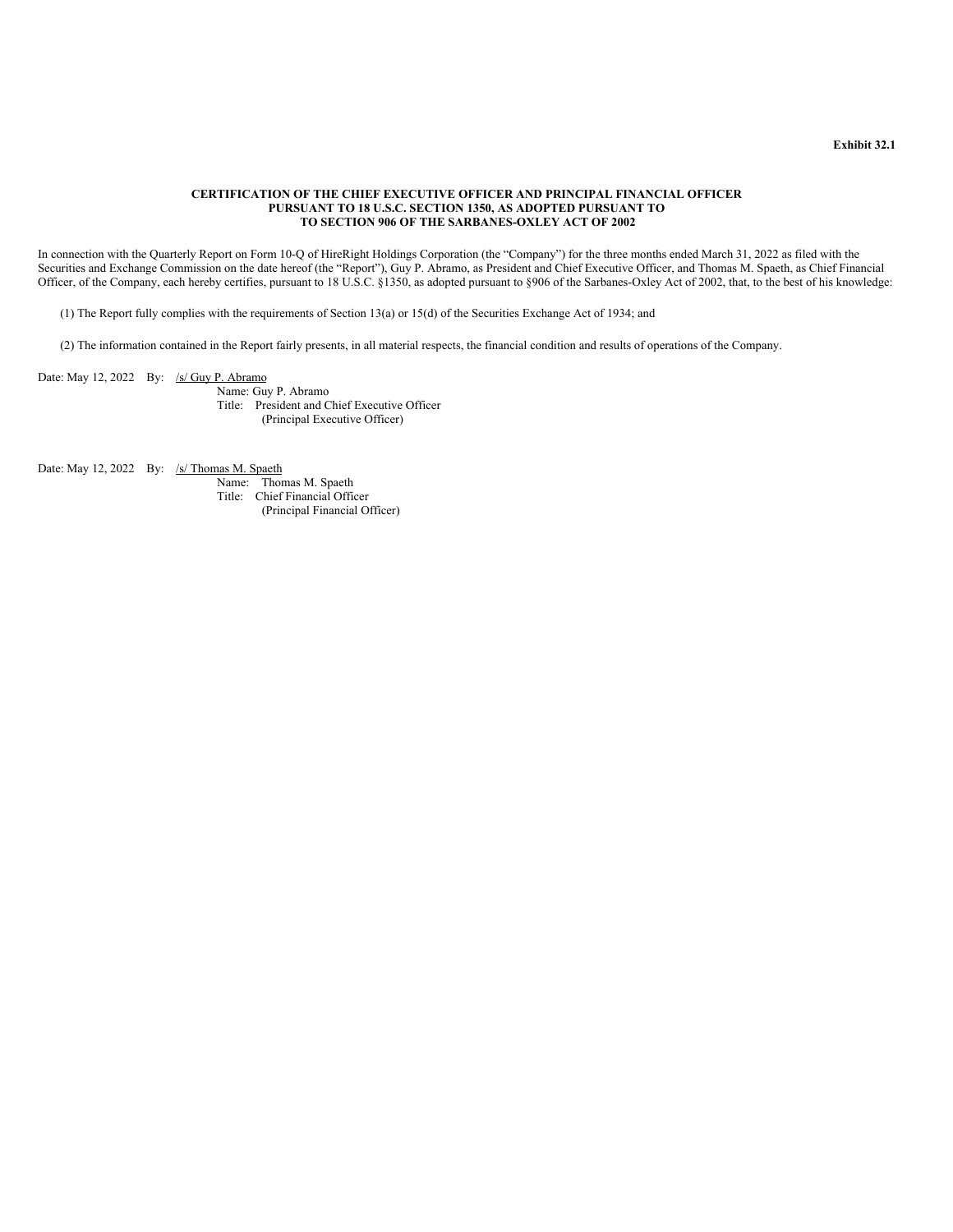**Exhibit 32.1**

**CERTIFICATION OF THE CHIEF EXECUTIVE OFFICER AND PRINCIPAL FINANCIAL OFFICER PURSUANT TO 18 U.S.C. SECTION 1350, AS ADOPTED PURSUANT TO TO SECTION 906 OF THE SARBANES-OXLEY ACT OF 2002**

In connection with the Quarterly Report on Form 10-Q of HireRight Holdings Corporation (the "Company") for the three months ended March 31, 2022 as filed with the Securities and Exchange Commission on the date hereof (the "Report"), Guy P. Abramo, as President and Chief Executive Officer, and Thomas M. Spaeth, as Chief Financial Officer, of the Company, each hereby certifies, pursuant to 18 U.S.C. §1350, as adopted pursuant to §906 of the Sarbanes-Oxley Act of 2002, that, to the best of his knowledge:

(1) The Report fully complies with the requirements of Section 13(a) or 15(d) of the Securities Exchange Act of 1934; and

(2) The information contained in the Report fairly presents, in all material respects, the financial condition and results of operations of the Company.

Date: May 12, 2022 By: /s/ Guy P. Abramo
Name: Guy P. Abramo
Title: President and Chief Executive Officer
(Principal Executive Officer)

Date: May 12, 2022 By: /s/ Thomas M. Spaeth
Name: Thomas M. Spaeth
Title: Chief Financial Officer
(Principal Financial Officer)